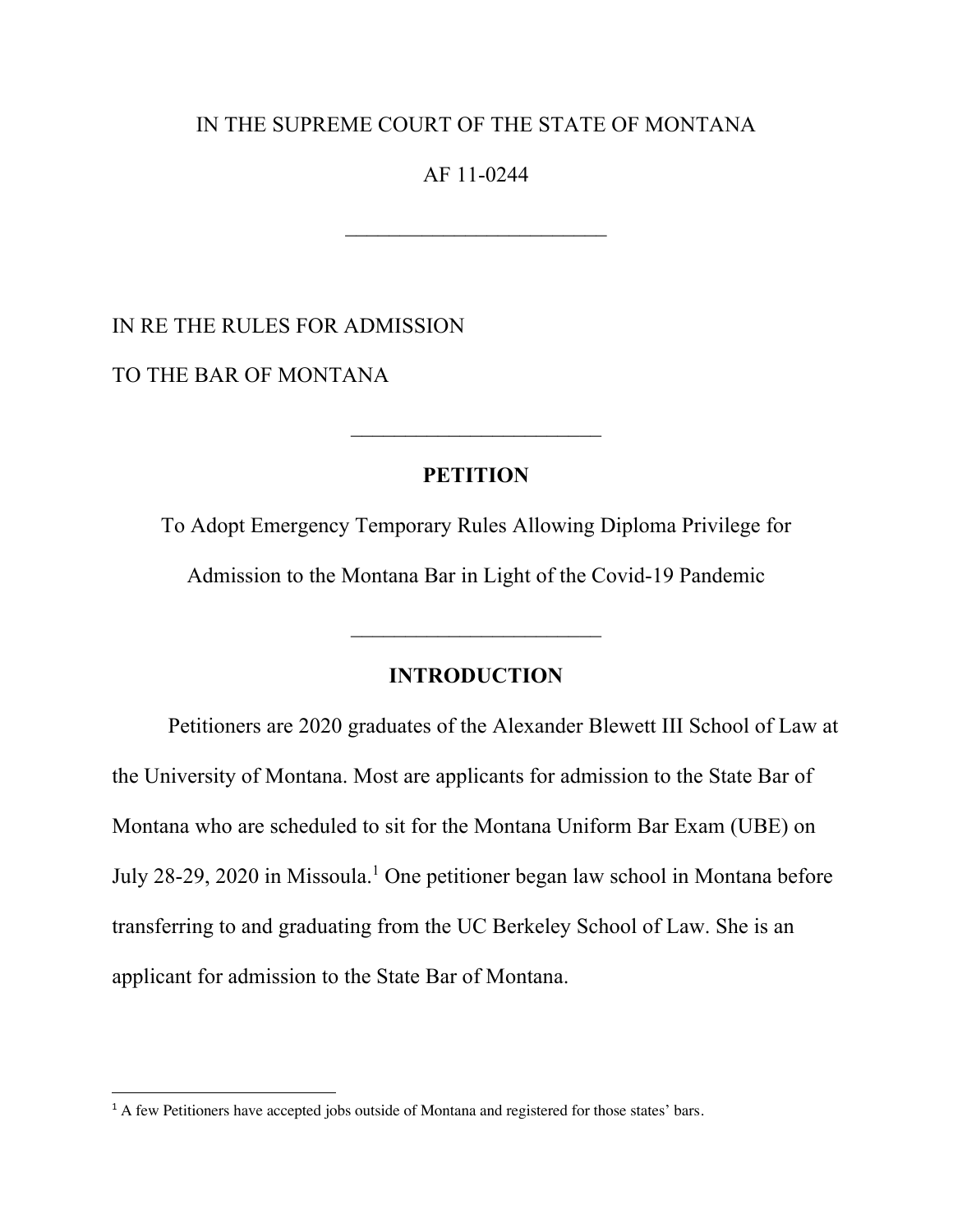IN THE SUPREME COURT OF THE STATE OF MONTANA

AF 11-0244

________________________

IN RE THE RULES FOR ADMISSION

TO THE BAR OF MONTANA

________________________

**PETITION**

To Adopt Emergency Temporary Rules Allowing Diploma Privilege for Admission to the Montana Bar in Light of the Covid-19 Pandemic

________________________

**INTRODUCTION**

Petitioners are 2020 graduates of the Alexander Blewett III School of Law at the University of Montana. Most are applicants for admission to the State Bar of Montana who are scheduled to sit for the Montana Uniform Bar Exam (UBE) on July 28-29, 2020 in Missoula.[1] One petitioner began law school in Montana before transferring to and graduating from the UC Berkeley School of Law. She is an applicant for admission to the State Bar of Montana.

---

[1] A few Petitioners have accepted jobs outside of Montana and registered for those states' bars.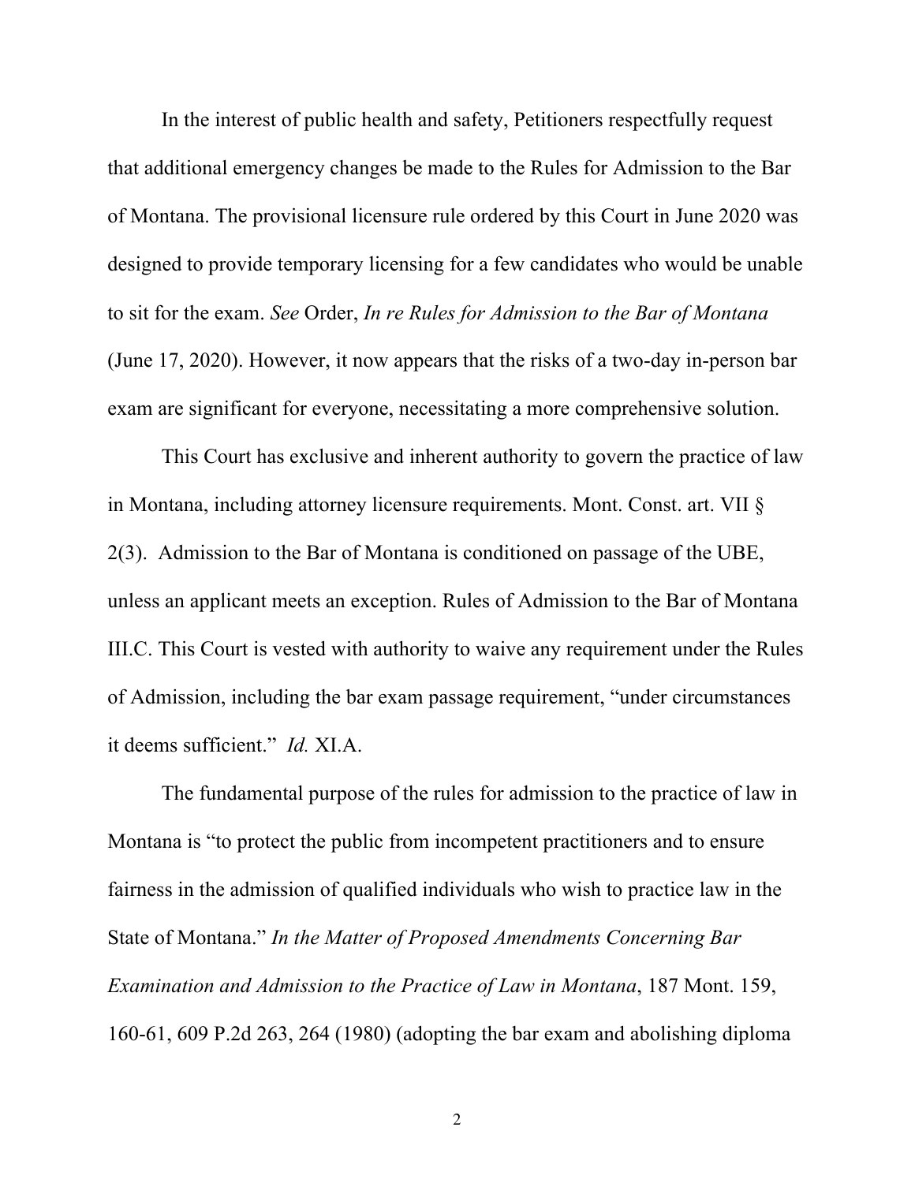In the interest of public health and safety, Petitioners respectfully request that additional emergency changes be made to the Rules for Admission to the Bar of Montana. The provisional licensure rule ordered by this Court in June 2020 was designed to provide temporary licensing for a few candidates who would be unable to sit for the exam. *See* Order, *In re Rules for Admission to the Bar of Montana* (June 17, 2020). However, it now appears that the risks of a two-day in-person bar exam are significant for everyone, necessitating a more comprehensive solution.

This Court has exclusive and inherent authority to govern the practice of law in Montana, including attorney licensure requirements. Mont. Const. art. VII § 2(3). Admission to the Bar of Montana is conditioned on passage of the UBE, unless an applicant meets an exception. Rules of Admission to the Bar of Montana III.C. This Court is vested with authority to waive any requirement under the Rules of Admission, including the bar exam passage requirement, "under circumstances it deems sufficient." *Id.* XI.A.

The fundamental purpose of the rules for admission to the practice of law in Montana is "to protect the public from incompetent practitioners and to ensure fairness in the admission of qualified individuals who wish to practice law in the State of Montana." *In the Matter of Proposed Amendments Concerning Bar Examination and Admission to the Practice of Law in Montana*, 187 Mont. 159, 160-61, 609 P.2d 263, 264 (1980) (adopting the bar exam and abolishing diploma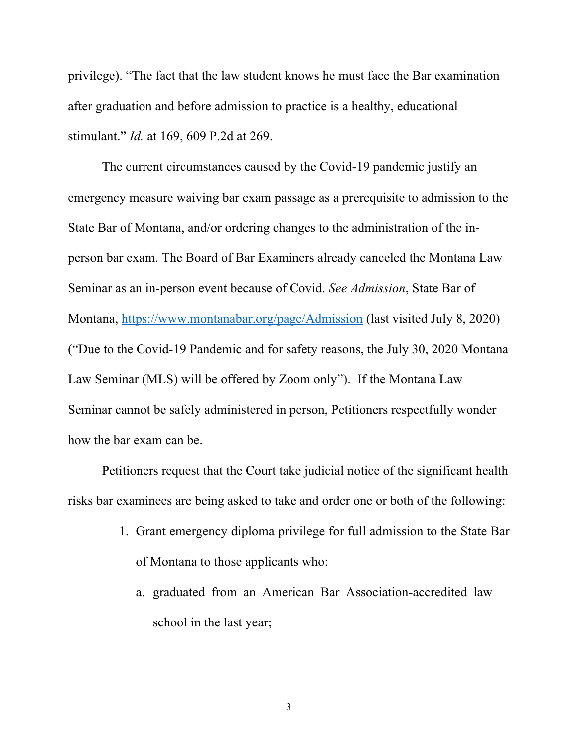privilege). "The fact that the law student knows he must face the Bar examination after graduation and before admission to practice is a healthy, educational stimulant." *Id.* at 169, 609 P.2d at 269.

The current circumstances caused by the Covid-19 pandemic justify an emergency measure waiving bar exam passage as a prerequisite to admission to the State Bar of Montana, and/or ordering changes to the administration of the in-person bar exam. The Board of Bar Examiners already canceled the Montana Law Seminar as an in-person event because of Covid. *See Admission*, State Bar of Montana, https://www.montanabar.org/page/Admission (last visited July 8, 2020) ("Due to the Covid-19 Pandemic and for safety reasons, the July 30, 2020 Montana Law Seminar (MLS) will be offered by Zoom only"). If the Montana Law Seminar cannot be safely administered in person, Petitioners respectfully wonder how the bar exam can be.

Petitioners request that the Court take judicial notice of the significant health risks bar examinees are being asked to take and order one or both of the following:

1. Grant emergency diploma privilege for full admission to the State Bar of Montana to those applicants who:
   a. graduated from an American Bar Association-accredited law school in the last year;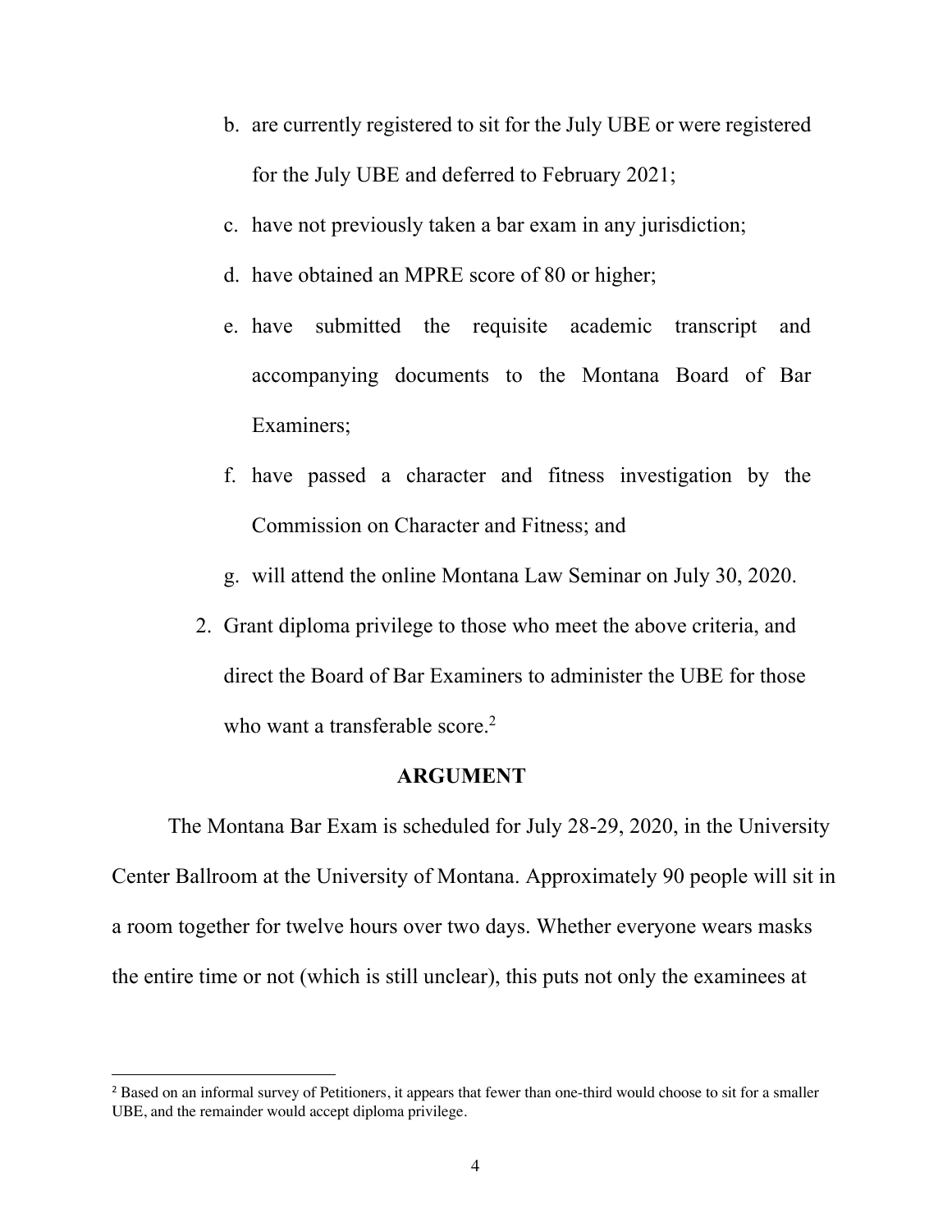b. are currently registered to sit for the July UBE or were registered for the July UBE and deferred to February 2021;

c. have not previously taken a bar exam in any jurisdiction;

d. have obtained an MPRE score of 80 or higher;

e. have submitted the requisite academic transcript and accompanying documents to the Montana Board of Bar Examiners;

f. have passed a character and fitness investigation by the Commission on Character and Fitness; and

g. will attend the online Montana Law Seminar on July 30, 2020.

2. Grant diploma privilege to those who meet the above criteria, and direct the Board of Bar Examiners to administer the UBE for those who want a transferable score.[2]

**ARGUMENT**

The Montana Bar Exam is scheduled for July 28-29, 2020, in the University Center Ballroom at the University of Montana. Approximately 90 people will sit in a room together for twelve hours over two days. Whether everyone wears masks the entire time or not (which is still unclear), this puts not only the examinees at

[2] Based on an informal survey of Petitioners, it appears that fewer than one-third would choose to sit for a smaller UBE, and the remainder would accept diploma privilege.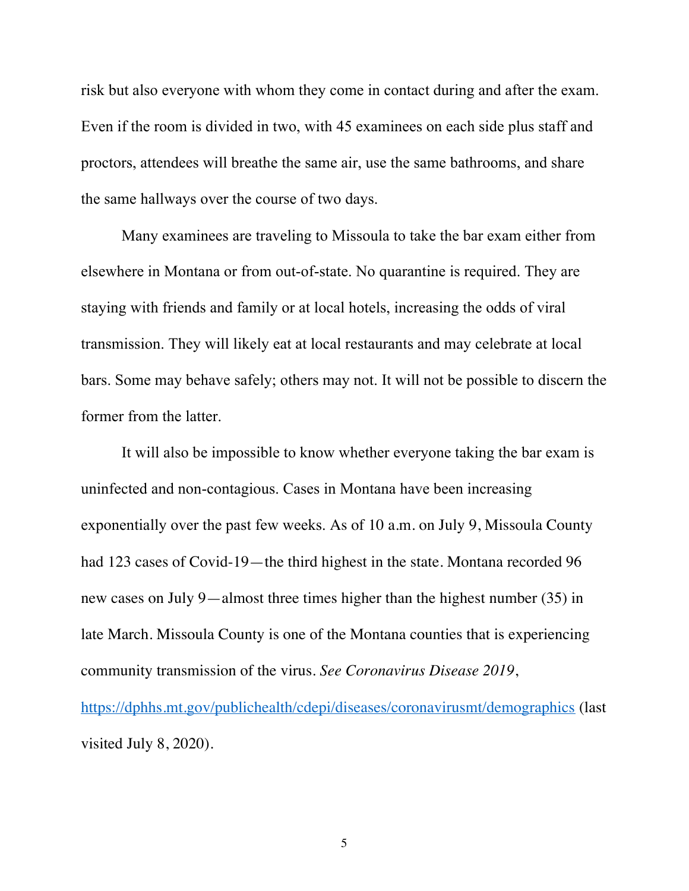risk but also everyone with whom they come in contact during and after the exam. Even if the room is divided in two, with 45 examinees on each side plus staff and proctors, attendees will breathe the same air, use the same bathrooms, and share the same hallways over the course of two days.

Many examinees are traveling to Missoula to take the bar exam either from elsewhere in Montana or from out-of-state. No quarantine is required. They are staying with friends and family or at local hotels, increasing the odds of viral transmission. They will likely eat at local restaurants and may celebrate at local bars. Some may behave safely; others may not. It will not be possible to discern the former from the latter.

It will also be impossible to know whether everyone taking the bar exam is uninfected and non-contagious. Cases in Montana have been increasing exponentially over the past few weeks. As of 10 a.m. on July 9, Missoula County had 123 cases of Covid-19—the third highest in the state. Montana recorded 96 new cases on July 9—almost three times higher than the highest number (35) in late March. Missoula County is one of the Montana counties that is experiencing community transmission of the virus. *See Coronavirus Disease 2019*, https://dphhs.mt.gov/publichealth/cdepi/diseases/coronavirusmt/demographics (last visited July 8, 2020).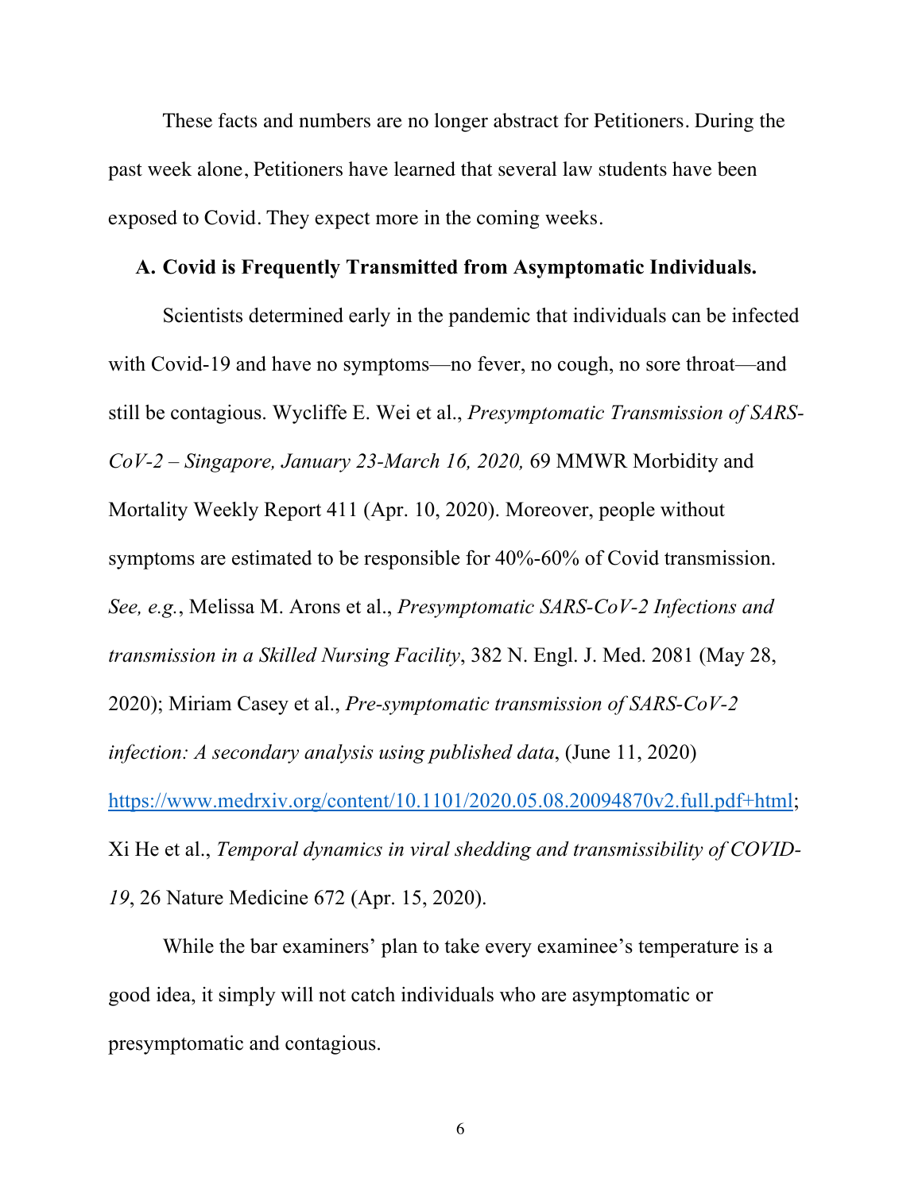These facts and numbers are no longer abstract for Petitioners. During the past week alone, Petitioners have learned that several law students have been exposed to Covid. They expect more in the coming weeks.

### A. Covid is Frequently Transmitted from Asymptomatic Individuals.

Scientists determined early in the pandemic that individuals can be infected with Covid-19 and have no symptoms—no fever, no cough, no sore throat—and still be contagious. Wycliffe E. Wei et al., *Presymptomatic Transmission of SARS-CoV-2 – Singapore, January 23-March 16, 2020,* 69 MMWR Morbidity and Mortality Weekly Report 411 (Apr. 10, 2020). Moreover, people without symptoms are estimated to be responsible for 40%-60% of Covid transmission. *See, e.g.*, Melissa M. Arons et al., *Presymptomatic SARS-CoV-2 Infections and transmission in a Skilled Nursing Facility*, 382 N. Engl. J. Med. 2081 (May 28, 2020); Miriam Casey et al., *Pre-symptomatic transmission of SARS-CoV-2 infection: A secondary analysis using published data*, (June 11, 2020) https://www.medrxiv.org/content/10.1101/2020.05.08.20094870v2.full.pdf+html; Xi He et al., *Temporal dynamics in viral shedding and transmissibility of COVID-19*, 26 Nature Medicine 672 (Apr. 15, 2020).

While the bar examiners' plan to take every examinee's temperature is a good idea, it simply will not catch individuals who are asymptomatic or presymptomatic and contagious.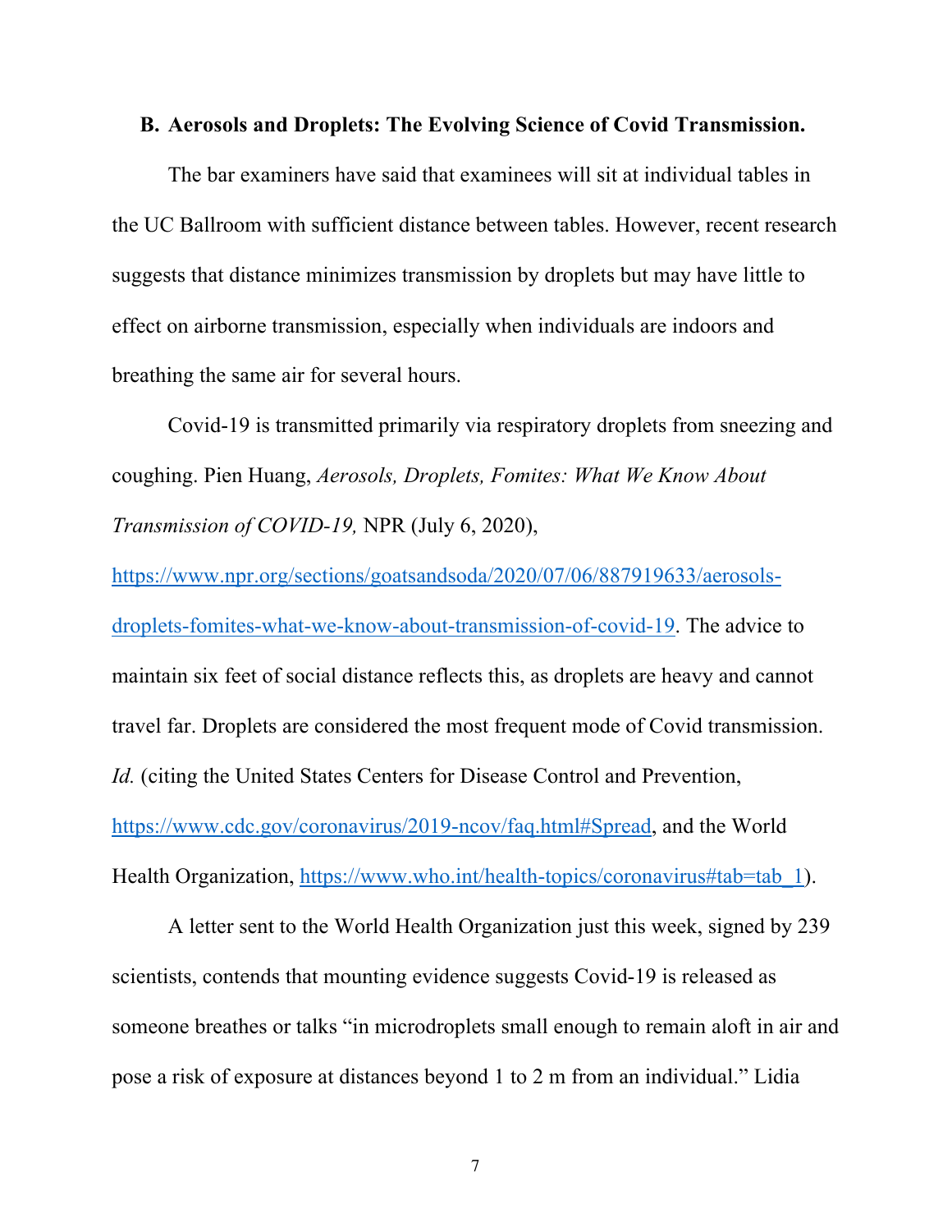### B. Aerosols and Droplets: The Evolving Science of Covid Transmission.

The bar examiners have said that examinees will sit at individual tables in the UC Ballroom with sufficient distance between tables. However, recent research suggests that distance minimizes transmission by droplets but may have little to effect on airborne transmission, especially when individuals are indoors and breathing the same air for several hours.

Covid-19 is transmitted primarily via respiratory droplets from sneezing and coughing. Pien Huang, *Aerosols, Droplets, Fomites: What We Know About Transmission of COVID-19,* NPR (July 6, 2020), https://www.npr.org/sections/goatsandsoda/2020/07/06/887919633/aerosols-droplets-fomites-what-we-know-about-transmission-of-covid-19. The advice to maintain six feet of social distance reflects this, as droplets are heavy and cannot travel far. Droplets are considered the most frequent mode of Covid transmission. *Id.* (citing the United States Centers for Disease Control and Prevention, https://www.cdc.gov/coronavirus/2019-ncov/faq.html#Spread, and the World Health Organization, https://www.who.int/health-topics/coronavirus#tab=tab_1).

A letter sent to the World Health Organization just this week, signed by 239 scientists, contends that mounting evidence suggests Covid-19 is released as someone breathes or talks "in microdroplets small enough to remain aloft in air and pose a risk of exposure at distances beyond 1 to 2 m from an individual." Lidia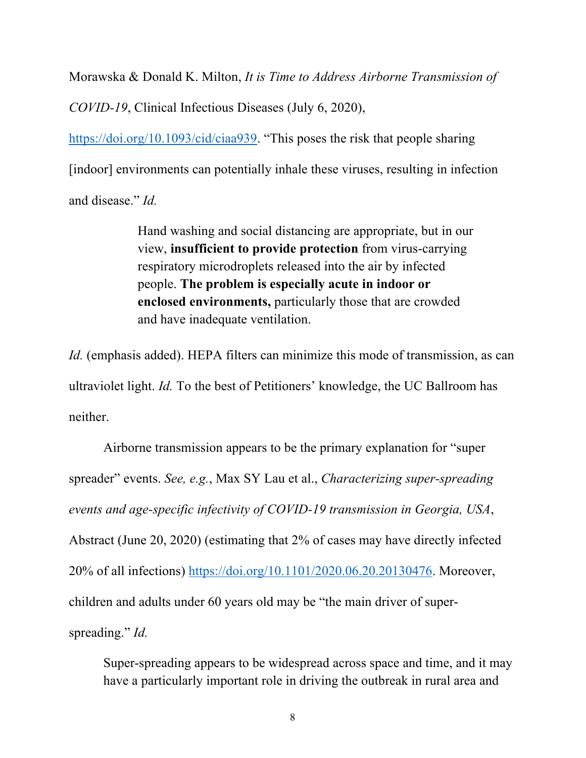Morawska & Donald K. Milton, *It is Time to Address Airborne Transmission of COVID-19*, Clinical Infectious Diseases (July 6, 2020), https://doi.org/10.1093/cid/ciaa939. "This poses the risk that people sharing [indoor] environments can potentially inhale these viruses, resulting in infection and disease." *Id.*

> Hand washing and social distancing are appropriate, but in our view, **insufficient to provide protection** from virus-carrying respiratory microdroplets released into the air by infected people. **The problem is especially acute in indoor or enclosed environments,** particularly those that are crowded and have inadequate ventilation.

*Id.* (emphasis added). HEPA filters can minimize this mode of transmission, as can ultraviolet light. *Id.* To the best of Petitioners' knowledge, the UC Ballroom has neither.

Airborne transmission appears to be the primary explanation for "super spreader" events. *See, e.g.*, Max SY Lau et al., *Characterizing super-spreading events and age-specific infectivity of COVID-19 transmission in Georgia, USA*, Abstract (June 20, 2020) (estimating that 2% of cases may have directly infected 20% of all infections) https://doi.org/10.1101/2020.06.20.20130476. Moreover, children and adults under 60 years old may be "the main driver of super-spreading." *Id.*

> Super-spreading appears to be widespread across space and time, and it may have a particularly important role in driving the outbreak in rural area and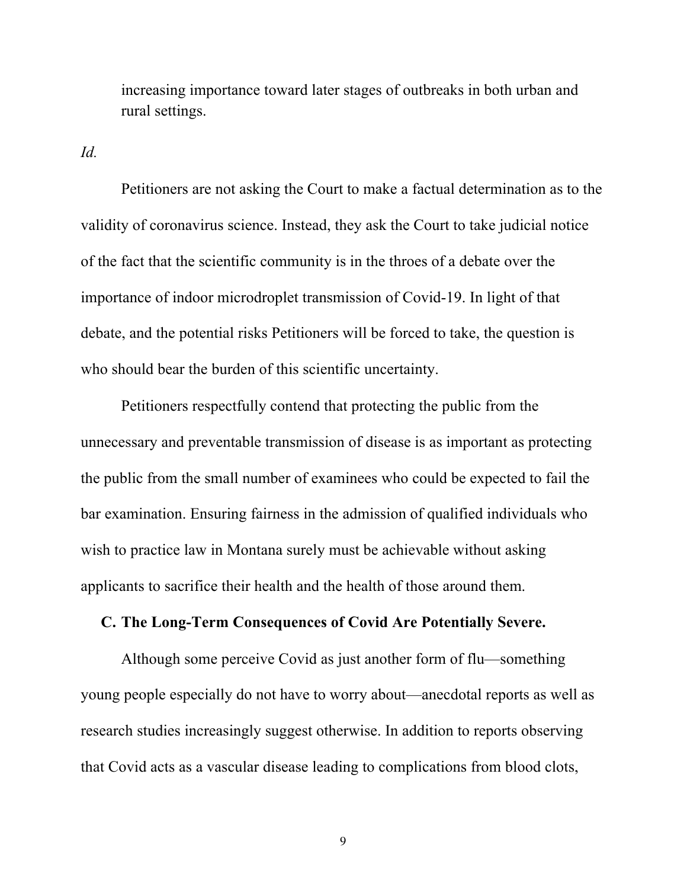increasing importance toward later stages of outbreaks in both urban and rural settings.

*Id.*

Petitioners are not asking the Court to make a factual determination as to the validity of coronavirus science. Instead, they ask the Court to take judicial notice of the fact that the scientific community is in the throes of a debate over the importance of indoor microdroplet transmission of Covid-19. In light of that debate, and the potential risks Petitioners will be forced to take, the question is who should bear the burden of this scientific uncertainty.

Petitioners respectfully contend that protecting the public from the unnecessary and preventable transmission of disease is as important as protecting the public from the small number of examinees who could be expected to fail the bar examination. Ensuring fairness in the admission of qualified individuals who wish to practice law in Montana surely must be achievable without asking applicants to sacrifice their health and the health of those around them.

### C. The Long-Term Consequences of Covid Are Potentially Severe.

Although some perceive Covid as just another form of flu—something young people especially do not have to worry about—anecdotal reports as well as research studies increasingly suggest otherwise. In addition to reports observing that Covid acts as a vascular disease leading to complications from blood clots,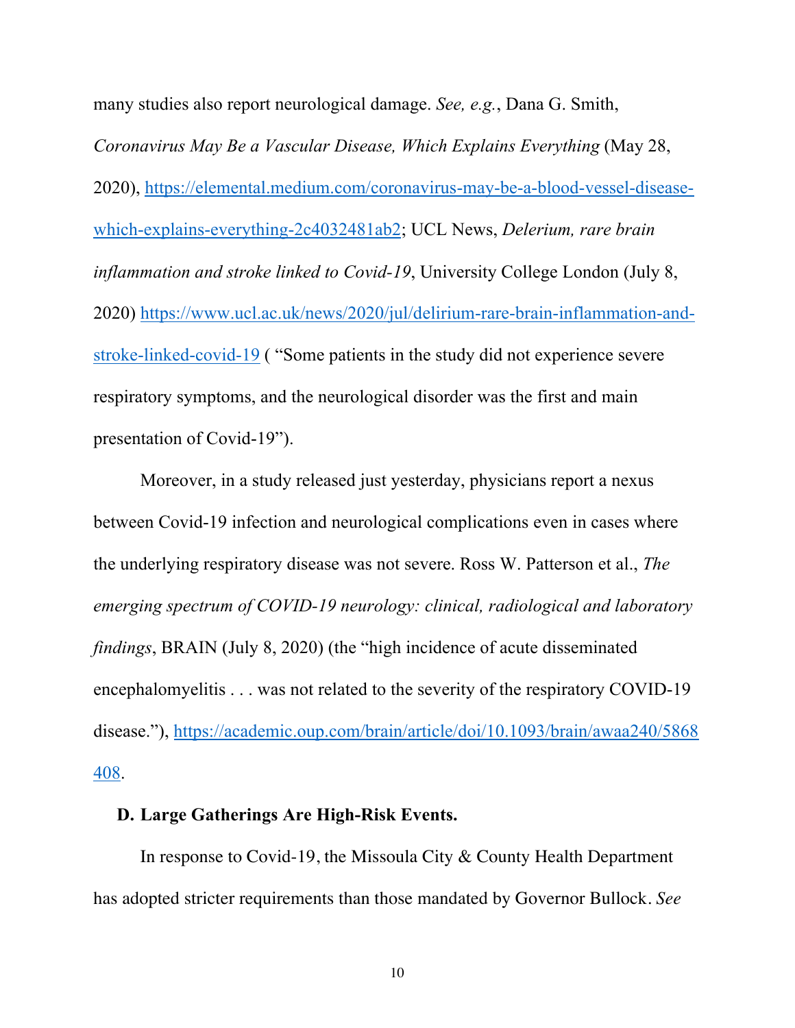many studies also report neurological damage. *See, e.g.*, Dana G. Smith, *Coronavirus May Be a Vascular Disease, Which Explains Everything* (May 28, 2020), [https://elemental.medium.com/coronavirus-may-be-a-blood-vessel-disease-which-explains-everything-2c4032481ab2](https://elemental.medium.com/coronavirus-may-be-a-blood-vessel-disease-which-explains-everything-2c4032481ab2); UCL News, *Delerium, rare brain inflammation and stroke linked to Covid-19*, University College London (July 8, 2020) [https://www.ucl.ac.uk/news/2020/jul/delirium-rare-brain-inflammation-and-stroke-linked-covid-19](https://www.ucl.ac.uk/news/2020/jul/delirium-rare-brain-inflammation-and-stroke-linked-covid-19) ( "Some patients in the study did not experience severe respiratory symptoms, and the neurological disorder was the first and main presentation of Covid-19").

Moreover, in a study released just yesterday, physicians report a nexus between Covid-19 infection and neurological complications even in cases where the underlying respiratory disease was not severe. Ross W. Patterson et al., *The emerging spectrum of COVID-19 neurology: clinical, radiological and laboratory findings*, BRAIN (July 8, 2020) (the "high incidence of acute disseminated encephalomyelitis . . . was not related to the severity of the respiratory COVID-19 disease."), [https://academic.oup.com/brain/article/doi/10.1093/brain/awaa240/5868408](https://academic.oup.com/brain/article/doi/10.1093/brain/awaa240/5868408).

### D. Large Gatherings Are High-Risk Events.

In response to Covid-19, the Missoula City & County Health Department has adopted stricter requirements than those mandated by Governor Bullock. *See*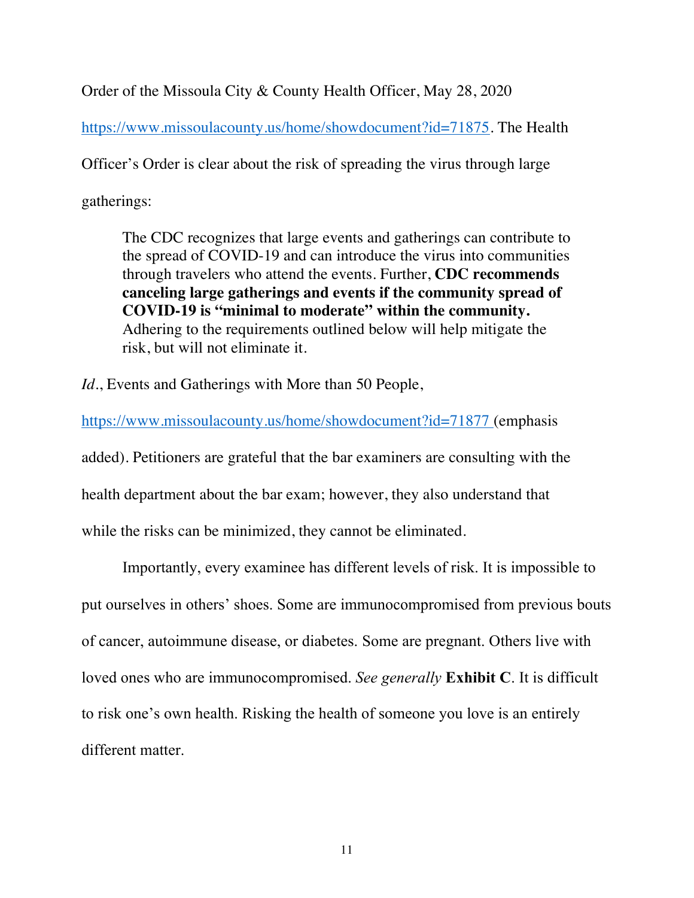Order of the Missoula City & County Health Officer, May 28, 2020

https://www.missoulacounty.us/home/showdocument?id=71875. The Health Officer's Order is clear about the risk of spreading the virus through large gatherings:

> The CDC recognizes that large events and gatherings can contribute to the spread of COVID-19 and can introduce the virus into communities through travelers who attend the events. Further, **CDC recommends canceling large gatherings and events if the community spread of COVID-19 is "minimal to moderate" within the community.** Adhering to the requirements outlined below will help mitigate the risk, but will not eliminate it.

*Id.*, Events and Gatherings with More than 50 People, https://www.missoulacounty.us/home/showdocument?id=71877 (emphasis added). Petitioners are grateful that the bar examiners are consulting with the health department about the bar exam; however, they also understand that while the risks can be minimized, they cannot be eliminated.

Importantly, every examinee has different levels of risk. It is impossible to put ourselves in others' shoes. Some are immunocompromised from previous bouts of cancer, autoimmune disease, or diabetes. Some are pregnant. Others live with loved ones who are immunocompromised. *See generally* **Exhibit C**. It is difficult to risk one's own health. Risking the health of someone you love is an entirely different matter.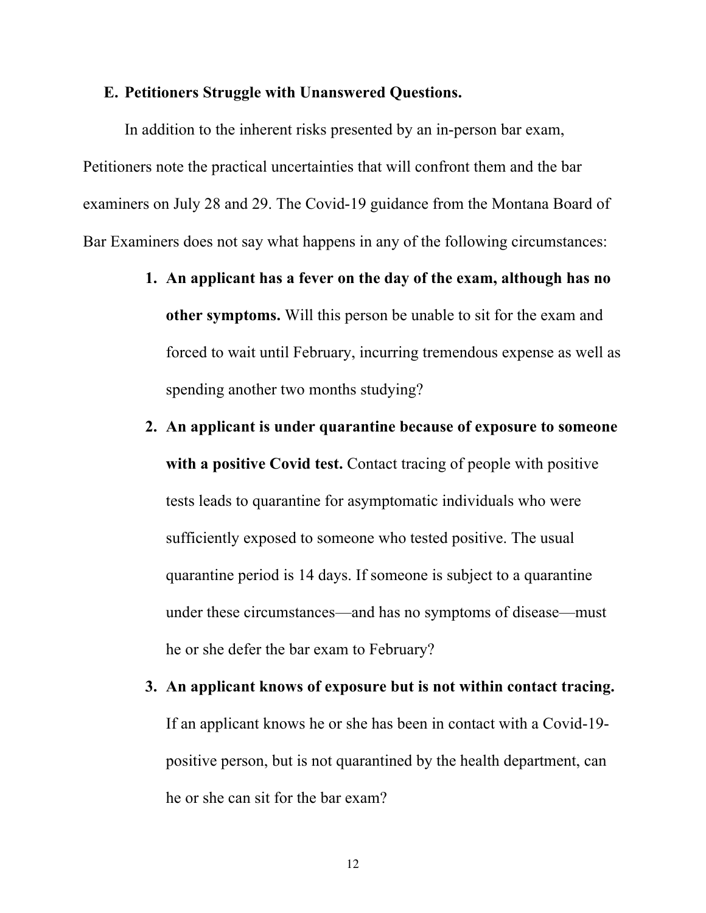### E. Petitioners Struggle with Unanswered Questions.

In addition to the inherent risks presented by an in-person bar exam, Petitioners note the practical uncertainties that will confront them and the bar examiners on July 28 and 29. The Covid-19 guidance from the Montana Board of Bar Examiners does not say what happens in any of the following circumstances:

1. **An applicant has a fever on the day of the exam, although has no other symptoms.** Will this person be unable to sit for the exam and forced to wait until February, incurring tremendous expense as well as spending another two months studying?

2. **An applicant is under quarantine because of exposure to someone with a positive Covid test.** Contact tracing of people with positive tests leads to quarantine for asymptomatic individuals who were sufficiently exposed to someone who tested positive. The usual quarantine period is 14 days. If someone is subject to a quarantine under these circumstances—and has no symptoms of disease—must he or she defer the bar exam to February?

3. **An applicant knows of exposure but is not within contact tracing.** If an applicant knows he or she has been in contact with a Covid-19-positive person, but is not quarantined by the health department, can he or she can sit for the bar exam?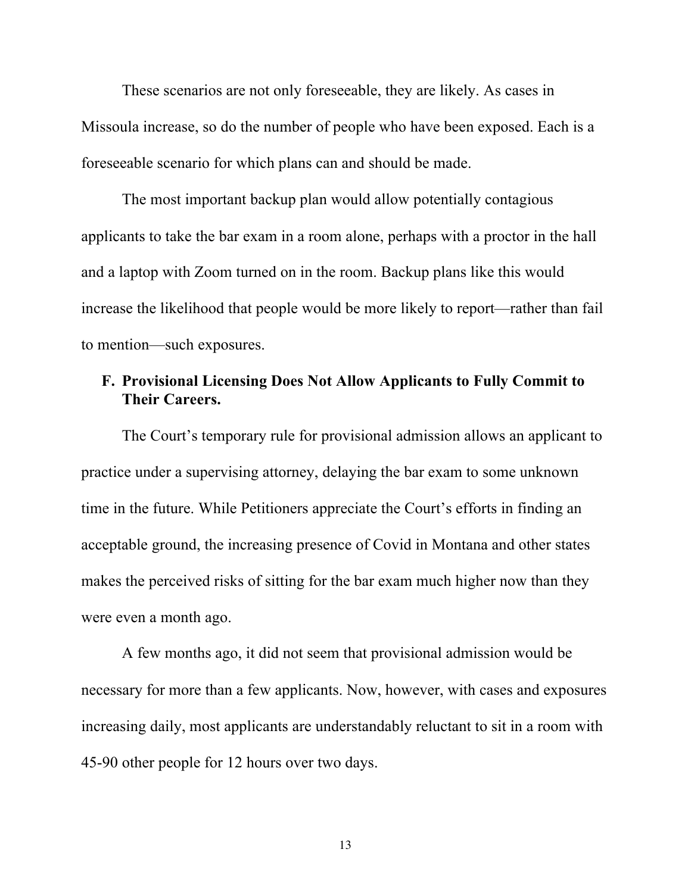These scenarios are not only foreseeable, they are likely. As cases in Missoula increase, so do the number of people who have been exposed. Each is a foreseeable scenario for which plans can and should be made.

The most important backup plan would allow potentially contagious applicants to take the bar exam in a room alone, perhaps with a proctor in the hall and a laptop with Zoom turned on in the room. Backup plans like this would increase the likelihood that people would be more likely to report—rather than fail to mention—such exposures.

### F. Provisional Licensing Does Not Allow Applicants to Fully Commit to Their Careers.

The Court's temporary rule for provisional admission allows an applicant to practice under a supervising attorney, delaying the bar exam to some unknown time in the future. While Petitioners appreciate the Court's efforts in finding an acceptable ground, the increasing presence of Covid in Montana and other states makes the perceived risks of sitting for the bar exam much higher now than they were even a month ago.

A few months ago, it did not seem that provisional admission would be necessary for more than a few applicants. Now, however, with cases and exposures increasing daily, most applicants are understandably reluctant to sit in a room with 45-90 other people for 12 hours over two days.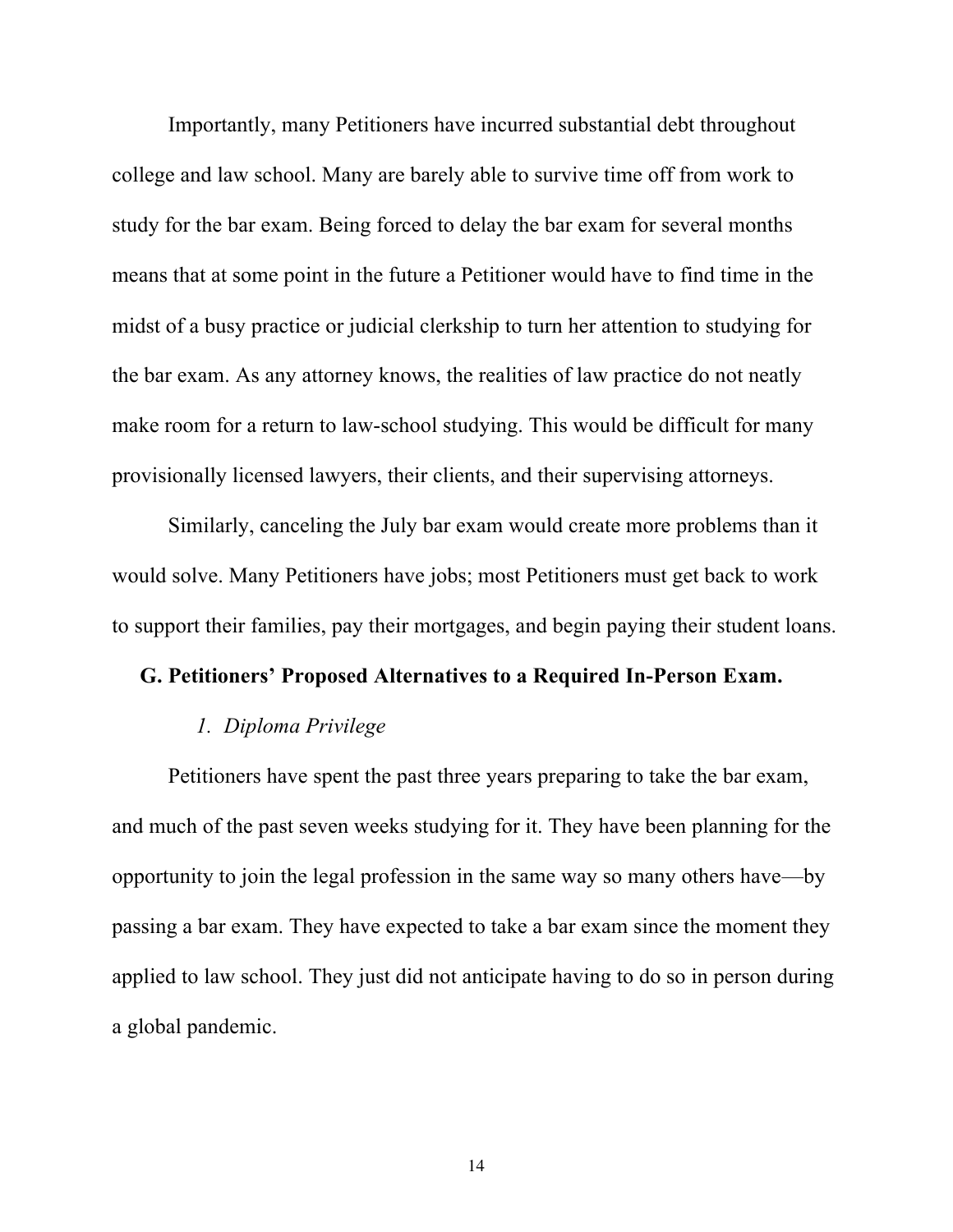Importantly, many Petitioners have incurred substantial debt throughout college and law school. Many are barely able to survive time off from work to study for the bar exam. Being forced to delay the bar exam for several months means that at some point in the future a Petitioner would have to find time in the midst of a busy practice or judicial clerkship to turn her attention to studying for the bar exam. As any attorney knows, the realities of law practice do not neatly make room for a return to law-school studying. This would be difficult for many provisionally licensed lawyers, their clients, and their supervising attorneys.

Similarly, canceling the July bar exam would create more problems than it would solve. Many Petitioners have jobs; most Petitioners must get back to work to support their families, pay their mortgages, and begin paying their student loans.

### G. Petitioners' Proposed Alternatives to a Required In-Person Exam.

#### *1. Diploma Privilege*

Petitioners have spent the past three years preparing to take the bar exam, and much of the past seven weeks studying for it. They have been planning for the opportunity to join the legal profession in the same way so many others have—by passing a bar exam. They have expected to take a bar exam since the moment they applied to law school. They just did not anticipate having to do so in person during a global pandemic.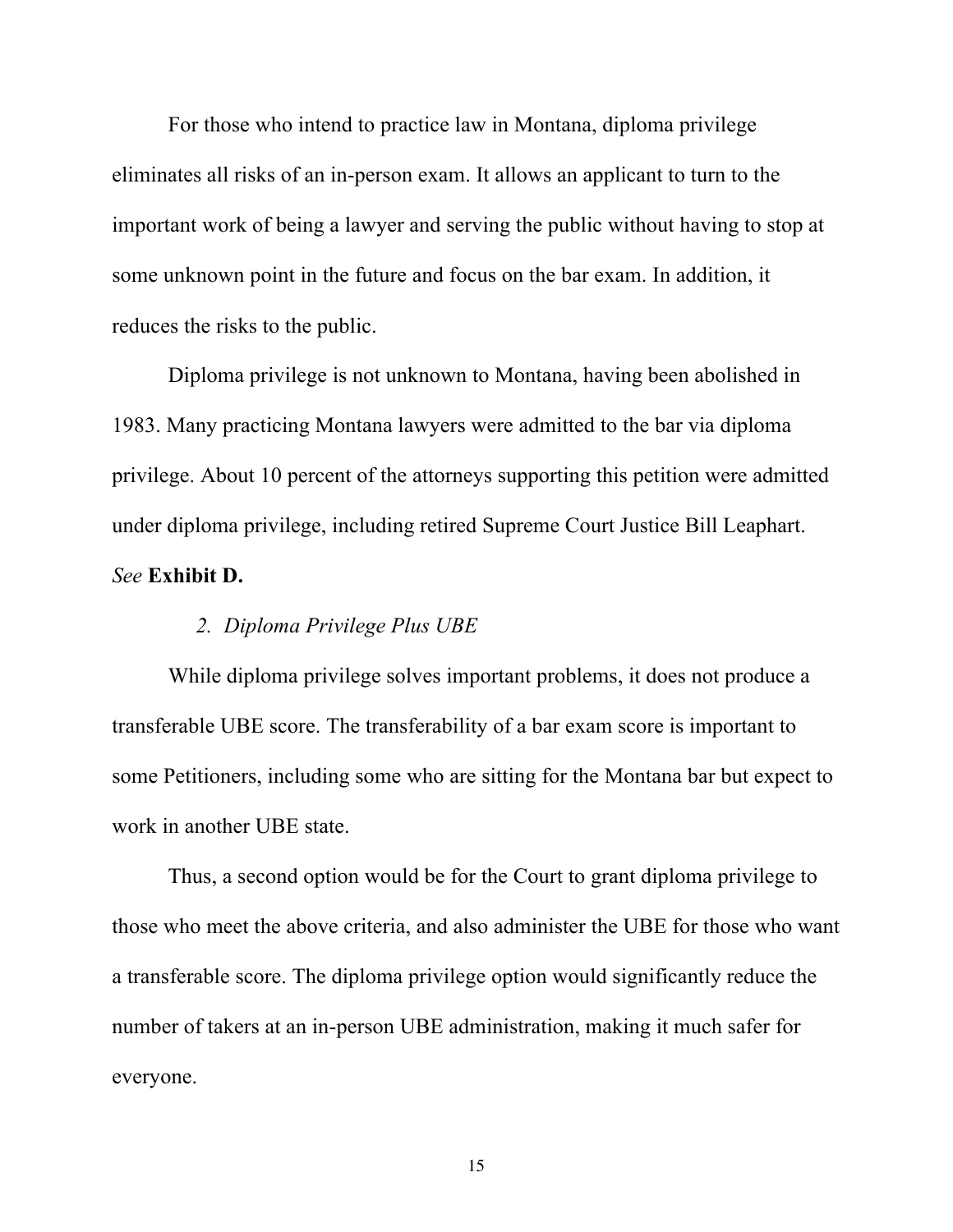For those who intend to practice law in Montana, diploma privilege eliminates all risks of an in-person exam. It allows an applicant to turn to the important work of being a lawyer and serving the public without having to stop at some unknown point in the future and focus on the bar exam. In addition, it reduces the risks to the public.

Diploma privilege is not unknown to Montana, having been abolished in 1983. Many practicing Montana lawyers were admitted to the bar via diploma privilege. About 10 percent of the attorneys supporting this petition were admitted under diploma privilege, including retired Supreme Court Justice Bill Leaphart. *See* **Exhibit D.**

*2. Diploma Privilege Plus UBE*

While diploma privilege solves important problems, it does not produce a transferable UBE score. The transferability of a bar exam score is important to some Petitioners, including some who are sitting for the Montana bar but expect to work in another UBE state.

Thus, a second option would be for the Court to grant diploma privilege to those who meet the above criteria, and also administer the UBE for those who want a transferable score. The diploma privilege option would significantly reduce the number of takers at an in-person UBE administration, making it much safer for everyone.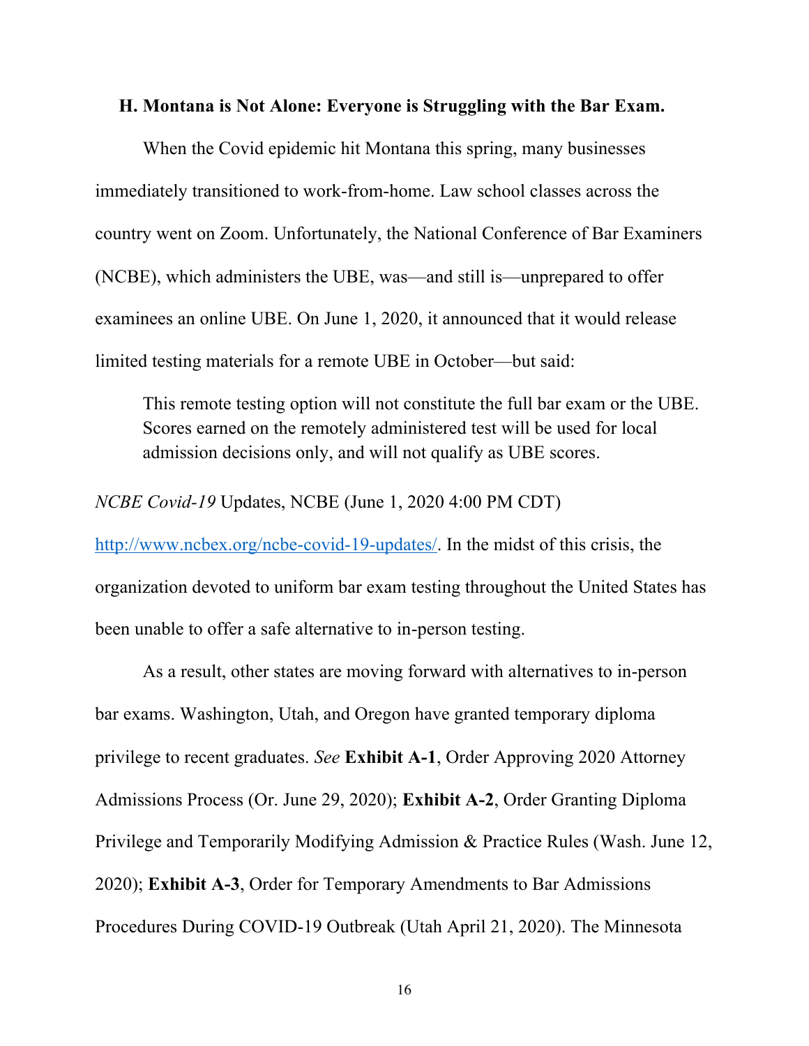### H. Montana is Not Alone: Everyone is Struggling with the Bar Exam.

When the Covid epidemic hit Montana this spring, many businesses immediately transitioned to work-from-home. Law school classes across the country went on Zoom. Unfortunately, the National Conference of Bar Examiners (NCBE), which administers the UBE, was—and still is—unprepared to offer examinees an online UBE. On June 1, 2020, it announced that it would release limited testing materials for a remote UBE in October—but said:

> This remote testing option will not constitute the full bar exam or the UBE. Scores earned on the remotely administered test will be used for local admission decisions only, and will not qualify as UBE scores.

*NCBE Covid-19* Updates, NCBE (June 1, 2020 4:00 PM CDT) http://www.ncbex.org/ncbe-covid-19-updates/. In the midst of this crisis, the organization devoted to uniform bar exam testing throughout the United States has been unable to offer a safe alternative to in-person testing.

As a result, other states are moving forward with alternatives to in-person bar exams. Washington, Utah, and Oregon have granted temporary diploma privilege to recent graduates. *See* **Exhibit A-1**, Order Approving 2020 Attorney Admissions Process (Or. June 29, 2020); **Exhibit A-2**, Order Granting Diploma Privilege and Temporarily Modifying Admission & Practice Rules (Wash. June 12, 2020); **Exhibit A-3**, Order for Temporary Amendments to Bar Admissions Procedures During COVID-19 Outbreak (Utah April 21, 2020). The Minnesota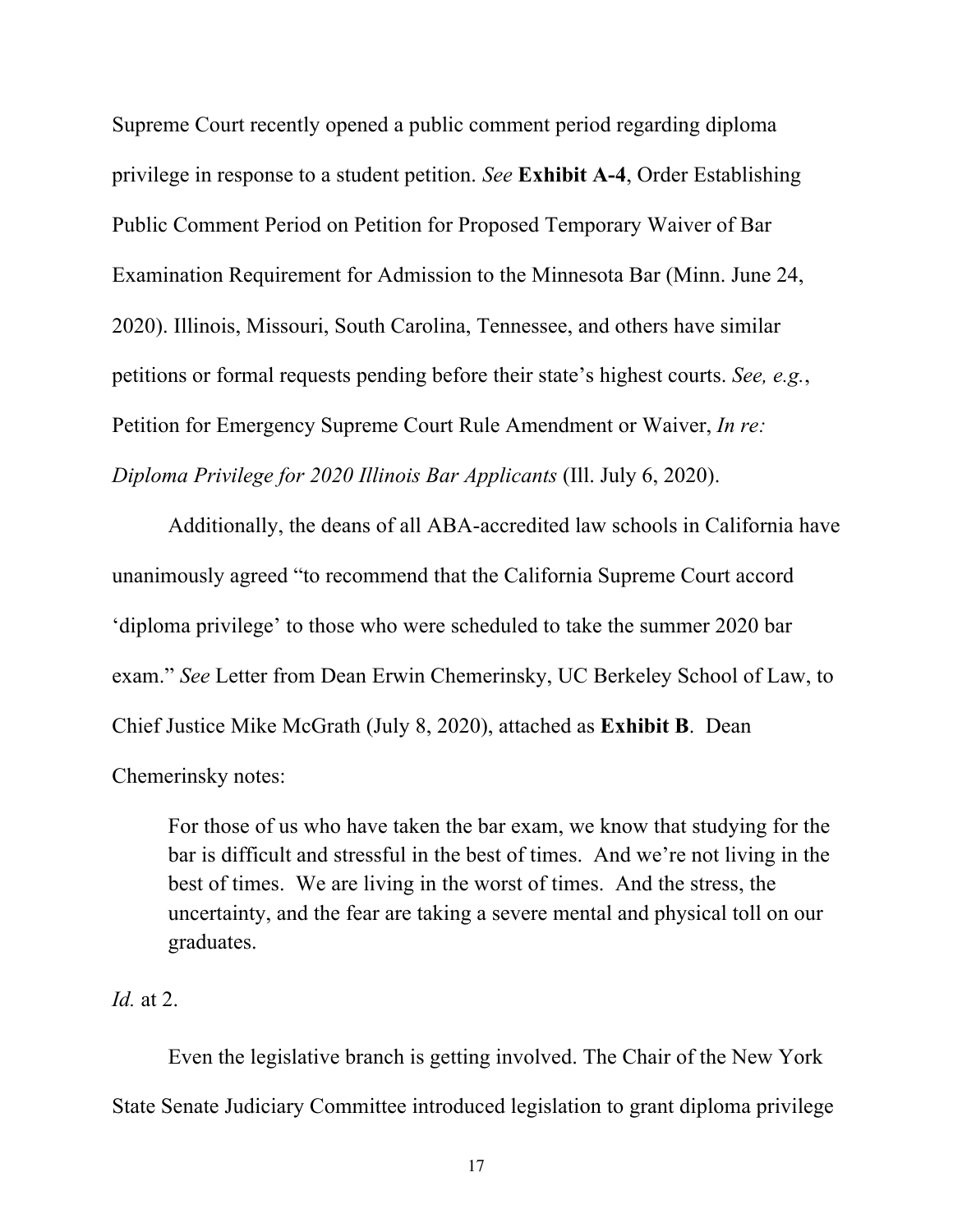Supreme Court recently opened a public comment period regarding diploma privilege in response to a student petition. *See* **Exhibit A-4**, Order Establishing Public Comment Period on Petition for Proposed Temporary Waiver of Bar Examination Requirement for Admission to the Minnesota Bar (Minn. June 24, 2020). Illinois, Missouri, South Carolina, Tennessee, and others have similar petitions or formal requests pending before their state's highest courts. *See, e.g.*, Petition for Emergency Supreme Court Rule Amendment or Waiver, *In re: Diploma Privilege for 2020 Illinois Bar Applicants* (Ill. July 6, 2020).

Additionally, the deans of all ABA-accredited law schools in California have unanimously agreed "to recommend that the California Supreme Court accord 'diploma privilege' to those who were scheduled to take the summer 2020 bar exam." *See* Letter from Dean Erwin Chemerinsky, UC Berkeley School of Law, to Chief Justice Mike McGrath (July 8, 2020), attached as **Exhibit B**. Dean Chemerinsky notes:

> For those of us who have taken the bar exam, we know that studying for the bar is difficult and stressful in the best of times. And we're not living in the best of times. We are living in the worst of times. And the stress, the uncertainty, and the fear are taking a severe mental and physical toll on our graduates.

*Id.* at 2.

Even the legislative branch is getting involved. The Chair of the New York State Senate Judiciary Committee introduced legislation to grant diploma privilege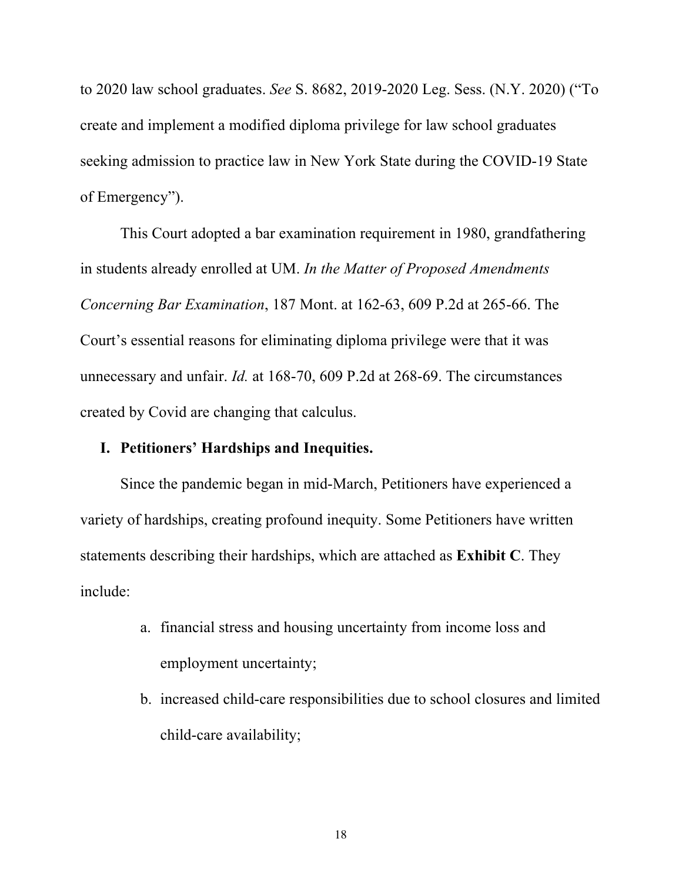to 2020 law school graduates. *See* S. 8682, 2019-2020 Leg. Sess. (N.Y. 2020) ("To create and implement a modified diploma privilege for law school graduates seeking admission to practice law in New York State during the COVID-19 State of Emergency").

This Court adopted a bar examination requirement in 1980, grandfathering in students already enrolled at UM. *In the Matter of Proposed Amendments Concerning Bar Examination*, 187 Mont. at 162-63, 609 P.2d at 265-66. The Court's essential reasons for eliminating diploma privilege were that it was unnecessary and unfair. *Id.* at 168-70, 609 P.2d at 268-69. The circumstances created by Covid are changing that calculus.

## I. Petitioners' Hardships and Inequities.

Since the pandemic began in mid-March, Petitioners have experienced a variety of hardships, creating profound inequity. Some Petitioners have written statements describing their hardships, which are attached as **Exhibit C**. They include:

a. financial stress and housing uncertainty from income loss and employment uncertainty;

b. increased child-care responsibilities due to school closures and limited child-care availability;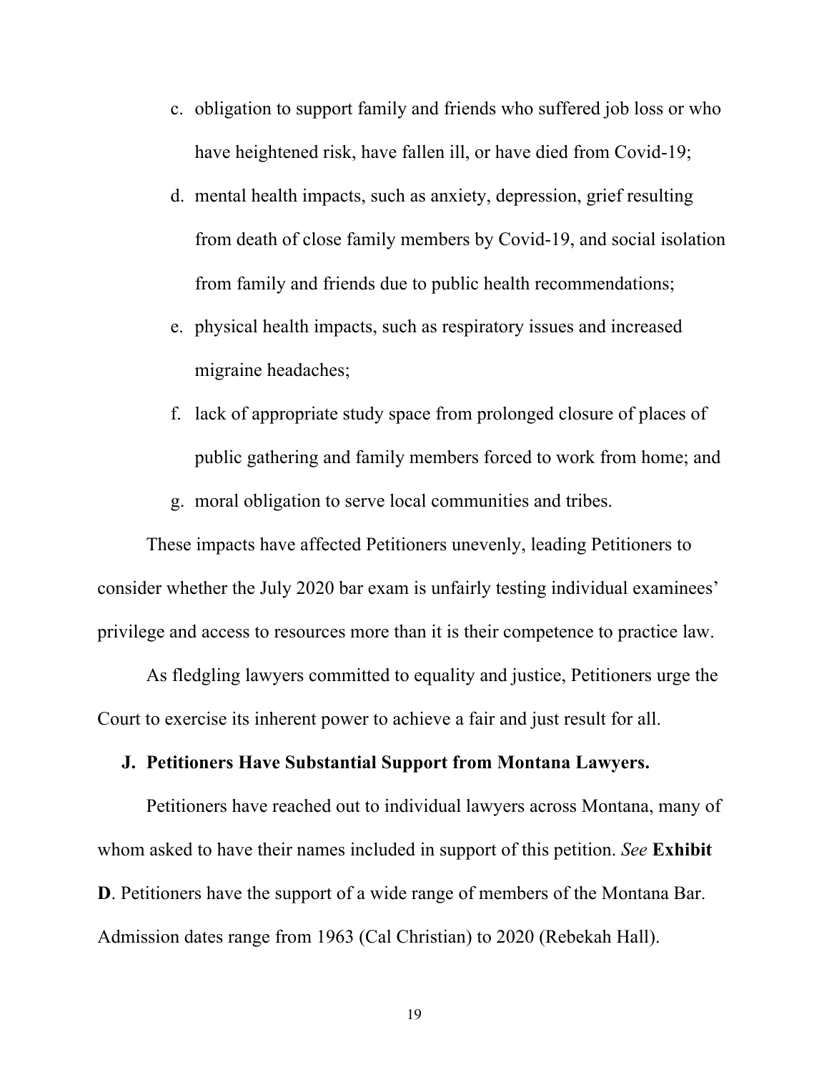c. obligation to support family and friends who suffered job loss or who have heightened risk, have fallen ill, or have died from Covid-19;

d. mental health impacts, such as anxiety, depression, grief resulting from death of close family members by Covid-19, and social isolation from family and friends due to public health recommendations;

e. physical health impacts, such as respiratory issues and increased migraine headaches;

f. lack of appropriate study space from prolonged closure of places of public gathering and family members forced to work from home; and

g. moral obligation to serve local communities and tribes.

These impacts have affected Petitioners unevenly, leading Petitioners to consider whether the July 2020 bar exam is unfairly testing individual examinees' privilege and access to resources more than it is their competence to practice law.

As fledgling lawyers committed to equality and justice, Petitioners urge the Court to exercise its inherent power to achieve a fair and just result for all.

### J. Petitioners Have Substantial Support from Montana Lawyers.

Petitioners have reached out to individual lawyers across Montana, many of whom asked to have their names included in support of this petition. *See* **Exhibit D**. Petitioners have the support of a wide range of members of the Montana Bar. Admission dates range from 1963 (Cal Christian) to 2020 (Rebekah Hall).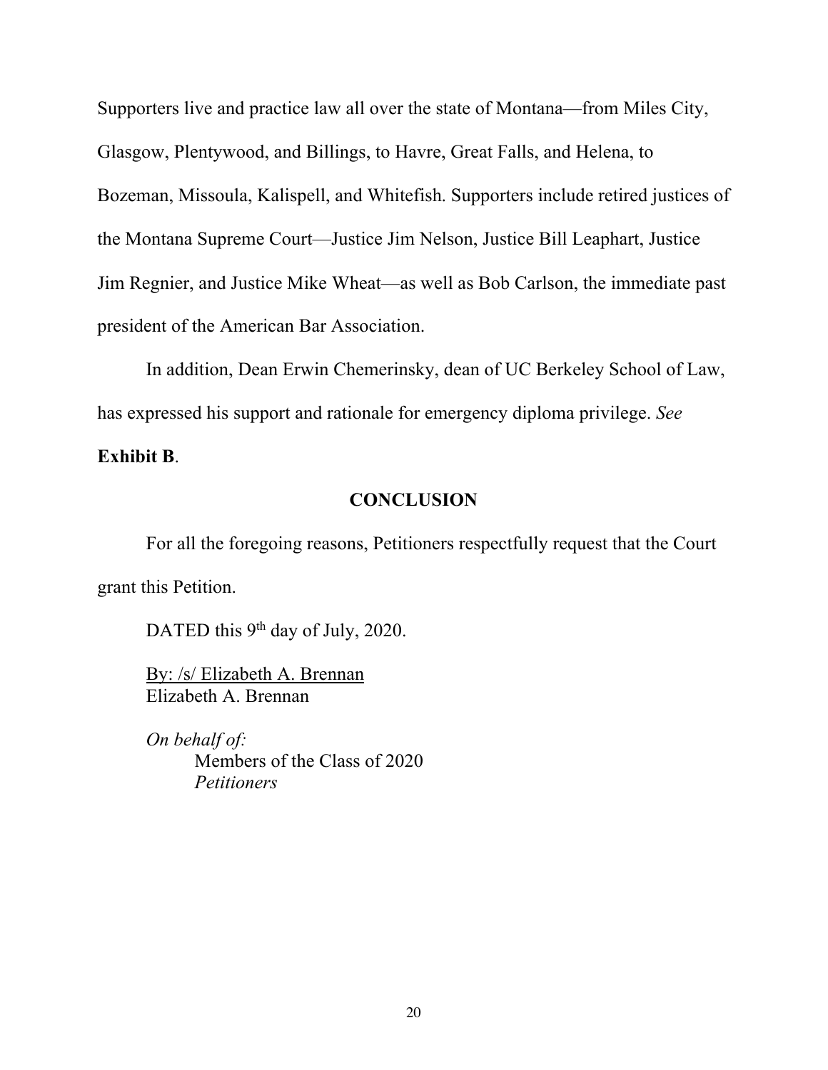Supporters live and practice law all over the state of Montana—from Miles City, Glasgow, Plentywood, and Billings, to Havre, Great Falls, and Helena, to Bozeman, Missoula, Kalispell, and Whitefish. Supporters include retired justices of the Montana Supreme Court—Justice Jim Nelson, Justice Bill Leaphart, Justice Jim Regnier, and Justice Mike Wheat—as well as Bob Carlson, the immediate past president of the American Bar Association.

In addition, Dean Erwin Chemerinsky, dean of UC Berkeley School of Law, has expressed his support and rationale for emergency diploma privilege. *See* **Exhibit B**.

**CONCLUSION**

For all the foregoing reasons, Petitioners respectfully request that the Court grant this Petition.

DATED this 9th day of July, 2020.

By: /s/ Elizabeth A. Brennan
Elizabeth A. Brennan

*On behalf of:*
Members of the Class of 2020
*Petitioners*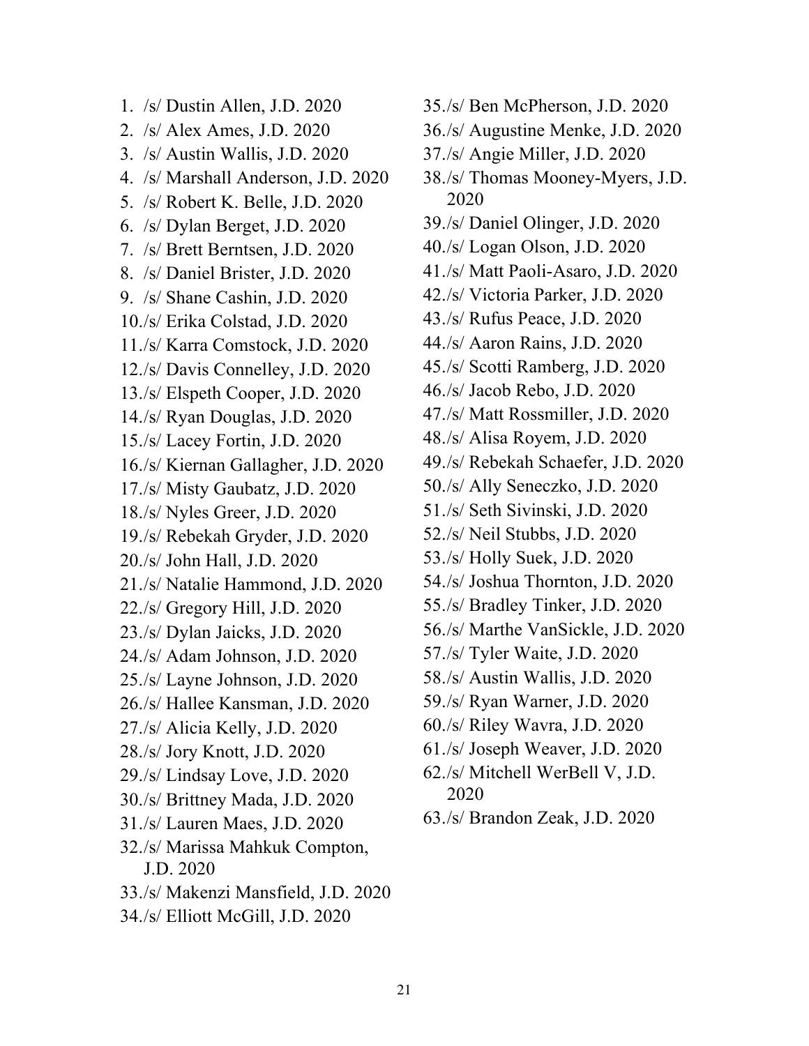1. /s/ Dustin Allen, J.D. 2020
2. /s/ Alex Ames, J.D. 2020
3. /s/ Austin Wallis, J.D. 2020
4. /s/ Marshall Anderson, J.D. 2020
5. /s/ Robert K. Belle, J.D. 2020
6. /s/ Dylan Berget, J.D. 2020
7. /s/ Brett Berntsen, J.D. 2020
8. /s/ Daniel Brister, J.D. 2020
9. /s/ Shane Cashin, J.D. 2020
10. /s/ Erika Colstad, J.D. 2020
11. /s/ Karra Comstock, J.D. 2020
12. /s/ Davis Connelley, J.D. 2020
13. /s/ Elspeth Cooper, J.D. 2020
14. /s/ Ryan Douglas, J.D. 2020
15. /s/ Lacey Fortin, J.D. 2020
16. /s/ Kiernan Gallagher, J.D. 2020
17. /s/ Misty Gaubatz, J.D. 2020
18. /s/ Nyles Greer, J.D. 2020
19. /s/ Rebekah Gryder, J.D. 2020
20. /s/ John Hall, J.D. 2020
21. /s/ Natalie Hammond, J.D. 2020
22. /s/ Gregory Hill, J.D. 2020
23. /s/ Dylan Jaicks, J.D. 2020
24. /s/ Adam Johnson, J.D. 2020
25. /s/ Layne Johnson, J.D. 2020
26. /s/ Hallee Kansman, J.D. 2020
27. /s/ Alicia Kelly, J.D. 2020
28. /s/ Jory Knott, J.D. 2020
29. /s/ Lindsay Love, J.D. 2020
30. /s/ Brittney Mada, J.D. 2020
31. /s/ Lauren Maes, J.D. 2020
32. /s/ Marissa Mahkuk Compton, J.D. 2020
33. /s/ Makenzi Mansfield, J.D. 2020
34. /s/ Elliott McGill, J.D. 2020
35. /s/ Ben McPherson, J.D. 2020
36. /s/ Augustine Menke, J.D. 2020
37. /s/ Angie Miller, J.D. 2020
38. /s/ Thomas Mooney-Myers, J.D. 2020
39. /s/ Daniel Olinger, J.D. 2020
40. /s/ Logan Olson, J.D. 2020
41. /s/ Matt Paoli-Asaro, J.D. 2020
42. /s/ Victoria Parker, J.D. 2020
43. /s/ Rufus Peace, J.D. 2020
44. /s/ Aaron Rains, J.D. 2020
45. /s/ Scotti Ramberg, J.D. 2020
46. /s/ Jacob Rebo, J.D. 2020
47. /s/ Matt Rossmiller, J.D. 2020
48. /s/ Alisa Royem, J.D. 2020
49. /s/ Rebekah Schaefer, J.D. 2020
50. /s/ Ally Seneczko, J.D. 2020
51. /s/ Seth Sivinski, J.D. 2020
52. /s/ Neil Stubbs, J.D. 2020
53. /s/ Holly Suek, J.D. 2020
54. /s/ Joshua Thornton, J.D. 2020
55. /s/ Bradley Tinker, J.D. 2020
56. /s/ Marthe VanSickle, J.D. 2020
57. /s/ Tyler Waite, J.D. 2020
58. /s/ Austin Wallis, J.D. 2020
59. /s/ Ryan Warner, J.D. 2020
60. /s/ Riley Wavra, J.D. 2020
61. /s/ Joseph Weaver, J.D. 2020
62. /s/ Mitchell WerBell V, J.D. 2020
63. /s/ Brandon Zeak, J.D. 2020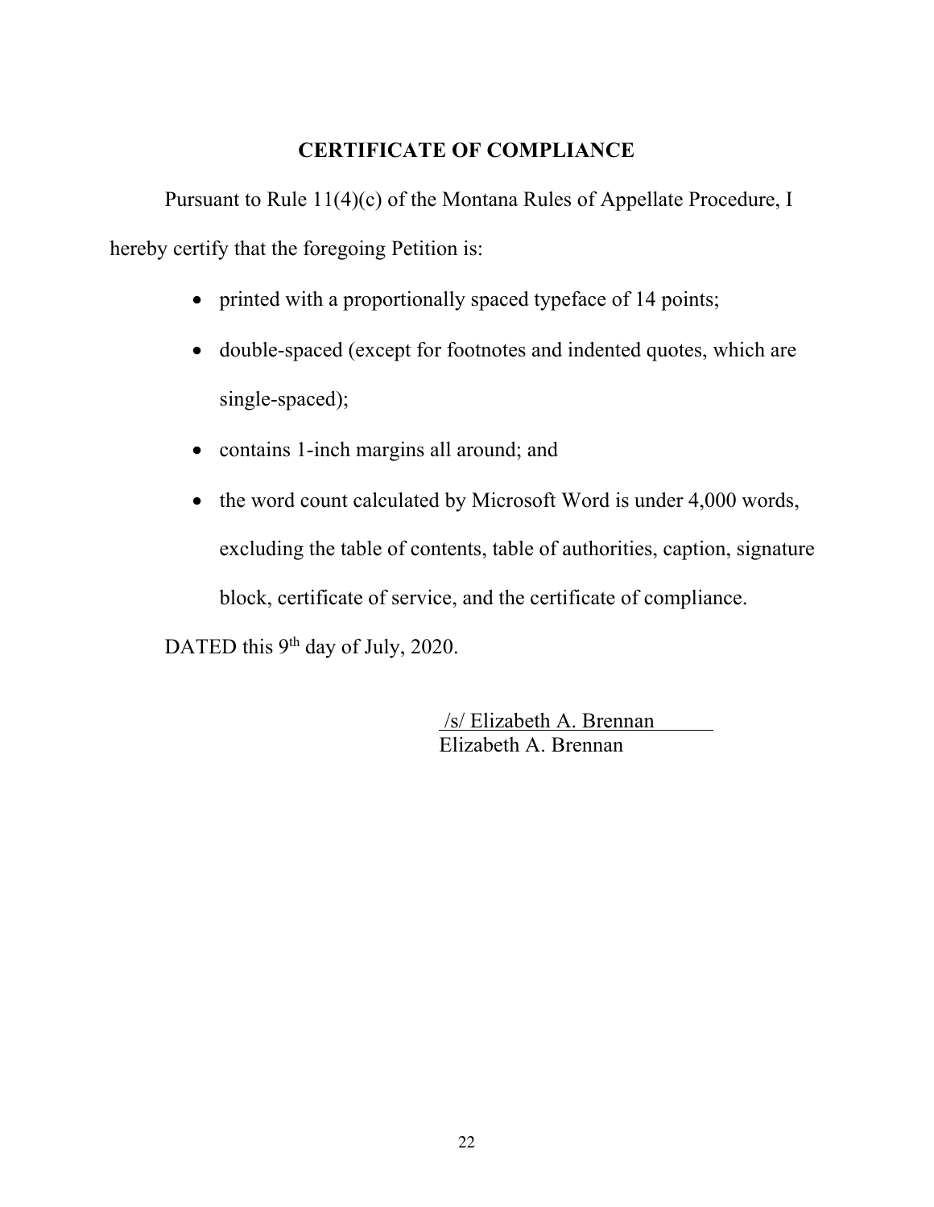## CERTIFICATE OF COMPLIANCE

Pursuant to Rule 11(4)(c) of the Montana Rules of Appellate Procedure, I hereby certify that the foregoing Petition is:

- printed with a proportionally spaced typeface of 14 points;
- double-spaced (except for footnotes and indented quotes, which are single-spaced);
- contains 1-inch margins all around; and
- the word count calculated by Microsoft Word is under 4,000 words, excluding the table of contents, table of authorities, caption, signature block, certificate of service, and the certificate of compliance.

DATED this 9th day of July, 2020.

/s/ Elizabeth A. Brennan
Elizabeth A. Brennan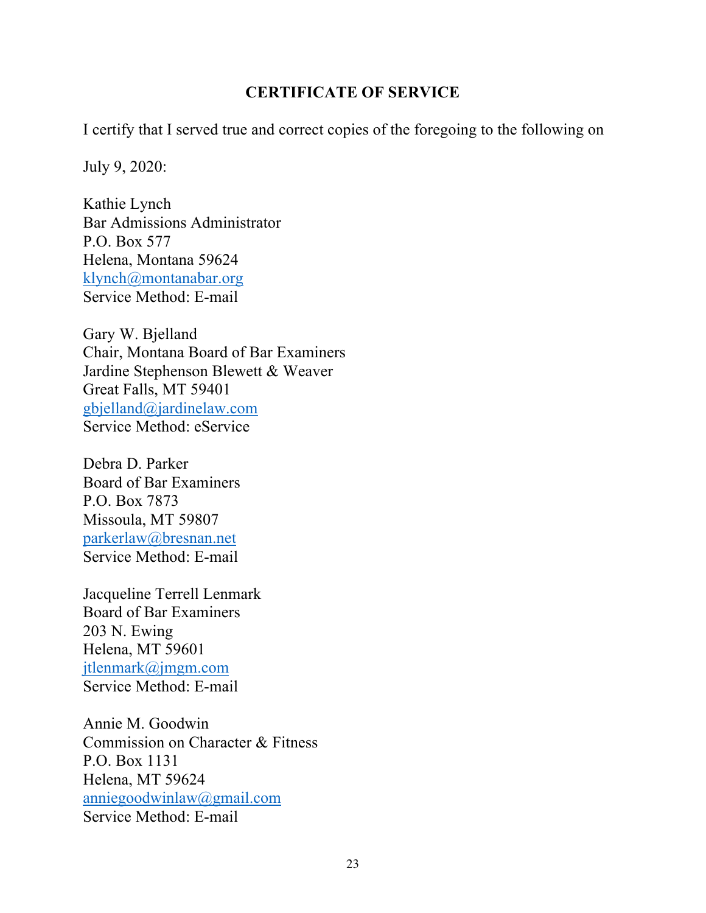## CERTIFICATE OF SERVICE

I certify that I served true and correct copies of the foregoing to the following on July 9, 2020:

Kathie Lynch
Bar Admissions Administrator
P.O. Box 577
Helena, Montana 59624
klynch@montanabar.org
Service Method: E-mail

Gary W. Bjelland
Chair, Montana Board of Bar Examiners
Jardine Stephenson Blewett & Weaver
Great Falls, MT 59401
gbjelland@jardinelaw.com
Service Method: eService

Debra D. Parker
Board of Bar Examiners
P.O. Box 7873
Missoula, MT 59807
parkerlaw@bresnan.net
Service Method: E-mail

Jacqueline Terrell Lenmark
Board of Bar Examiners
203 N. Ewing
Helena, MT 59601
jtlenmark@jmgm.com
Service Method: E-mail

Annie M. Goodwin
Commission on Character & Fitness
P.O. Box 1131
Helena, MT 59624
anniegoodwinlaw@gmail.com
Service Method: E-mail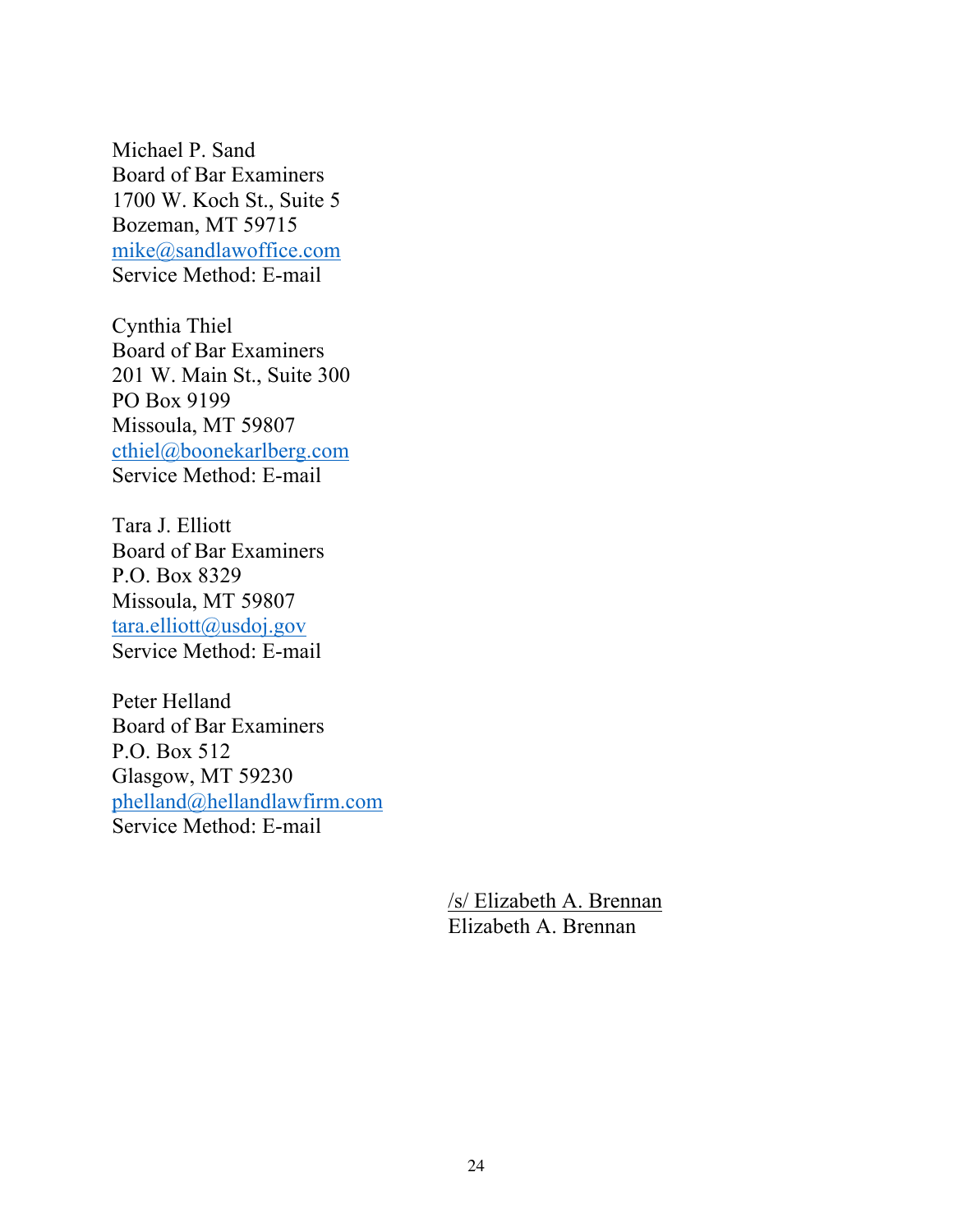Michael P. Sand
Board of Bar Examiners
1700 W. Koch St., Suite 5
Bozeman, MT 59715
mike@sandlawoffice.com
Service Method: E-mail

Cynthia Thiel
Board of Bar Examiners
201 W. Main St., Suite 300
PO Box 9199
Missoula, MT 59807
cthiel@boonekarlberg.com
Service Method: E-mail

Tara J. Elliott
Board of Bar Examiners
P.O. Box 8329
Missoula, MT 59807
tara.elliott@usdoj.gov
Service Method: E-mail

Peter Helland
Board of Bar Examiners
P.O. Box 512
Glasgow, MT 59230
phelland@hellandlawfirm.com
Service Method: E-mail

/s/ Elizabeth A. Brennan
Elizabeth A. Brennan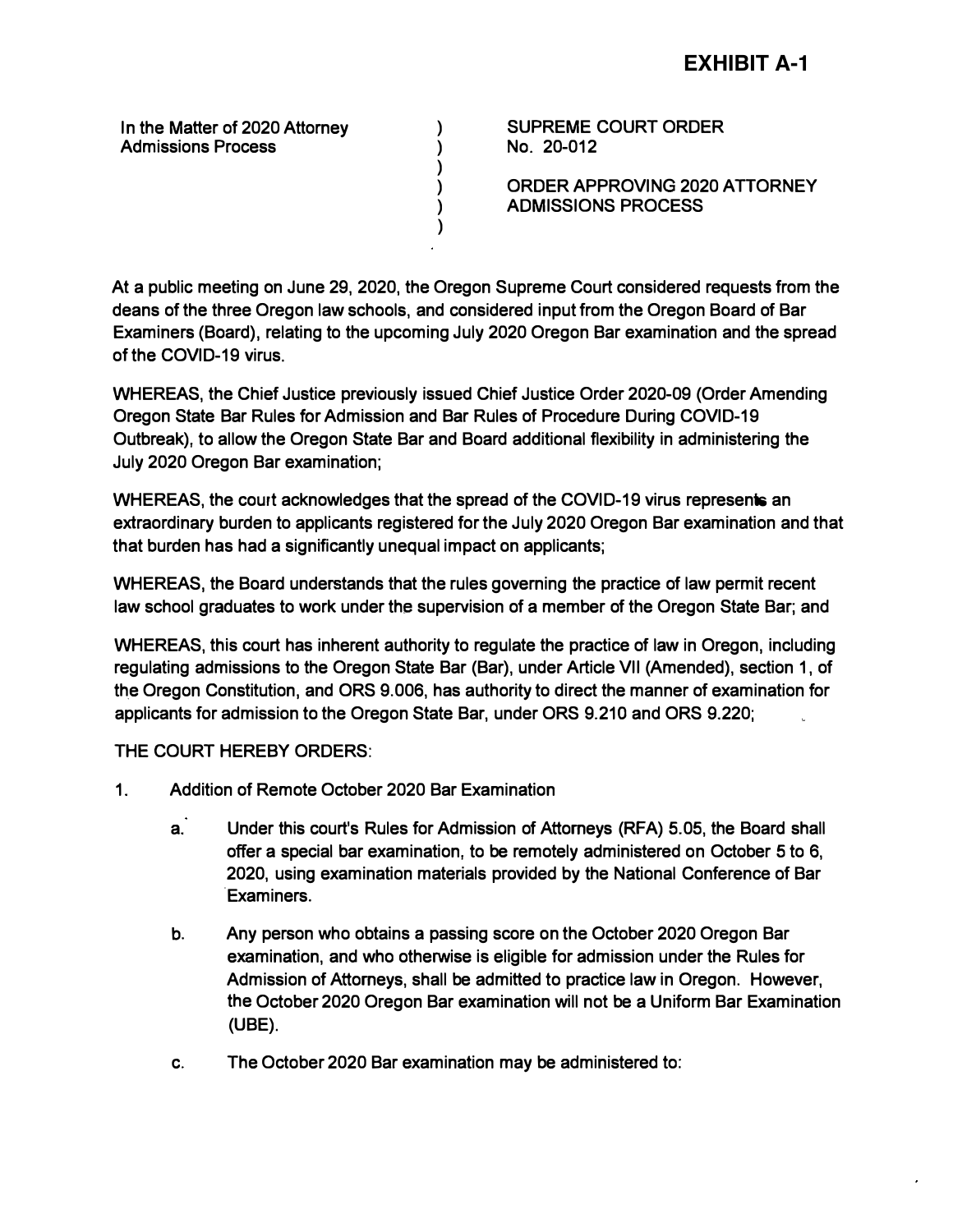**EXHIBIT A-1**

In the Matter of 2020 Attorney Admissions Process

SUPREME COURT ORDER No. 20-012

ORDER APPROVING 2020 ATTORNEY ADMISSIONS PROCESS

At a public meeting on June 29, 2020, the Oregon Supreme Court considered requests from the deans of the three Oregon law schools, and considered input from the Oregon Board of Bar Examiners (Board), relating to the upcoming July 2020 Oregon Bar examination and the spread of the COVID-19 virus.

WHEREAS, the Chief Justice previously issued Chief Justice Order 2020-09 (Order Amending Oregon State Bar Rules for Admission and Bar Rules of Procedure During COVID-19 Outbreak), to allow the Oregon State Bar and Board additional flexibility in administering the July 2020 Oregon Bar examination;

WHEREAS, the court acknowledges that the spread of the COVID-19 virus represents an extraordinary burden to applicants registered for the July 2020 Oregon Bar examination and that that burden has had a significantly unequal impact on applicants;

WHEREAS, the Board understands that the rules governing the practice of law permit recent law school graduates to work under the supervision of a member of the Oregon State Bar; and

WHEREAS, this court has inherent authority to regulate the practice of law in Oregon, including regulating admissions to the Oregon State Bar (Bar), under Article VII (Amended), section 1, of the Oregon Constitution, and ORS 9.006, has authority to direct the manner of examination for applicants for admission to the Oregon State Bar, under ORS 9.210 and ORS 9.220;

THE COURT HEREBY ORDERS:

1. Addition of Remote October 2020 Bar Examination

   a. Under this court's Rules for Admission of Attorneys (RFA) 5.05, the Board shall offer a special bar examination, to be remotely administered on October 5 to 6, 2020, using examination materials provided by the National Conference of Bar Examiners.

   b. Any person who obtains a passing score on the October 2020 Oregon Bar examination, and who otherwise is eligible for admission under the Rules for Admission of Attorneys, shall be admitted to practice law in Oregon. However, the October 2020 Oregon Bar examination will not be a Uniform Bar Examination (UBE).

   c. The October 2020 Bar examination may be administered to: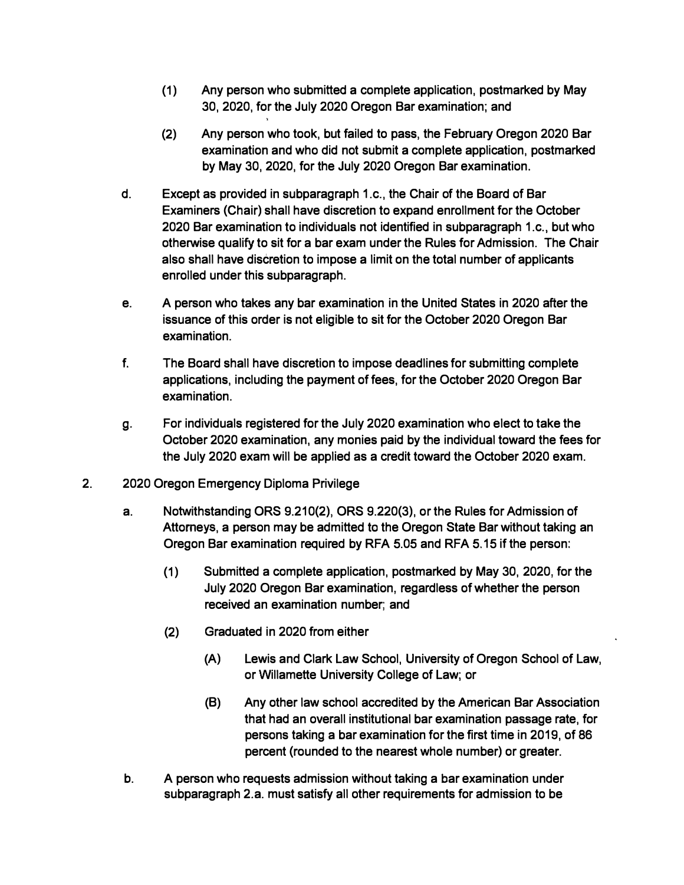(1) Any person who submitted a complete application, postmarked by May 30, 2020, for the July 2020 Oregon Bar examination; and

(2) Any person who took, but failed to pass, the February Oregon 2020 Bar examination and who did not submit a complete application, postmarked by May 30, 2020, for the July 2020 Oregon Bar examination.

d. Except as provided in subparagraph 1.c., the Chair of the Board of Bar Examiners (Chair) shall have discretion to expand enrollment for the October 2020 Bar examination to individuals not identified in subparagraph 1.c., but who otherwise qualify to sit for a bar exam under the Rules for Admission. The Chair also shall have discretion to impose a limit on the total number of applicants enrolled under this subparagraph.

e. A person who takes any bar examination in the United States in 2020 after the issuance of this order is not eligible to sit for the October 2020 Oregon Bar examination.

f. The Board shall have discretion to impose deadlines for submitting complete applications, including the payment of fees, for the October 2020 Oregon Bar examination.

g. For individuals registered for the July 2020 examination who elect to take the October 2020 examination, any monies paid by the individual toward the fees for the July 2020 exam will be applied as a credit toward the October 2020 exam.

2. 2020 Oregon Emergency Diploma Privilege

a. Notwithstanding ORS 9.210(2), ORS 9.220(3), or the Rules for Admission of Attorneys, a person may be admitted to the Oregon State Bar without taking an Oregon Bar examination required by RFA 5.05 and RFA 5.15 if the person:

(1) Submitted a complete application, postmarked by May 30, 2020, for the July 2020 Oregon Bar examination, regardless of whether the person received an examination number; and

(2) Graduated in 2020 from either

(A) Lewis and Clark Law School, University of Oregon School of Law, or Willamette University College of Law; or

(B) Any other law school accredited by the American Bar Association that had an overall institutional bar examination passage rate, for persons taking a bar examination for the first time in 2019, of 86 percent (rounded to the nearest whole number) or greater.

b. A person who requests admission without taking a bar examination under subparagraph 2.a. must satisfy all other requirements for admission to be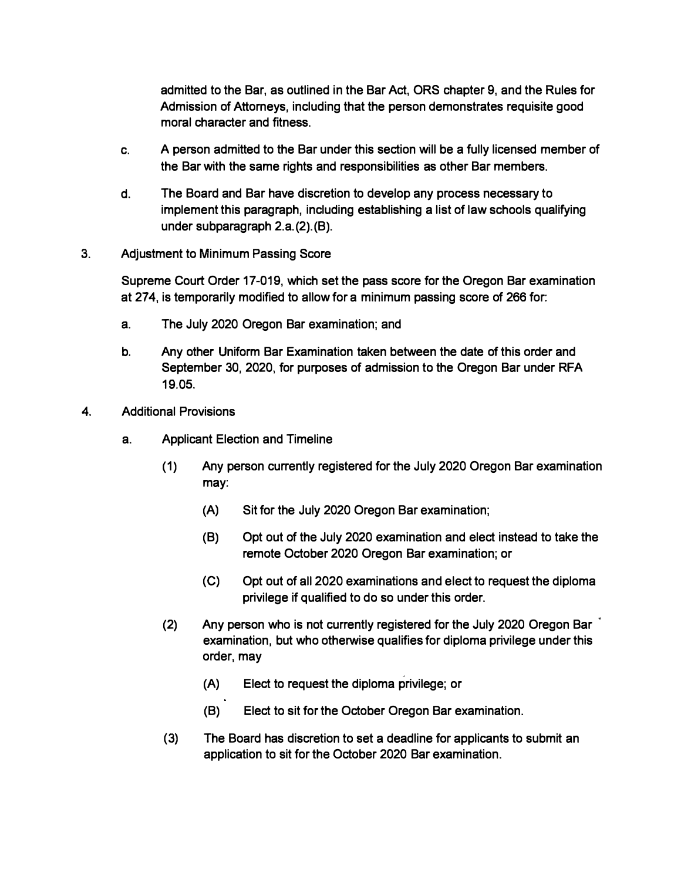admitted to the Bar, as outlined in the Bar Act, ORS chapter 9, and the Rules for Admission of Attorneys, including that the person demonstrates requisite good moral character and fitness.

c. A person admitted to the Bar under this section will be a fully licensed member of the Bar with the same rights and responsibilities as other Bar members.

d. The Board and Bar have discretion to develop any process necessary to implement this paragraph, including establishing a list of law schools qualifying under subparagraph 2.a.(2).(B).

3. Adjustment to Minimum Passing Score

Supreme Court Order 17-019, which set the pass score for the Oregon Bar examination at 274, is temporarily modified to allow for a minimum passing score of 266 for:

a. The July 2020 Oregon Bar examination; and

b. Any other Uniform Bar Examination taken between the date of this order and September 30, 2020, for purposes of admission to the Oregon Bar under RFA 19.05.

4. Additional Provisions

a. Applicant Election and Timeline

(1) Any person currently registered for the July 2020 Oregon Bar examination may:

(A) Sit for the July 2020 Oregon Bar examination;

(B) Opt out of the July 2020 examination and elect instead to take the remote October 2020 Oregon Bar examination; or

(C) Opt out of all 2020 examinations and elect to request the diploma privilege if qualified to do so under this order.

(2) Any person who is not currently registered for the July 2020 Oregon Bar examination, but who otherwise qualifies for diploma privilege under this order, may

(A) Elect to request the diploma privilege; or

(B) Elect to sit for the October Oregon Bar examination.

(3) The Board has discretion to set a deadline for applicants to submit an application to sit for the October 2020 Bar examination.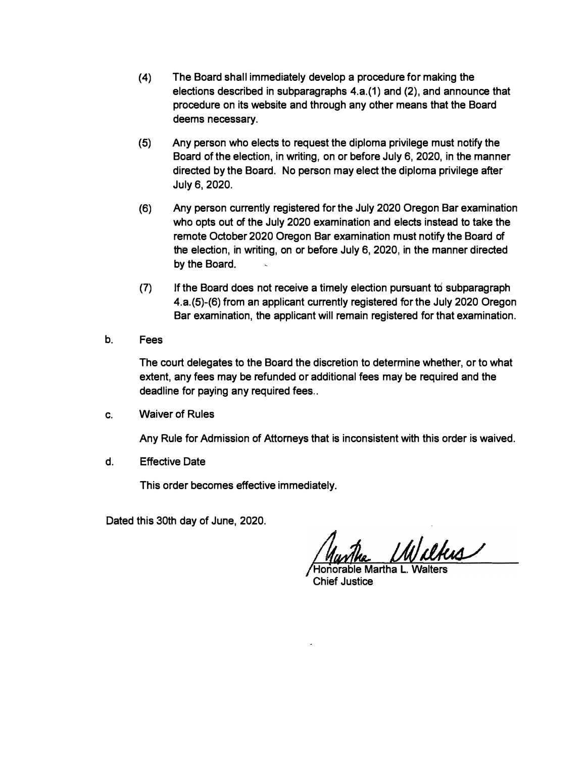(4) The Board shall immediately develop a procedure for making the elections described in subparagraphs 4.a.(1) and (2), and announce that procedure on its website and through any other means that the Board deems necessary.

(5) Any person who elects to request the diploma privilege must notify the Board of the election, in writing, on or before July 6, 2020, in the manner directed by the Board. No person may elect the diploma privilege after July 6, 2020.

(6) Any person currently registered for the July 2020 Oregon Bar examination who opts out of the July 2020 examination and elects instead to take the remote October 2020 Oregon Bar examination must notify the Board of the election, in writing, on or before July 6, 2020, in the manner directed by the Board.

(7) If the Board does not receive a timely election pursuant to subparagraph 4.a.(5)-(6) from an applicant currently registered for the July 2020 Oregon Bar examination, the applicant will remain registered for that examination.

b. Fees

The court delegates to the Board the discretion to determine whether, or to what extent, any fees may be refunded or additional fees may be required and the deadline for paying any required fees..

c. Waiver of Rules

Any Rule for Admission of Attorneys that is inconsistent with this order is waived.

d. Effective Date

This order becomes effective immediately.

Dated this 30th day of June, 2020.

Honorable Martha L. Walters
Chief Justice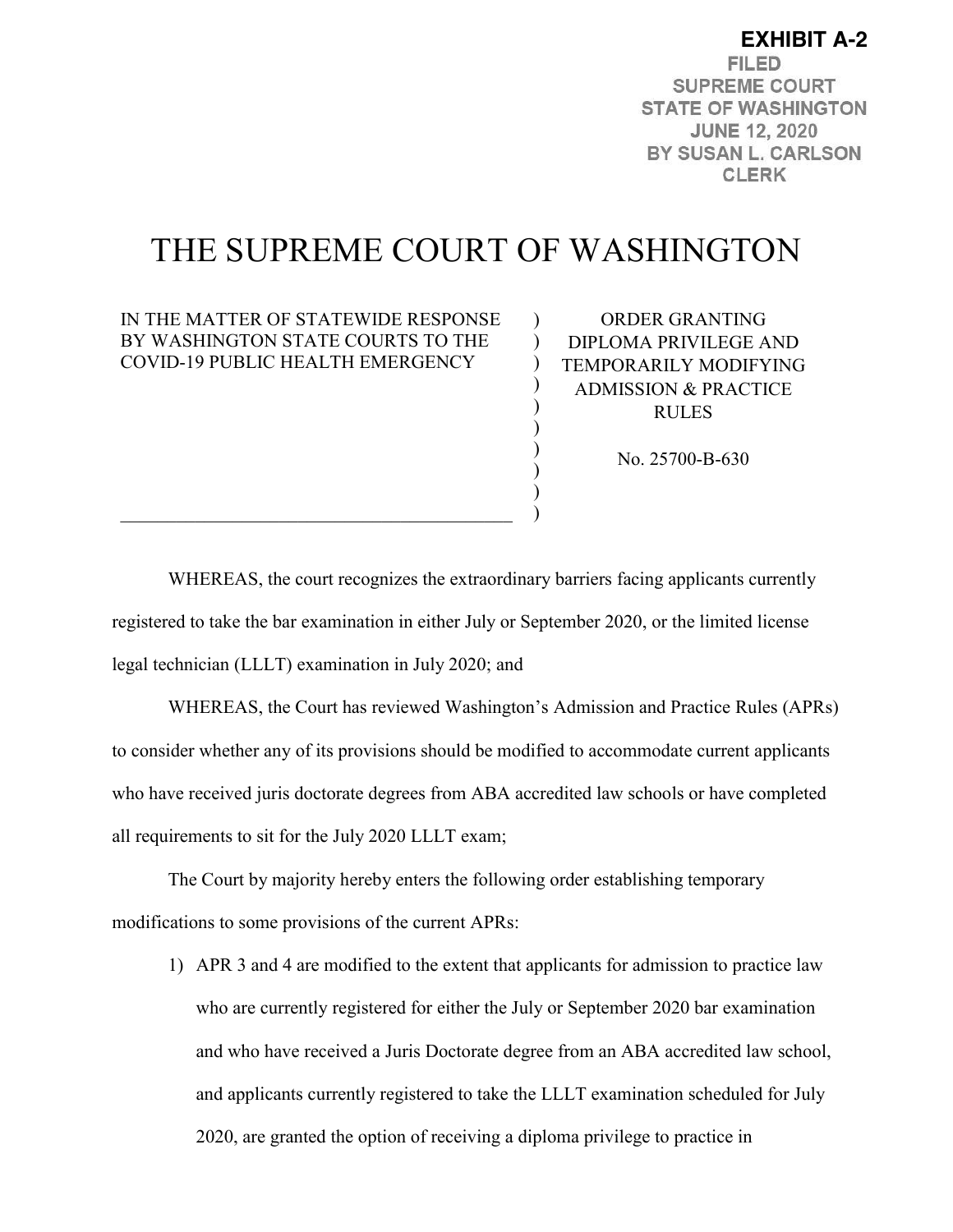**EXHIBIT A-2**

FILED
SUPREME COURT
STATE OF WASHINGTON
JUNE 12, 2020
BY SUSAN L. CARLSON
CLERK

# THE SUPREME COURT OF WASHINGTON

| IN THE MATTER OF STATEWIDE RESPONSE BY WASHINGTON STATE COURTS TO THE COVID-19 PUBLIC HEALTH EMERGENCY | ORDER GRANTING DIPLOMA PRIVILEGE AND TEMPORARILY MODIFYING ADMISSION & PRACTICE RULES<br><br>No. 25700-B-630 |
|---|---|

WHEREAS, the court recognizes the extraordinary barriers facing applicants currently registered to take the bar examination in either July or September 2020, or the limited license legal technician (LLLT) examination in July 2020; and

WHEREAS, the Court has reviewed Washington's Admission and Practice Rules (APRs) to consider whether any of its provisions should be modified to accommodate current applicants who have received juris doctorate degrees from ABA accredited law schools or have completed all requirements to sit for the July 2020 LLLT exam;

The Court by majority hereby enters the following order establishing temporary modifications to some provisions of the current APRs:

1) APR 3 and 4 are modified to the extent that applicants for admission to practice law who are currently registered for either the July or September 2020 bar examination and who have received a Juris Doctorate degree from an ABA accredited law school, and applicants currently registered to take the LLLT examination scheduled for July 2020, are granted the option of receiving a diploma privilege to practice in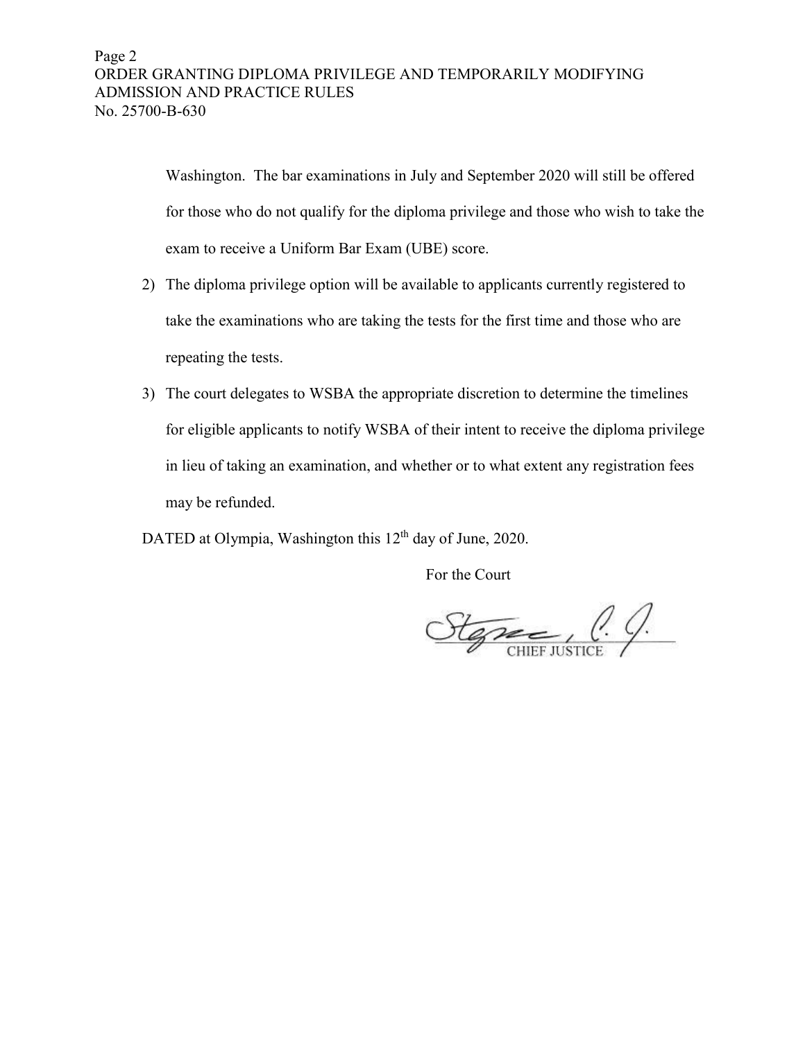Washington. The bar examinations in July and September 2020 will still be offered for those who do not qualify for the diploma privilege and those who wish to take the exam to receive a Uniform Bar Exam (UBE) score.

2) The diploma privilege option will be available to applicants currently registered to take the examinations who are taking the tests for the first time and those who are repeating the tests.

3) The court delegates to WSBA the appropriate discretion to determine the timelines for eligible applicants to notify WSBA of their intent to receive the diploma privilege in lieu of taking an examination, and whether or to what extent any registration fees may be refunded.

DATED at Olympia, Washington this 12th day of June, 2020.

For the Court

Stephens, C. J.
CHIEF JUSTICE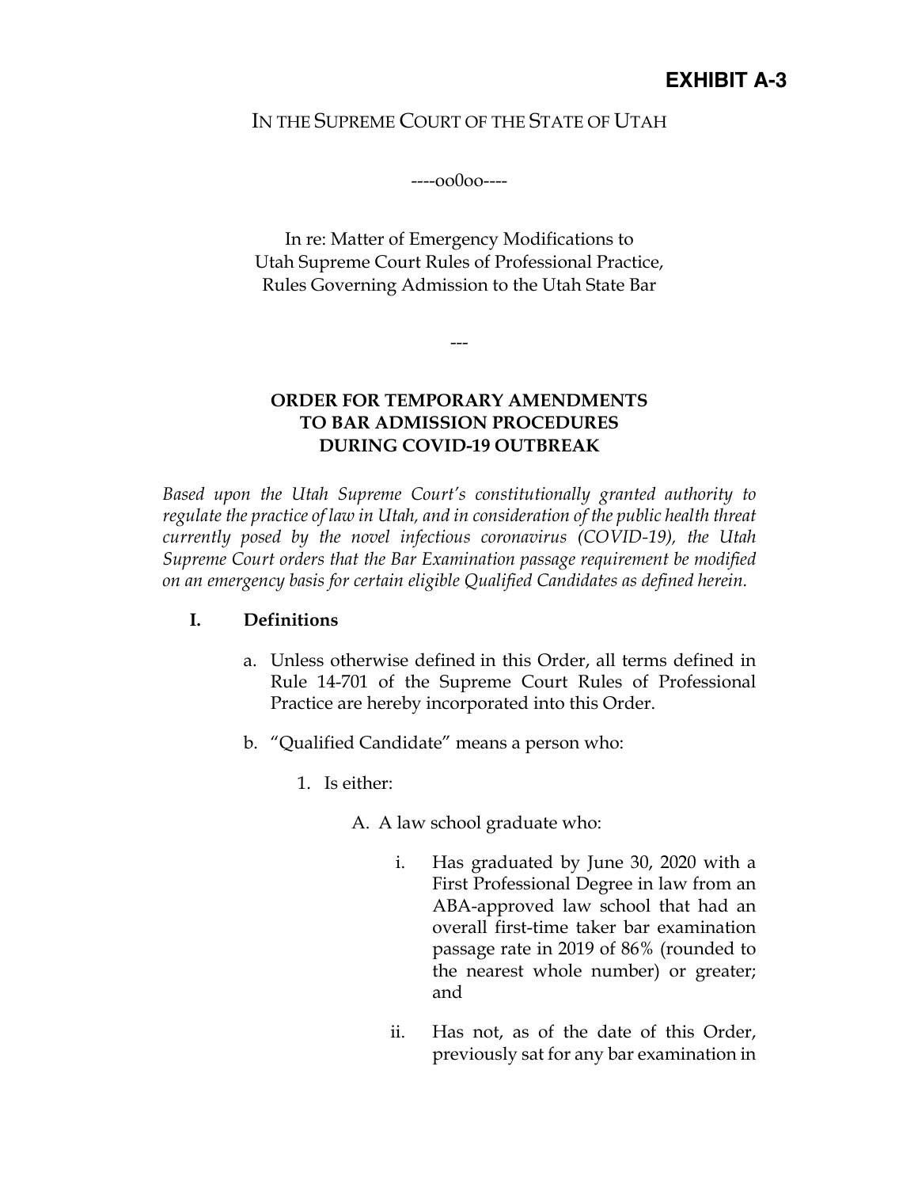**EXHIBIT A-3**

IN THE SUPREME COURT OF THE STATE OF UTAH

----oo0oo----

In re: Matter of Emergency Modifications to
Utah Supreme Court Rules of Professional Practice,
Rules Governing Admission to the Utah State Bar

---

**ORDER FOR TEMPORARY AMENDMENTS TO BAR ADMISSION PROCEDURES DURING COVID-19 OUTBREAK**

*Based upon the Utah Supreme Court's constitutionally granted authority to regulate the practice of law in Utah, and in consideration of the public health threat currently posed by the novel infectious coronavirus (COVID-19), the Utah Supreme Court orders that the Bar Examination passage requirement be modified on an emergency basis for certain eligible Qualified Candidates as defined herein.*

**I. Definitions**

a. Unless otherwise defined in this Order, all terms defined in Rule 14-701 of the Supreme Court Rules of Professional Practice are hereby incorporated into this Order.

b. "Qualified Candidate" means a person who:

1. Is either:

   A. A law school graduate who:

      i. Has graduated by June 30, 2020 with a First Professional Degree in law from an ABA-approved law school that had an overall first-time taker bar examination passage rate in 2019 of 86% (rounded to the nearest whole number) or greater; and

      ii. Has not, as of the date of this Order, previously sat for any bar examination in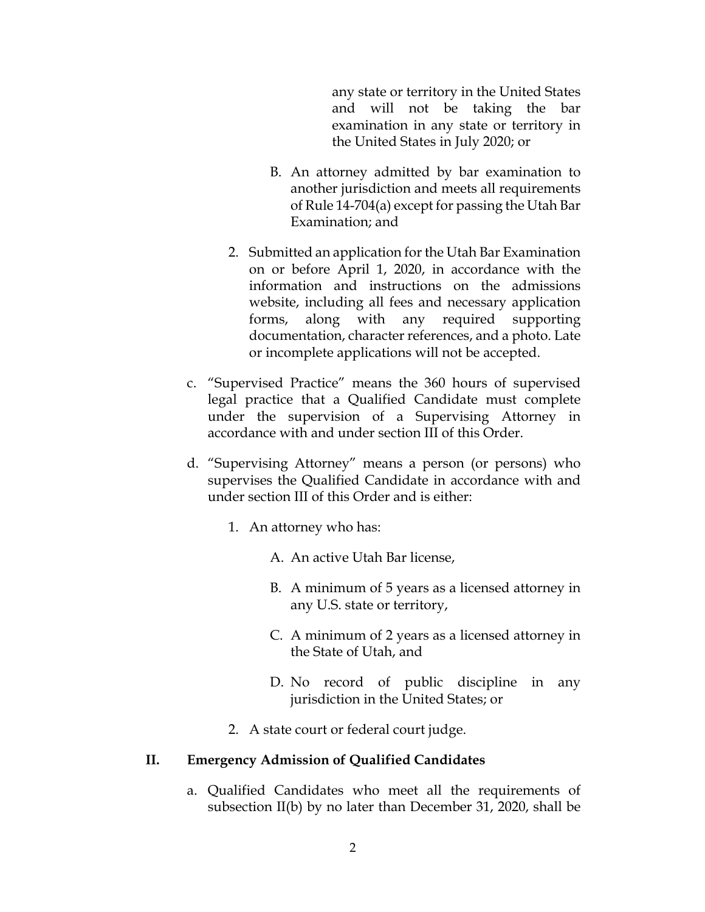any state or territory in the United States and will not be taking the bar examination in any state or territory in the United States in July 2020; or

B. An attorney admitted by bar examination to another jurisdiction and meets all requirements of Rule 14-704(a) except for passing the Utah Bar Examination; and

2. Submitted an application for the Utah Bar Examination on or before April 1, 2020, in accordance with the information and instructions on the admissions website, including all fees and necessary application forms, along with any required supporting documentation, character references, and a photo. Late or incomplete applications will not be accepted.

c. "Supervised Practice" means the 360 hours of supervised legal practice that a Qualified Candidate must complete under the supervision of a Supervising Attorney in accordance with and under section III of this Order.

d. "Supervising Attorney" means a person (or persons) who supervises the Qualified Candidate in accordance with and under section III of this Order and is either:

1. An attorney who has:

   A. An active Utah Bar license,

   B. A minimum of 5 years as a licensed attorney in any U.S. state or territory,

   C. A minimum of 2 years as a licensed attorney in the State of Utah, and

   D. No record of public discipline in any jurisdiction in the United States; or

2. A state court or federal court judge.

## II. Emergency Admission of Qualified Candidates

a. Qualified Candidates who meet all the requirements of subsection II(b) by no later than December 31, 2020, shall be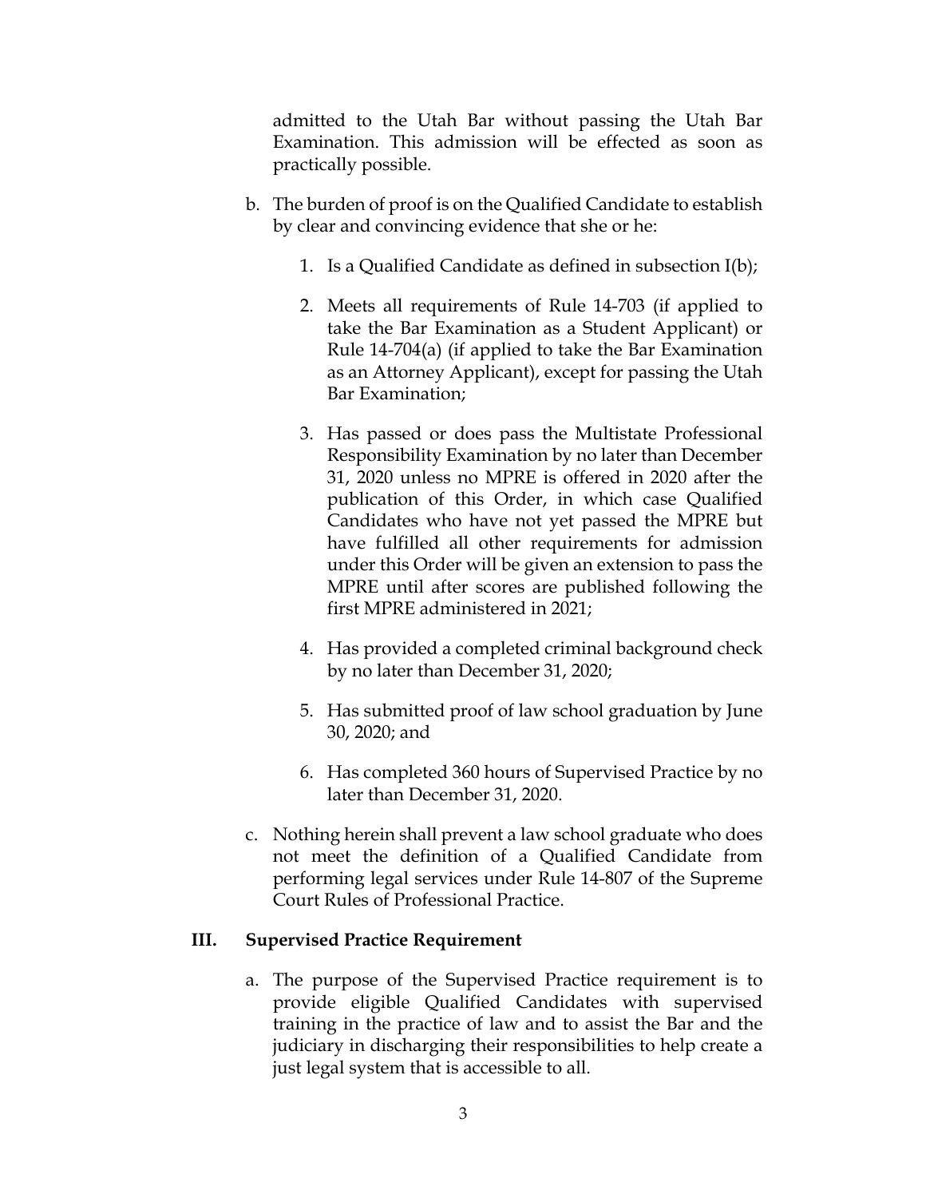admitted to the Utah Bar without passing the Utah Bar Examination. This admission will be effected as soon as practically possible.

b. The burden of proof is on the Qualified Candidate to establish by clear and convincing evidence that she or he:

   1. Is a Qualified Candidate as defined in subsection I(b);

   2. Meets all requirements of Rule 14-703 (if applied to take the Bar Examination as a Student Applicant) or Rule 14-704(a) (if applied to take the Bar Examination as an Attorney Applicant), except for passing the Utah Bar Examination;

   3. Has passed or does pass the Multistate Professional Responsibility Examination by no later than December 31, 2020 unless no MPRE is offered in 2020 after the publication of this Order, in which case Qualified Candidates who have not yet passed the MPRE but have fulfilled all other requirements for admission under this Order will be given an extension to pass the MPRE until after scores are published following the first MPRE administered in 2021;

   4. Has provided a completed criminal background check by no later than December 31, 2020;

   5. Has submitted proof of law school graduation by June 30, 2020; and

   6. Has completed 360 hours of Supervised Practice by no later than December 31, 2020.

c. Nothing herein shall prevent a law school graduate who does not meet the definition of a Qualified Candidate from performing legal services under Rule 14-807 of the Supreme Court Rules of Professional Practice.

## III. Supervised Practice Requirement

a. The purpose of the Supervised Practice requirement is to provide eligible Qualified Candidates with supervised training in the practice of law and to assist the Bar and the judiciary in discharging their responsibilities to help create a just legal system that is accessible to all.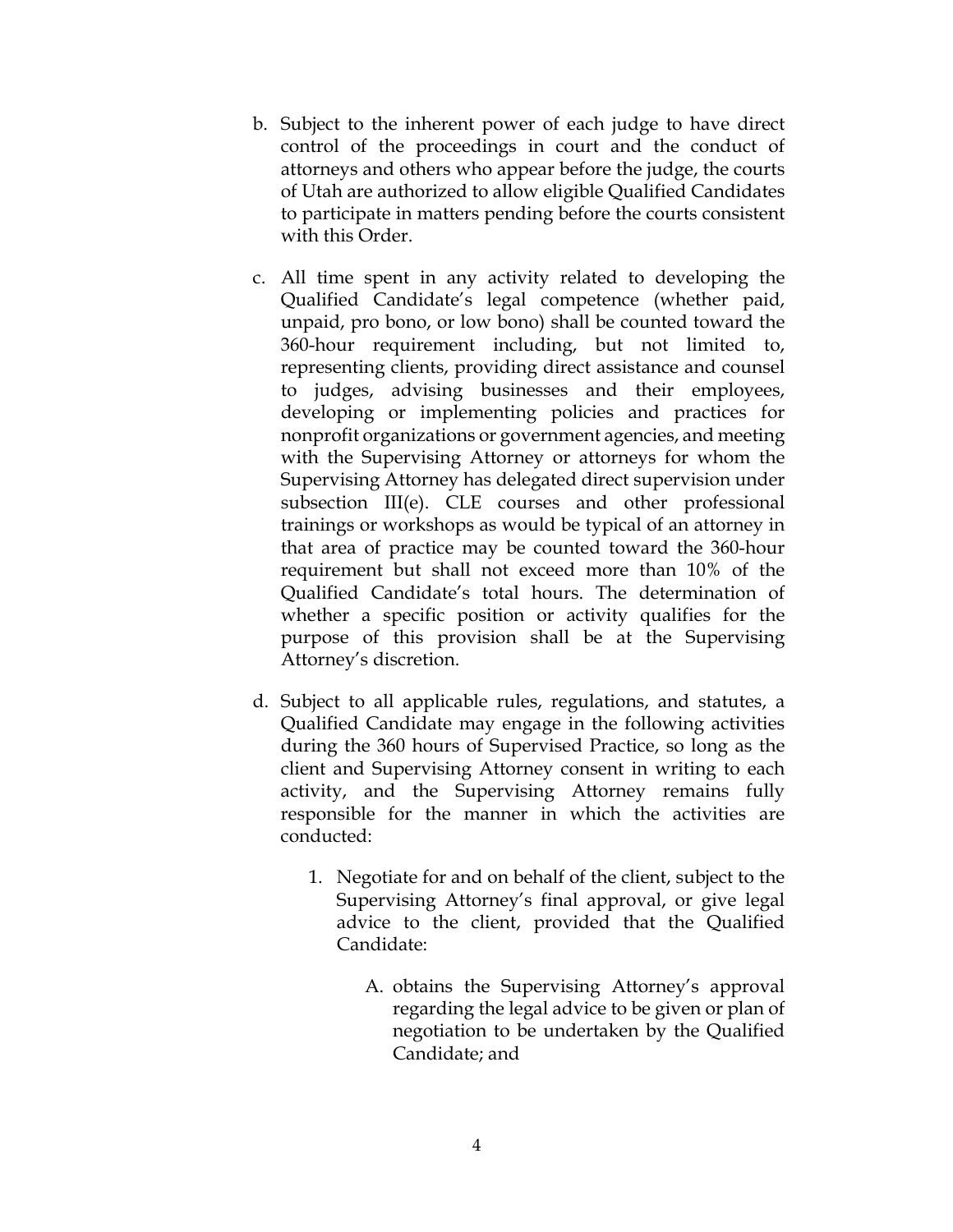b. Subject to the inherent power of each judge to have direct control of the proceedings in court and the conduct of attorneys and others who appear before the judge, the courts of Utah are authorized to allow eligible Qualified Candidates to participate in matters pending before the courts consistent with this Order.

c. All time spent in any activity related to developing the Qualified Candidate's legal competence (whether paid, unpaid, pro bono, or low bono) shall be counted toward the 360-hour requirement including, but not limited to, representing clients, providing direct assistance and counsel to judges, advising businesses and their employees, developing or implementing policies and practices for nonprofit organizations or government agencies, and meeting with the Supervising Attorney or attorneys for whom the Supervising Attorney has delegated direct supervision under subsection III(e). CLE courses and other professional trainings or workshops as would be typical of an attorney in that area of practice may be counted toward the 360-hour requirement but shall not exceed more than 10% of the Qualified Candidate's total hours. The determination of whether a specific position or activity qualifies for the purpose of this provision shall be at the Supervising Attorney's discretion.

d. Subject to all applicable rules, regulations, and statutes, a Qualified Candidate may engage in the following activities during the 360 hours of Supervised Practice, so long as the client and Supervising Attorney consent in writing to each activity, and the Supervising Attorney remains fully responsible for the manner in which the activities are conducted:

   1. Negotiate for and on behalf of the client, subject to the Supervising Attorney's final approval, or give legal advice to the client, provided that the Qualified Candidate:

      A. obtains the Supervising Attorney's approval regarding the legal advice to be given or plan of negotiation to be undertaken by the Qualified Candidate; and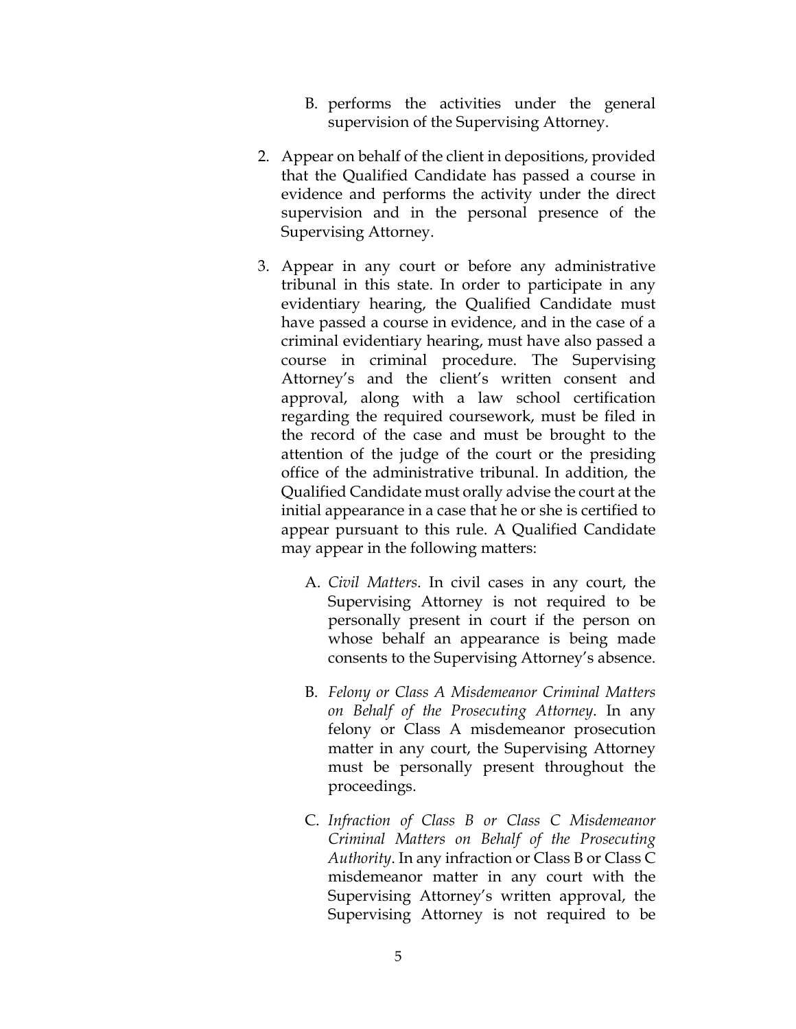B. performs the activities under the general supervision of the Supervising Attorney.

2. Appear on behalf of the client in depositions, provided that the Qualified Candidate has passed a course in evidence and performs the activity under the direct supervision and in the personal presence of the Supervising Attorney.

3. Appear in any court or before any administrative tribunal in this state. In order to participate in any evidentiary hearing, the Qualified Candidate must have passed a course in evidence, and in the case of a criminal evidentiary hearing, must have also passed a course in criminal procedure. The Supervising Attorney's and the client's written consent and approval, along with a law school certification regarding the required coursework, must be filed in the record of the case and must be brought to the attention of the judge of the court or the presiding office of the administrative tribunal. In addition, the Qualified Candidate must orally advise the court at the initial appearance in a case that he or she is certified to appear pursuant to this rule. A Qualified Candidate may appear in the following matters:

   A. *Civil Matters*. In civil cases in any court, the Supervising Attorney is not required to be personally present in court if the person on whose behalf an appearance is being made consents to the Supervising Attorney's absence.

   B. *Felony or Class A Misdemeanor Criminal Matters on Behalf of the Prosecuting Attorney*. In any felony or Class A misdemeanor prosecution matter in any court, the Supervising Attorney must be personally present throughout the proceedings.

   C. *Infraction of Class B or Class C Misdemeanor Criminal Matters on Behalf of the Prosecuting Authority*. In any infraction or Class B or Class C misdemeanor matter in any court with the Supervising Attorney's written approval, the Supervising Attorney is not required to be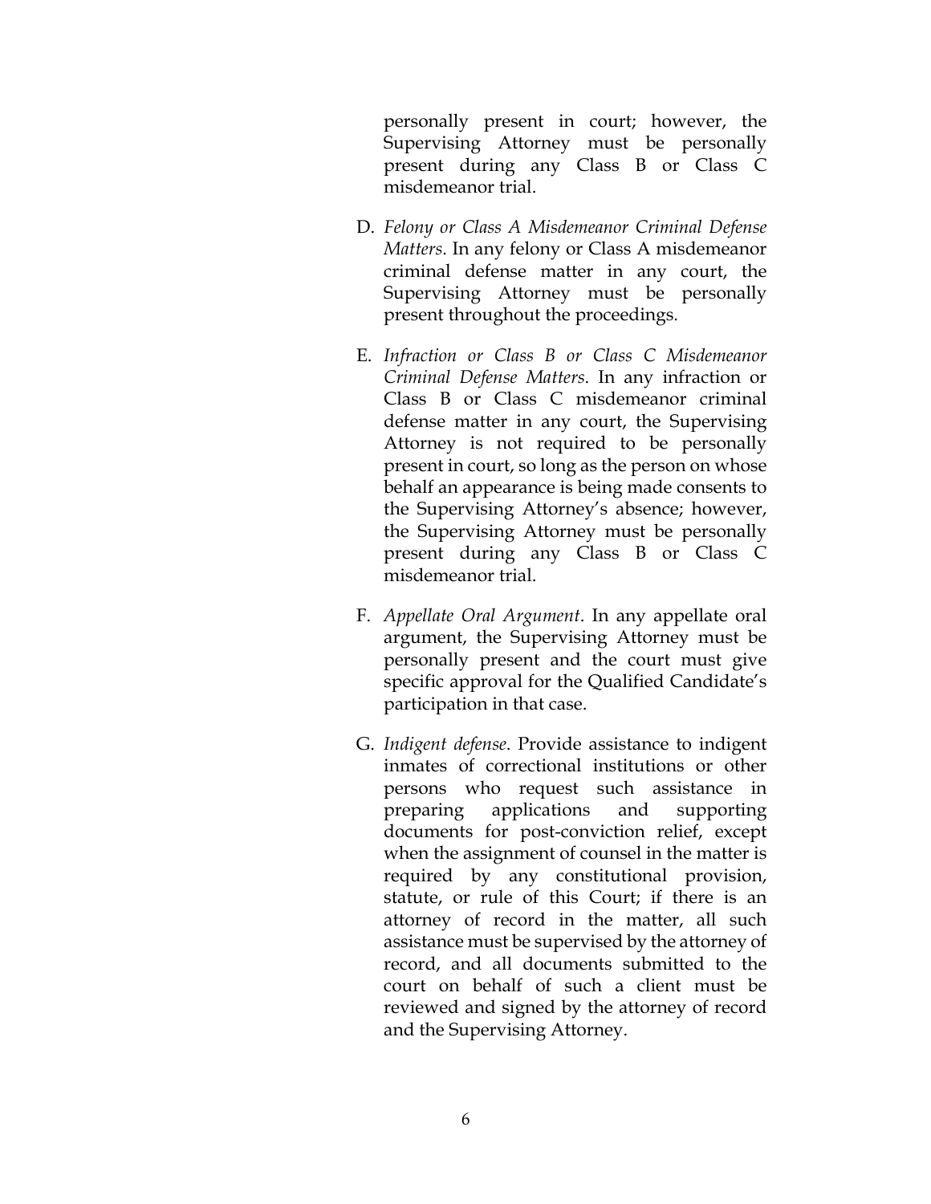personally present in court; however, the Supervising Attorney must be personally present during any Class B or Class C misdemeanor trial.

D. *Felony or Class A Misdemeanor Criminal Defense Matters*. In any felony or Class A misdemeanor criminal defense matter in any court, the Supervising Attorney must be personally present throughout the proceedings.

E. *Infraction or Class B or Class C Misdemeanor Criminal Defense Matters*. In any infraction or Class B or Class C misdemeanor criminal defense matter in any court, the Supervising Attorney is not required to be personally present in court, so long as the person on whose behalf an appearance is being made consents to the Supervising Attorney's absence; however, the Supervising Attorney must be personally present during any Class B or Class C misdemeanor trial.

F. *Appellate Oral Argument*. In any appellate oral argument, the Supervising Attorney must be personally present and the court must give specific approval for the Qualified Candidate's participation in that case.

G. *Indigent defense*. Provide assistance to indigent inmates of correctional institutions or other persons who request such assistance in preparing applications and supporting documents for post-conviction relief, except when the assignment of counsel in the matter is required by any constitutional provision, statute, or rule of this Court; if there is an attorney of record in the matter, all such assistance must be supervised by the attorney of record, and all documents submitted to the court on behalf of such a client must be reviewed and signed by the attorney of record and the Supervising Attorney.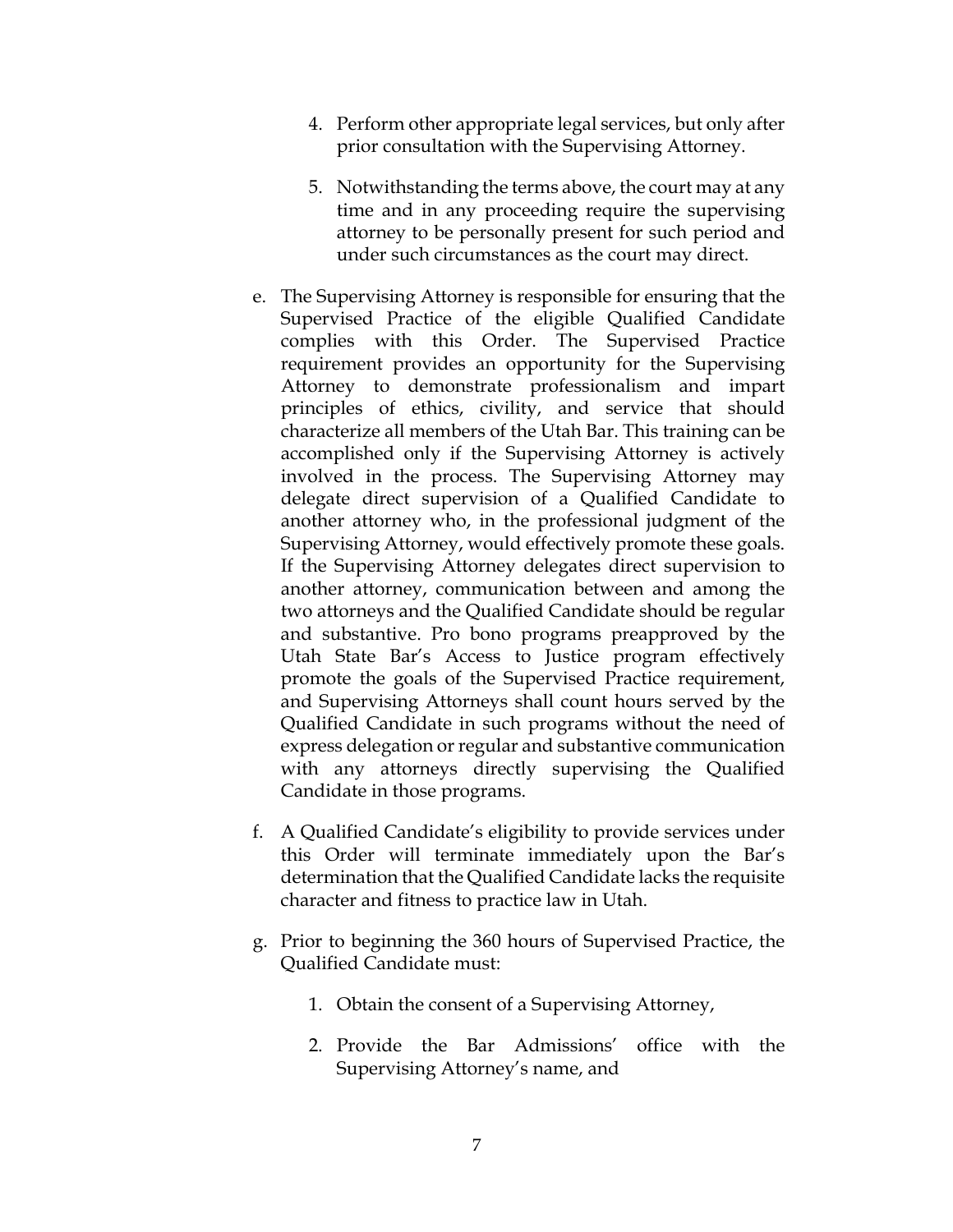4. Perform other appropriate legal services, but only after prior consultation with the Supervising Attorney.

5. Notwithstanding the terms above, the court may at any time and in any proceeding require the supervising attorney to be personally present for such period and under such circumstances as the court may direct.

e. The Supervising Attorney is responsible for ensuring that the Supervised Practice of the eligible Qualified Candidate complies with this Order. The Supervised Practice requirement provides an opportunity for the Supervising Attorney to demonstrate professionalism and impart principles of ethics, civility, and service that should characterize all members of the Utah Bar. This training can be accomplished only if the Supervising Attorney is actively involved in the process. The Supervising Attorney may delegate direct supervision of a Qualified Candidate to another attorney who, in the professional judgment of the Supervising Attorney, would effectively promote these goals. If the Supervising Attorney delegates direct supervision to another attorney, communication between and among the two attorneys and the Qualified Candidate should be regular and substantive. Pro bono programs preapproved by the Utah State Bar's Access to Justice program effectively promote the goals of the Supervised Practice requirement, and Supervising Attorneys shall count hours served by the Qualified Candidate in such programs without the need of express delegation or regular and substantive communication with any attorneys directly supervising the Qualified Candidate in those programs.

f. A Qualified Candidate's eligibility to provide services under this Order will terminate immediately upon the Bar's determination that the Qualified Candidate lacks the requisite character and fitness to practice law in Utah.

g. Prior to beginning the 360 hours of Supervised Practice, the Qualified Candidate must:

   1. Obtain the consent of a Supervising Attorney,

   2. Provide the Bar Admissions' office with the Supervising Attorney's name, and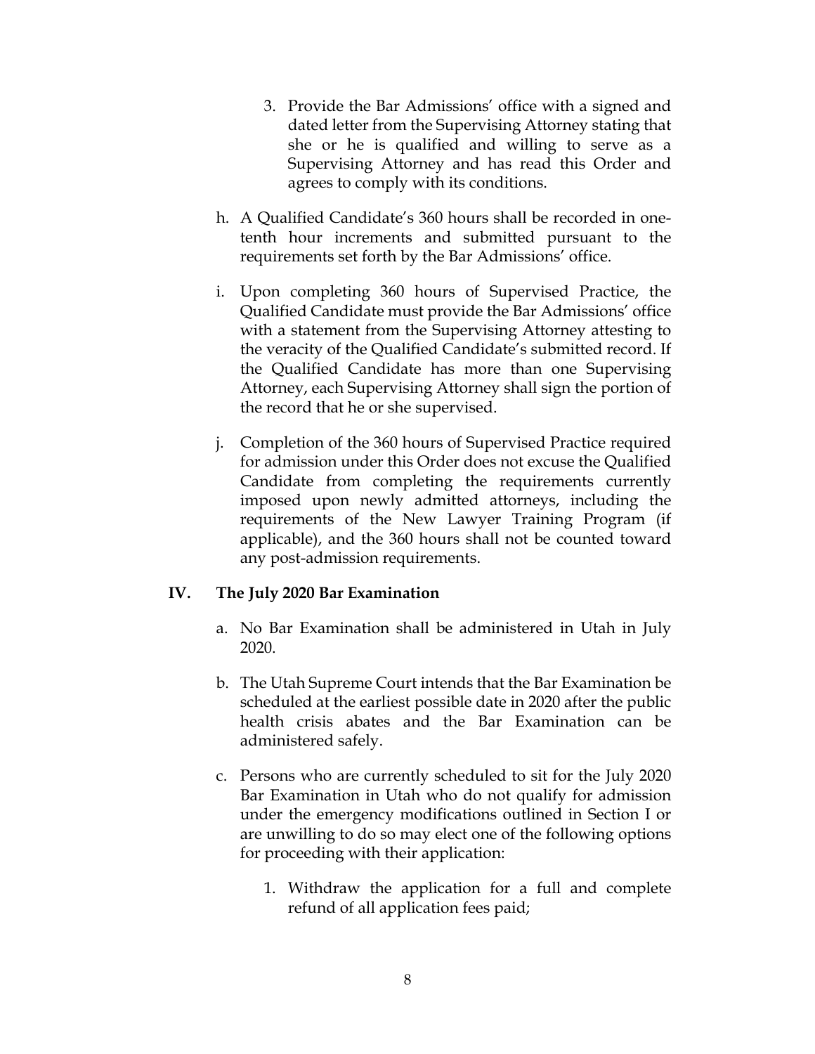3. Provide the Bar Admissions' office with a signed and dated letter from the Supervising Attorney stating that she or he is qualified and willing to serve as a Supervising Attorney and has read this Order and agrees to comply with its conditions.

h. A Qualified Candidate's 360 hours shall be recorded in one-tenth hour increments and submitted pursuant to the requirements set forth by the Bar Admissions' office.

i. Upon completing 360 hours of Supervised Practice, the Qualified Candidate must provide the Bar Admissions' office with a statement from the Supervising Attorney attesting to the veracity of the Qualified Candidate's submitted record. If the Qualified Candidate has more than one Supervising Attorney, each Supervising Attorney shall sign the portion of the record that he or she supervised.

j. Completion of the 360 hours of Supervised Practice required for admission under this Order does not excuse the Qualified Candidate from completing the requirements currently imposed upon newly admitted attorneys, including the requirements of the New Lawyer Training Program (if applicable), and the 360 hours shall not be counted toward any post-admission requirements.

## IV. The July 2020 Bar Examination

a. No Bar Examination shall be administered in Utah in July 2020.

b. The Utah Supreme Court intends that the Bar Examination be scheduled at the earliest possible date in 2020 after the public health crisis abates and the Bar Examination can be administered safely.

c. Persons who are currently scheduled to sit for the July 2020 Bar Examination in Utah who do not qualify for admission under the emergency modifications outlined in Section I or are unwilling to do so may elect one of the following options for proceeding with their application:

   1. Withdraw the application for a full and complete refund of all application fees paid;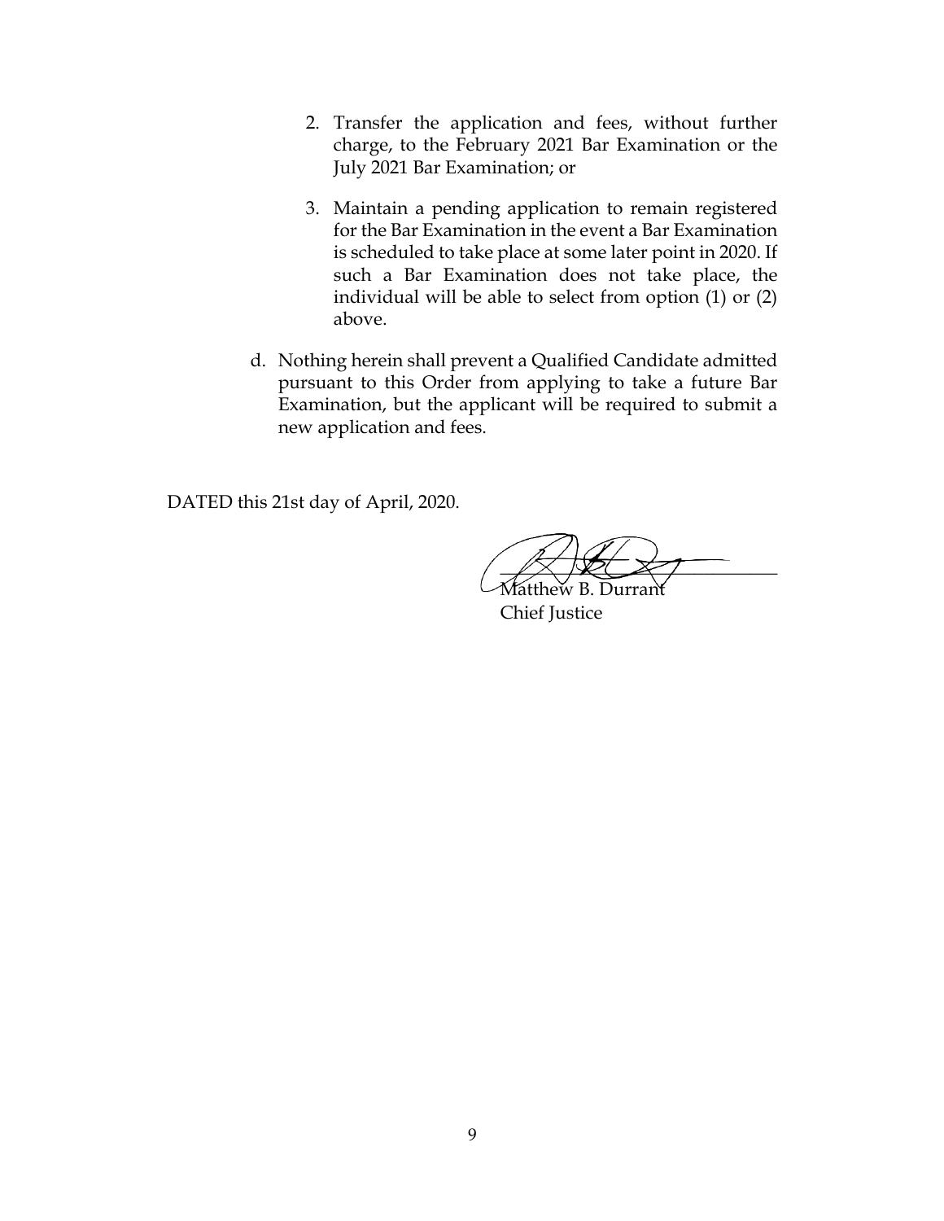2. Transfer the application and fees, without further charge, to the February 2021 Bar Examination or the July 2021 Bar Examination; or

3. Maintain a pending application to remain registered for the Bar Examination in the event a Bar Examination is scheduled to take place at some later point in 2020. If such a Bar Examination does not take place, the individual will be able to select from option (1) or (2) above.

d. Nothing herein shall prevent a Qualified Candidate admitted pursuant to this Order from applying to take a future Bar Examination, but the applicant will be required to submit a new application and fees.

DATED this 21st day of April, 2020.

Matthew B. Durrant
Chief Justice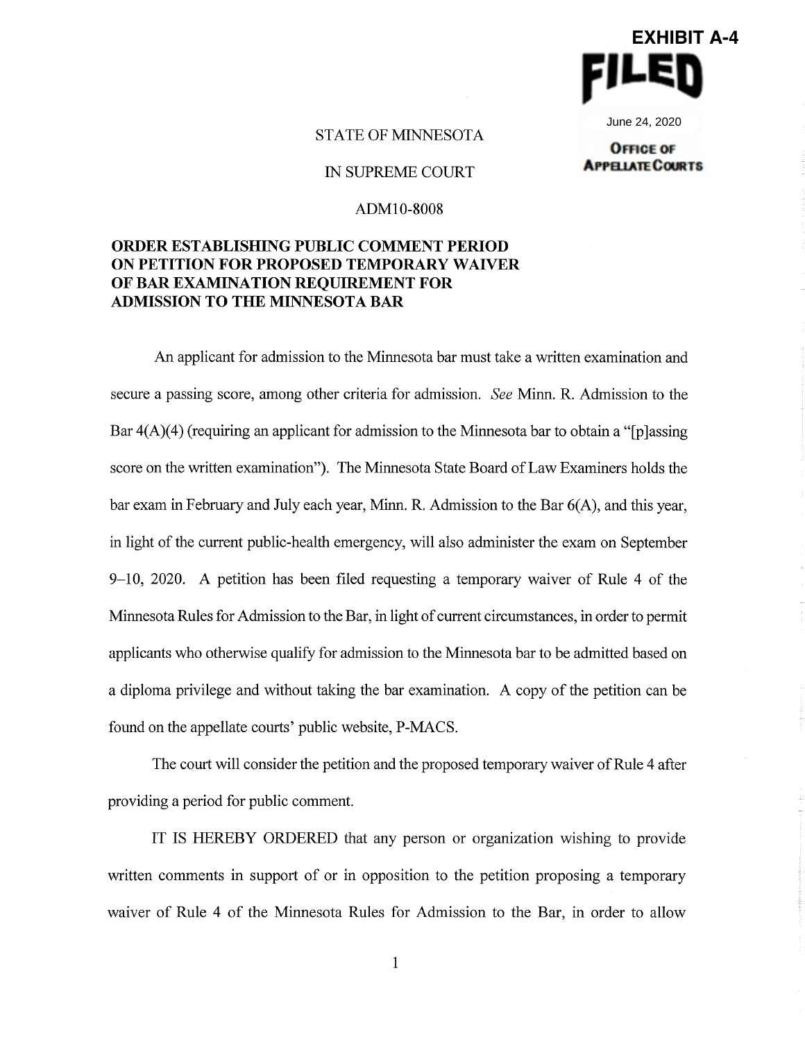**EXHIBIT A-4**

**FILED**

June 24, 2020

**OFFICE OF APPELLATE COURTS**

STATE OF MINNESOTA

IN SUPREME COURT

ADM10-8008

**ORDER ESTABLISHING PUBLIC COMMENT PERIOD ON PETITION FOR PROPOSED TEMPORARY WAIVER OF BAR EXAMINATION REQUIREMENT FOR ADMISSION TO THE MINNESOTA BAR**

An applicant for admission to the Minnesota bar must take a written examination and secure a passing score, among other criteria for admission. *See* Minn. R. Admission to the Bar 4(A)(4) (requiring an applicant for admission to the Minnesota bar to obtain a "[p]assing score on the written examination"). The Minnesota State Board of Law Examiners holds the bar exam in February and July each year, Minn. R. Admission to the Bar 6(A), and this year, in light of the current public-health emergency, will also administer the exam on September 9–10, 2020. A petition has been filed requesting a temporary waiver of Rule 4 of the Minnesota Rules for Admission to the Bar, in light of current circumstances, in order to permit applicants who otherwise qualify for admission to the Minnesota bar to be admitted based on a diploma privilege and without taking the bar examination. A copy of the petition can be found on the appellate courts' public website, P-MACS.

The court will consider the petition and the proposed temporary waiver of Rule 4 after providing a period for public comment.

IT IS HEREBY ORDERED that any person or organization wishing to provide written comments in support of or in opposition to the petition proposing a temporary waiver of Rule 4 of the Minnesota Rules for Admission to the Bar, in order to allow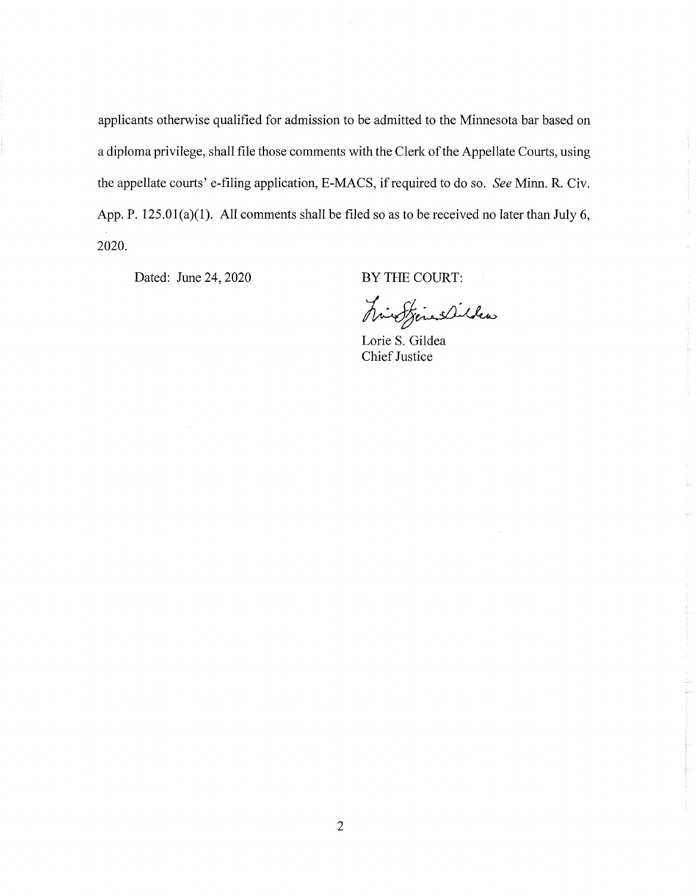applicants otherwise qualified for admission to be admitted to the Minnesota bar based on a diploma privilege, shall file those comments with the Clerk of the Appellate Courts, using the appellate courts' e-filing application, E-MACS, if required to do so. *See* Minn. R. Civ. App. P. 125.01(a)(1). All comments shall be filed so as to be received no later than July 6, 2020.

Dated: June 24, 2020

BY THE COURT:

Lorie S. Gildea
Chief Justice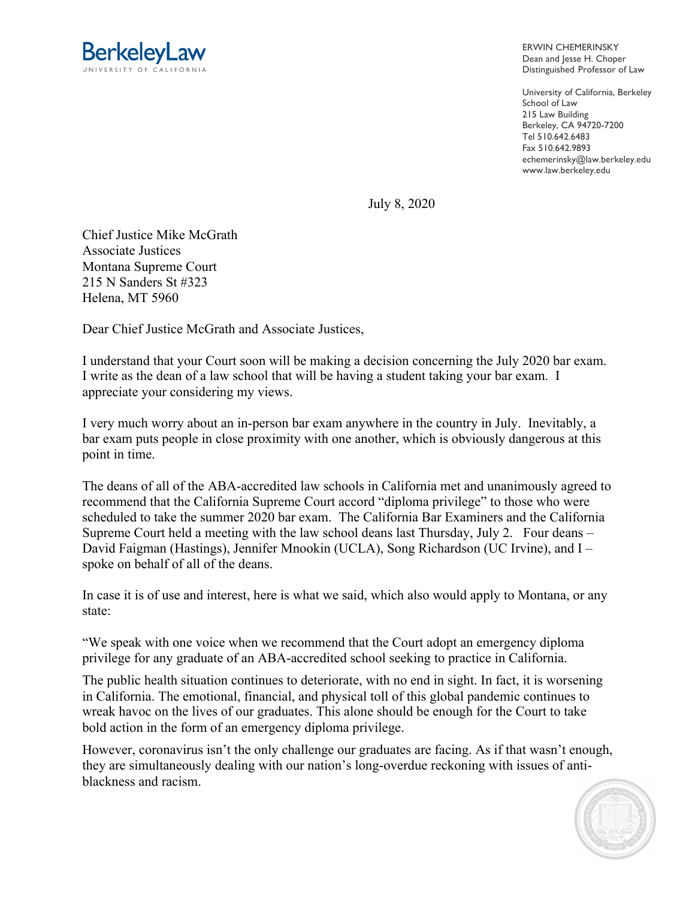**BerkeleyLaw**
UNIVERSITY OF CALIFORNIA

ERWIN CHEMERINSKY
Dean and Jesse H. Choper
Distinguished Professor of Law

University of California, Berkeley
School of Law
215 Law Building
Berkeley, CA 94720-7200
Tel 510.642.6483
Fax 510.642.9893
echemerinsky@law.berkeley.edu
www.law.berkeley.edu

July 8, 2020

Chief Justice Mike McGrath
Associate Justices
Montana Supreme Court
215 N Sanders St #323
Helena, MT 5960

Dear Chief Justice McGrath and Associate Justices,

I understand that your Court soon will be making a decision concerning the July 2020 bar exam. I write as the dean of a law school that will be having a student taking your bar exam. I appreciate your considering my views.

I very much worry about an in-person bar exam anywhere in the country in July. Inevitably, a bar exam puts people in close proximity with one another, which is obviously dangerous at this point in time.

The deans of all of the ABA-accredited law schools in California met and unanimously agreed to recommend that the California Supreme Court accord "diploma privilege" to those who were scheduled to take the summer 2020 bar exam. The California Bar Examiners and the California Supreme Court held a meeting with the law school deans last Thursday, July 2. Four deans – David Faigman (Hastings), Jennifer Mnookin (UCLA), Song Richardson (UC Irvine), and I – spoke on behalf of all of the deans.

In case it is of use and interest, here is what we said, which also would apply to Montana, or any state:

"We speak with one voice when we recommend that the Court adopt an emergency diploma privilege for any graduate of an ABA-accredited school seeking to practice in California.

The public health situation continues to deteriorate, with no end in sight. In fact, it is worsening in California. The emotional, financial, and physical toll of this global pandemic continues to wreak havoc on the lives of our graduates. This alone should be enough for the Court to take bold action in the form of an emergency diploma privilege.

However, coronavirus isn't the only challenge our graduates are facing. As if that wasn't enough, they are simultaneously dealing with our nation's long-overdue reckoning with issues of anti-blackness and racism.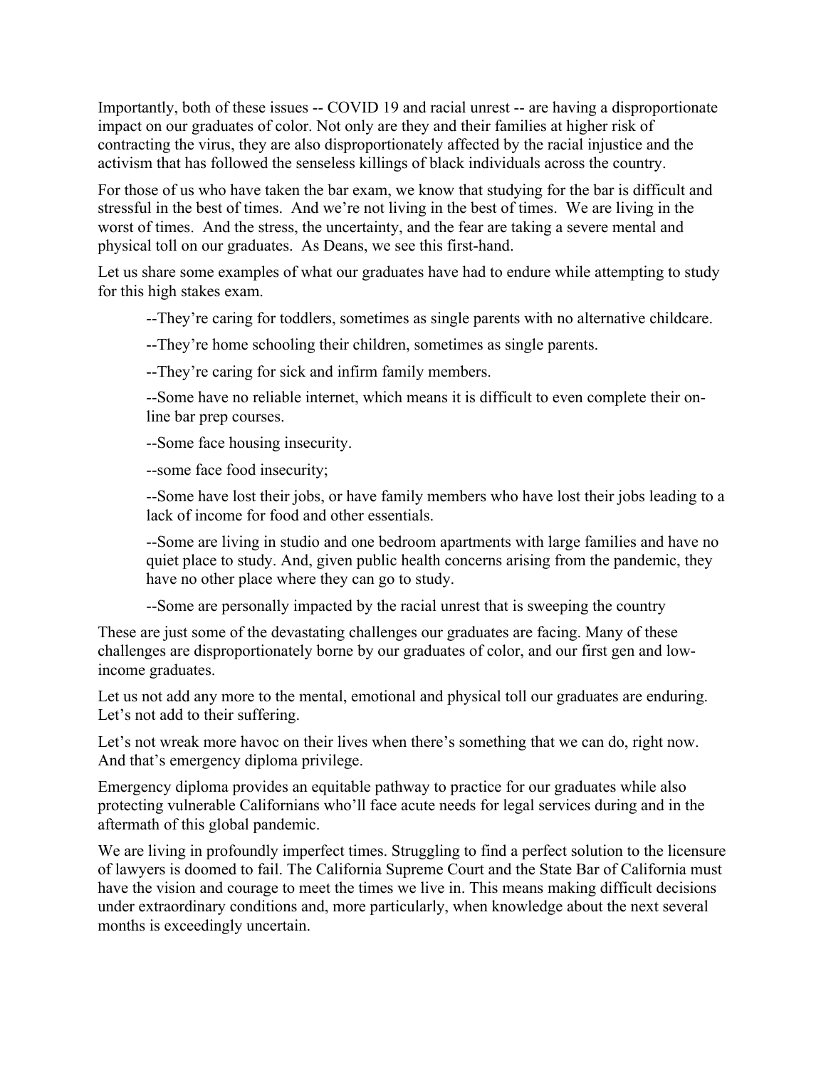Importantly, both of these issues -- COVID 19 and racial unrest -- are having a disproportionate impact on our graduates of color. Not only are they and their families at higher risk of contracting the virus, they are also disproportionately affected by the racial injustice and the activism that has followed the senseless killings of black individuals across the country.

For those of us who have taken the bar exam, we know that studying for the bar is difficult and stressful in the best of times. And we're not living in the best of times. We are living in the worst of times. And the stress, the uncertainty, and the fear are taking a severe mental and physical toll on our graduates. As Deans, we see this first-hand.

Let us share some examples of what our graduates have had to endure while attempting to study for this high stakes exam.

> --They're caring for toddlers, sometimes as single parents with no alternative childcare.
>
> --They're home schooling their children, sometimes as single parents.
>
> --They're caring for sick and infirm family members.
>
> --Some have no reliable internet, which means it is difficult to even complete their on-line bar prep courses.
>
> --Some face housing insecurity.
>
> --some face food insecurity;
>
> --Some have lost their jobs, or have family members who have lost their jobs leading to a lack of income for food and other essentials.
>
> --Some are living in studio and one bedroom apartments with large families and have no quiet place to study. And, given public health concerns arising from the pandemic, they have no other place where they can go to study.
>
> --Some are personally impacted by the racial unrest that is sweeping the country

These are just some of the devastating challenges our graduates are facing. Many of these challenges are disproportionately borne by our graduates of color, and our first gen and low-income graduates.

Let us not add any more to the mental, emotional and physical toll our graduates are enduring. Let's not add to their suffering.

Let's not wreak more havoc on their lives when there's something that we can do, right now. And that's emergency diploma privilege.

Emergency diploma provides an equitable pathway to practice for our graduates while also protecting vulnerable Californians who'll face acute needs for legal services during and in the aftermath of this global pandemic.

We are living in profoundly imperfect times. Struggling to find a perfect solution to the licensure of lawyers is doomed to fail. The California Supreme Court and the State Bar of California must have the vision and courage to meet the times we live in. This means making difficult decisions under extraordinary conditions and, more particularly, when knowledge about the next several months is exceedingly uncertain.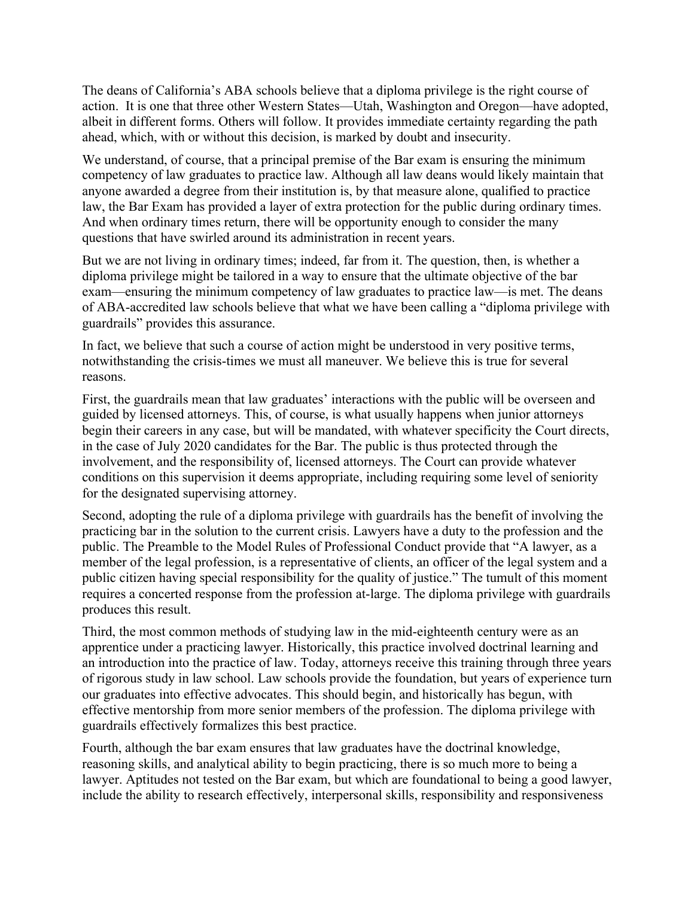The deans of California's ABA schools believe that a diploma privilege is the right course of action. It is one that three other Western States—Utah, Washington and Oregon—have adopted, albeit in different forms. Others will follow. It provides immediate certainty regarding the path ahead, which, with or without this decision, is marked by doubt and insecurity.

We understand, of course, that a principal premise of the Bar exam is ensuring the minimum competency of law graduates to practice law. Although all law deans would likely maintain that anyone awarded a degree from their institution is, by that measure alone, qualified to practice law, the Bar Exam has provided a layer of extra protection for the public during ordinary times. And when ordinary times return, there will be opportunity enough to consider the many questions that have swirled around its administration in recent years.

But we are not living in ordinary times; indeed, far from it. The question, then, is whether a diploma privilege might be tailored in a way to ensure that the ultimate objective of the bar exam—ensuring the minimum competency of law graduates to practice law—is met. The deans of ABA-accredited law schools believe that what we have been calling a "diploma privilege with guardrails" provides this assurance.

In fact, we believe that such a course of action might be understood in very positive terms, notwithstanding the crisis-times we must all maneuver. We believe this is true for several reasons.

First, the guardrails mean that law graduates' interactions with the public will be overseen and guided by licensed attorneys. This, of course, is what usually happens when junior attorneys begin their careers in any case, but will be mandated, with whatever specificity the Court directs, in the case of July 2020 candidates for the Bar. The public is thus protected through the involvement, and the responsibility of, licensed attorneys. The Court can provide whatever conditions on this supervision it deems appropriate, including requiring some level of seniority for the designated supervising attorney.

Second, adopting the rule of a diploma privilege with guardrails has the benefit of involving the practicing bar in the solution to the current crisis. Lawyers have a duty to the profession and the public. The Preamble to the Model Rules of Professional Conduct provide that "A lawyer, as a member of the legal profession, is a representative of clients, an officer of the legal system and a public citizen having special responsibility for the quality of justice." The tumult of this moment requires a concerted response from the profession at-large. The diploma privilege with guardrails produces this result.

Third, the most common methods of studying law in the mid-eighteenth century were as an apprentice under a practicing lawyer. Historically, this practice involved doctrinal learning and an introduction into the practice of law. Today, attorneys receive this training through three years of rigorous study in law school. Law schools provide the foundation, but years of experience turn our graduates into effective advocates. This should begin, and historically has begun, with effective mentorship from more senior members of the profession. The diploma privilege with guardrails effectively formalizes this best practice.

Fourth, although the bar exam ensures that law graduates have the doctrinal knowledge, reasoning skills, and analytical ability to begin practicing, there is so much more to being a lawyer. Aptitudes not tested on the Bar exam, but which are foundational to being a good lawyer, include the ability to research effectively, interpersonal skills, responsibility and responsiveness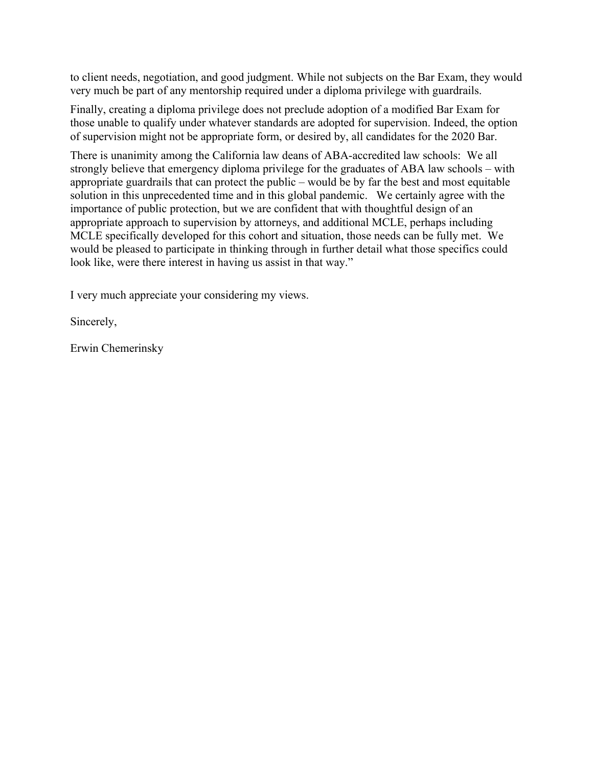to client needs, negotiation, and good judgment. While not subjects on the Bar Exam, they would very much be part of any mentorship required under a diploma privilege with guardrails.

Finally, creating a diploma privilege does not preclude adoption of a modified Bar Exam for those unable to qualify under whatever standards are adopted for supervision. Indeed, the option of supervision might not be appropriate form, or desired by, all candidates for the 2020 Bar.

There is unanimity among the California law deans of ABA-accredited law schools: We all strongly believe that emergency diploma privilege for the graduates of ABA law schools – with appropriate guardrails that can protect the public – would be by far the best and most equitable solution in this unprecedented time and in this global pandemic. We certainly agree with the importance of public protection, but we are confident that with thoughtful design of an appropriate approach to supervision by attorneys, and additional MCLE, perhaps including MCLE specifically developed for this cohort and situation, those needs can be fully met. We would be pleased to participate in thinking through in further detail what those specifics could look like, were there interest in having us assist in that way."

I very much appreciate your considering my views.

Sincerely,

Erwin Chemerinsky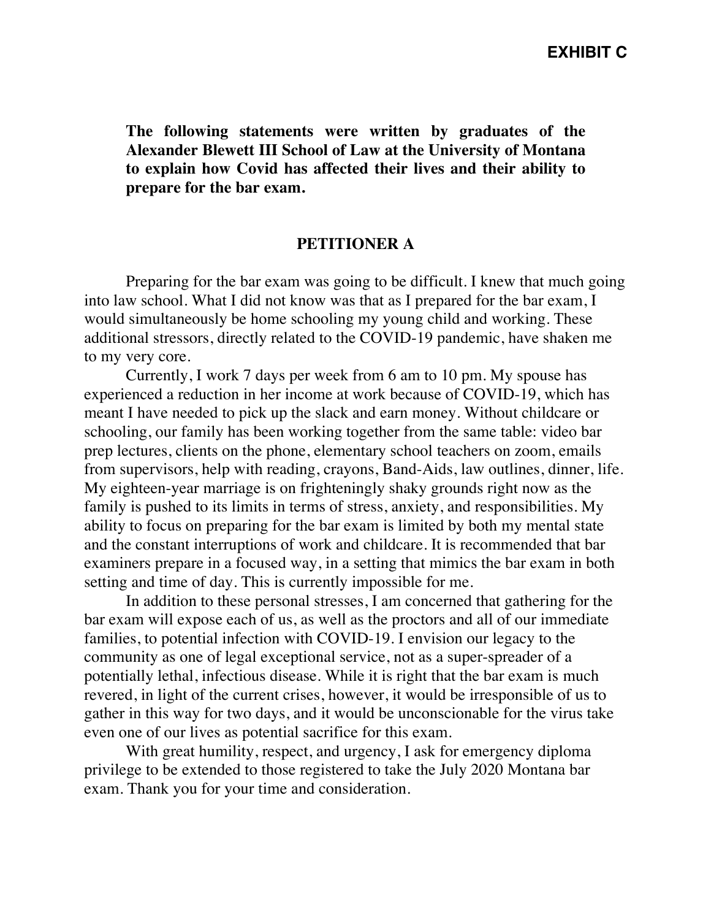**EXHIBIT C**

**The following statements were written by graduates of the Alexander Blewett III School of Law at the University of Montana to explain how Covid has affected their lives and their ability to prepare for the bar exam.**

## PETITIONER A

Preparing for the bar exam was going to be difficult. I knew that much going into law school. What I did not know was that as I prepared for the bar exam, I would simultaneously be home schooling my young child and working. These additional stressors, directly related to the COVID-19 pandemic, have shaken me to my very core.

Currently, I work 7 days per week from 6 am to 10 pm. My spouse has experienced a reduction in her income at work because of COVID-19, which has meant I have needed to pick up the slack and earn money. Without childcare or schooling, our family has been working together from the same table: video bar prep lectures, clients on the phone, elementary school teachers on zoom, emails from supervisors, help with reading, crayons, Band-Aids, law outlines, dinner, life. My eighteen-year marriage is on frighteningly shaky grounds right now as the family is pushed to its limits in terms of stress, anxiety, and responsibilities. My ability to focus on preparing for the bar exam is limited by both my mental state and the constant interruptions of work and childcare. It is recommended that bar examiners prepare in a focused way, in a setting that mimics the bar exam in both setting and time of day. This is currently impossible for me.

In addition to these personal stresses, I am concerned that gathering for the bar exam will expose each of us, as well as the proctors and all of our immediate families, to potential infection with COVID-19. I envision our legacy to the community as one of legal exceptional service, not as a super-spreader of a potentially lethal, infectious disease. While it is right that the bar exam is much revered, in light of the current crises, however, it would be irresponsible of us to gather in this way for two days, and it would be unconscionable for the virus take even one of our lives as potential sacrifice for this exam.

With great humility, respect, and urgency, I ask for emergency diploma privilege to be extended to those registered to take the July 2020 Montana bar exam. Thank you for your time and consideration.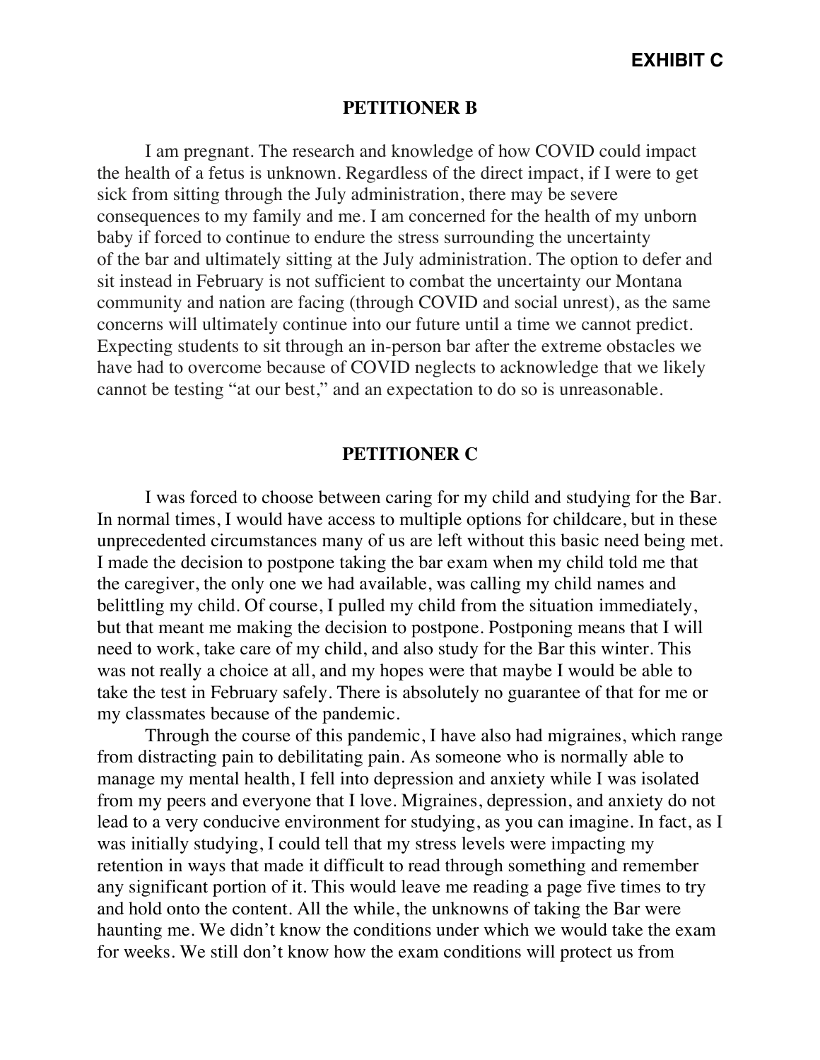**EXHIBIT C**

## PETITIONER B

I am pregnant. The research and knowledge of how COVID could impact the health of a fetus is unknown. Regardless of the direct impact, if I were to get sick from sitting through the July administration, there may be severe consequences to my family and me. I am concerned for the health of my unborn baby if forced to continue to endure the stress surrounding the uncertainty of the bar and ultimately sitting at the July administration. The option to defer and sit instead in February is not sufficient to combat the uncertainty our Montana community and nation are facing (through COVID and social unrest), as the same concerns will ultimately continue into our future until a time we cannot predict. Expecting students to sit through an in-person bar after the extreme obstacles we have had to overcome because of COVID neglects to acknowledge that we likely cannot be testing "at our best," and an expectation to do so is unreasonable.

## PETITIONER C

I was forced to choose between caring for my child and studying for the Bar. In normal times, I would have access to multiple options for childcare, but in these unprecedented circumstances many of us are left without this basic need being met. I made the decision to postpone taking the bar exam when my child told me that the caregiver, the only one we had available, was calling my child names and belittling my child. Of course, I pulled my child from the situation immediately, but that meant me making the decision to postpone. Postponing means that I will need to work, take care of my child, and also study for the Bar this winter. This was not really a choice at all, and my hopes were that maybe I would be able to take the test in February safely. There is absolutely no guarantee of that for me or my classmates because of the pandemic.

Through the course of this pandemic, I have also had migraines, which range from distracting pain to debilitating pain. As someone who is normally able to manage my mental health, I fell into depression and anxiety while I was isolated from my peers and everyone that I love. Migraines, depression, and anxiety do not lead to a very conducive environment for studying, as you can imagine. In fact, as I was initially studying, I could tell that my stress levels were impacting my retention in ways that made it difficult to read through something and remember any significant portion of it. This would leave me reading a page five times to try and hold onto the content. All the while, the unknowns of taking the Bar were haunting me. We didn't know the conditions under which we would take the exam for weeks. We still don't know how the exam conditions will protect us from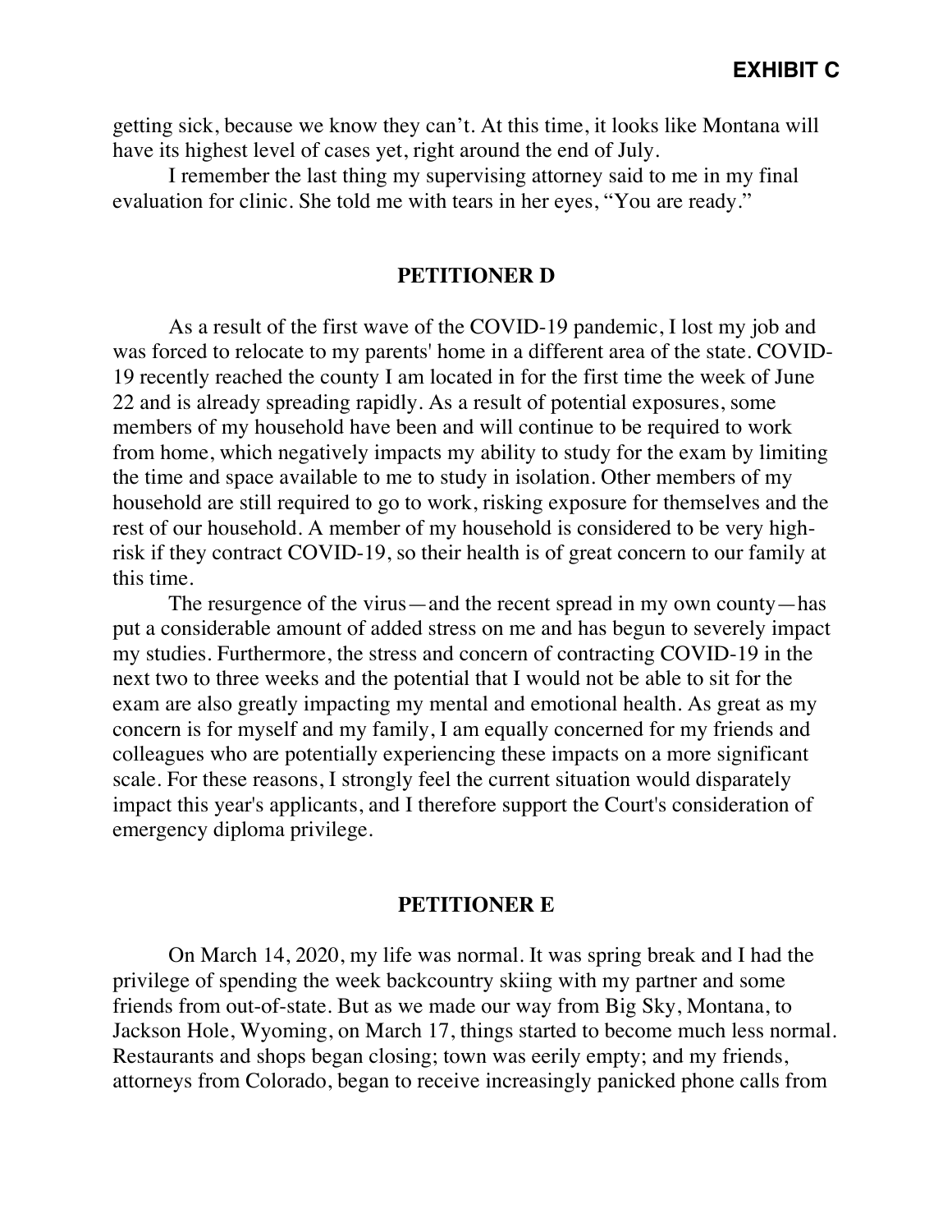**EXHIBIT C**

getting sick, because we know they can't. At this time, it looks like Montana will have its highest level of cases yet, right around the end of July.

I remember the last thing my supervising attorney said to me in my final evaluation for clinic. She told me with tears in her eyes, "You are ready."

## PETITIONER D

As a result of the first wave of the COVID-19 pandemic, I lost my job and was forced to relocate to my parents' home in a different area of the state. COVID-19 recently reached the county I am located in for the first time the week of June 22 and is already spreading rapidly. As a result of potential exposures, some members of my household have been and will continue to be required to work from home, which negatively impacts my ability to study for the exam by limiting the time and space available to me to study in isolation. Other members of my household are still required to go to work, risking exposure for themselves and the rest of our household. A member of my household is considered to be very high-risk if they contract COVID-19, so their health is of great concern to our family at this time.

The resurgence of the virus—and the recent spread in my own county—has put a considerable amount of added stress on me and has begun to severely impact my studies. Furthermore, the stress and concern of contracting COVID-19 in the next two to three weeks and the potential that I would not be able to sit for the exam are also greatly impacting my mental and emotional health. As great as my concern is for myself and my family, I am equally concerned for my friends and colleagues who are potentially experiencing these impacts on a more significant scale. For these reasons, I strongly feel the current situation would disparately impact this year's applicants, and I therefore support the Court's consideration of emergency diploma privilege.

## PETITIONER E

On March 14, 2020, my life was normal. It was spring break and I had the privilege of spending the week backcountry skiing with my partner and some friends from out-of-state. But as we made our way from Big Sky, Montana, to Jackson Hole, Wyoming, on March 17, things started to become much less normal. Restaurants and shops began closing; town was eerily empty; and my friends, attorneys from Colorado, began to receive increasingly panicked phone calls from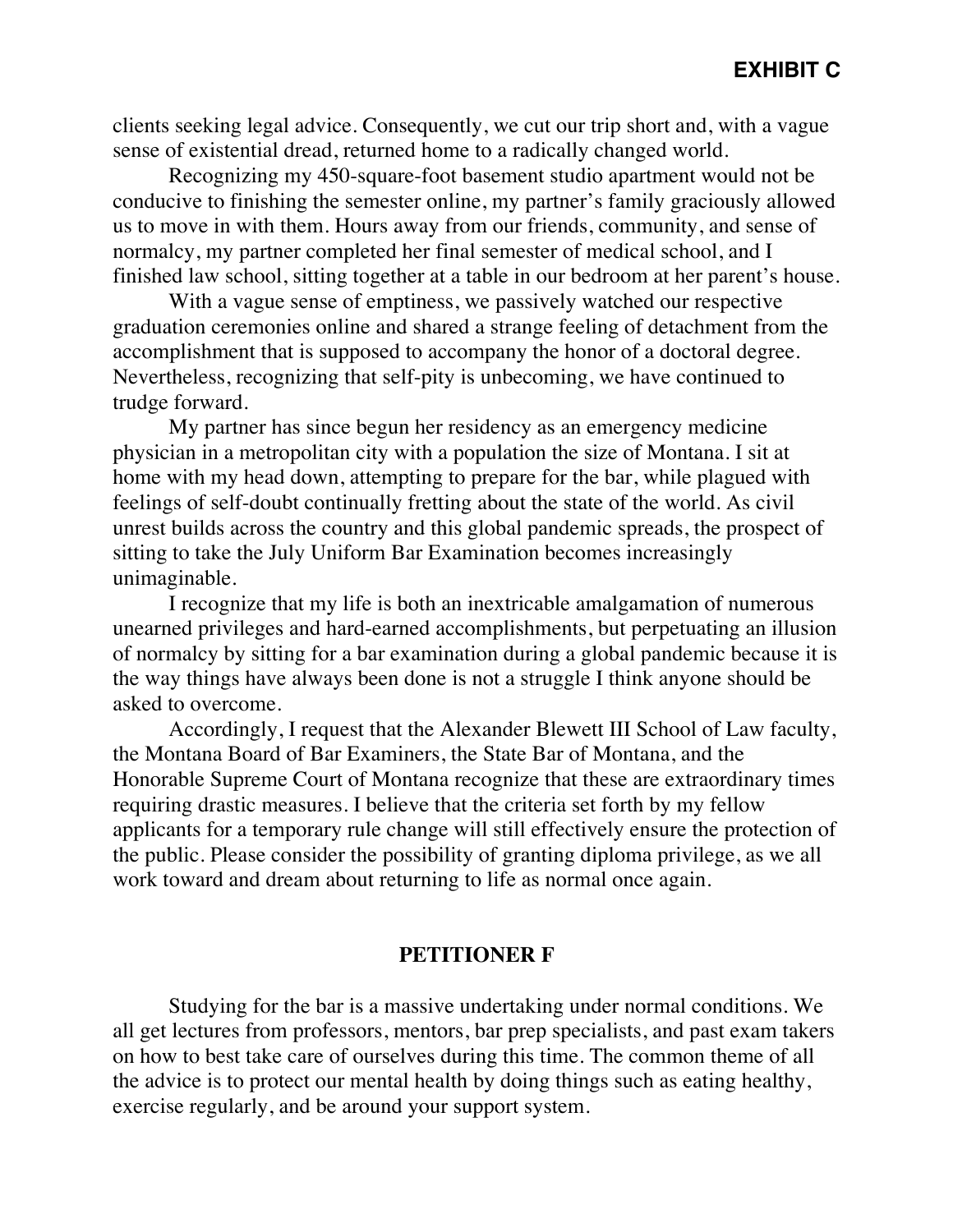**EXHIBIT C**

clients seeking legal advice. Consequently, we cut our trip short and, with a vague sense of existential dread, returned home to a radically changed world.

Recognizing my 450-square-foot basement studio apartment would not be conducive to finishing the semester online, my partner's family graciously allowed us to move in with them. Hours away from our friends, community, and sense of normalcy, my partner completed her final semester of medical school, and I finished law school, sitting together at a table in our bedroom at her parent's house.

With a vague sense of emptiness, we passively watched our respective graduation ceremonies online and shared a strange feeling of detachment from the accomplishment that is supposed to accompany the honor of a doctoral degree. Nevertheless, recognizing that self-pity is unbecoming, we have continued to trudge forward.

My partner has since begun her residency as an emergency medicine physician in a metropolitan city with a population the size of Montana. I sit at home with my head down, attempting to prepare for the bar, while plagued with feelings of self-doubt continually fretting about the state of the world. As civil unrest builds across the country and this global pandemic spreads, the prospect of sitting to take the July Uniform Bar Examination becomes increasingly unimaginable.

I recognize that my life is both an inextricable amalgamation of numerous unearned privileges and hard-earned accomplishments, but perpetuating an illusion of normalcy by sitting for a bar examination during a global pandemic because it is the way things have always been done is not a struggle I think anyone should be asked to overcome.

Accordingly, I request that the Alexander Blewett III School of Law faculty, the Montana Board of Bar Examiners, the State Bar of Montana, and the Honorable Supreme Court of Montana recognize that these are extraordinary times requiring drastic measures. I believe that the criteria set forth by my fellow applicants for a temporary rule change will still effectively ensure the protection of the public. Please consider the possibility of granting diploma privilege, as we all work toward and dream about returning to life as normal once again.

## PETITIONER F

Studying for the bar is a massive undertaking under normal conditions. We all get lectures from professors, mentors, bar prep specialists, and past exam takers on how to best take care of ourselves during this time. The common theme of all the advice is to protect our mental health by doing things such as eating healthy, exercise regularly, and be around your support system.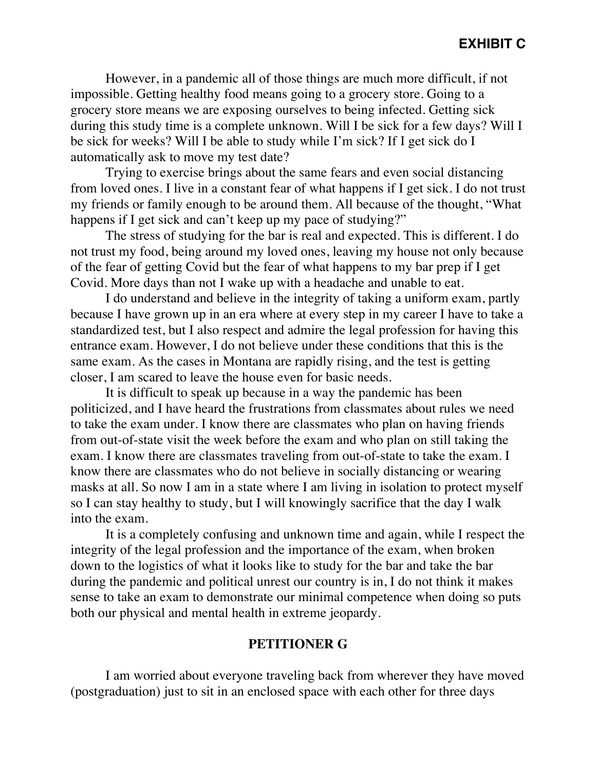**EXHIBIT C**

However, in a pandemic all of those things are much more difficult, if not impossible. Getting healthy food means going to a grocery store. Going to a grocery store means we are exposing ourselves to being infected. Getting sick during this study time is a complete unknown. Will I be sick for a few days? Will I be sick for weeks? Will I be able to study while I'm sick? If I get sick do I automatically ask to move my test date?

Trying to exercise brings about the same fears and even social distancing from loved ones. I live in a constant fear of what happens if I get sick. I do not trust my friends or family enough to be around them. All because of the thought, "What happens if I get sick and can't keep up my pace of studying?"

The stress of studying for the bar is real and expected. This is different. I do not trust my food, being around my loved ones, leaving my house not only because of the fear of getting Covid but the fear of what happens to my bar prep if I get Covid. More days than not I wake up with a headache and unable to eat.

I do understand and believe in the integrity of taking a uniform exam, partly because I have grown up in an era where at every step in my career I have to take a standardized test, but I also respect and admire the legal profession for having this entrance exam. However, I do not believe under these conditions that this is the same exam. As the cases in Montana are rapidly rising, and the test is getting closer, I am scared to leave the house even for basic needs.

It is difficult to speak up because in a way the pandemic has been politicized, and I have heard the frustrations from classmates about rules we need to take the exam under. I know there are classmates who plan on having friends from out-of-state visit the week before the exam and who plan on still taking the exam. I know there are classmates traveling from out-of-state to take the exam. I know there are classmates who do not believe in socially distancing or wearing masks at all. So now I am in a state where I am living in isolation to protect myself so I can stay healthy to study, but I will knowingly sacrifice that the day I walk into the exam.

It is a completely confusing and unknown time and again, while I respect the integrity of the legal profession and the importance of the exam, when broken down to the logistics of what it looks like to study for the bar and take the bar during the pandemic and political unrest our country is in, I do not think it makes sense to take an exam to demonstrate our minimal competence when doing so puts both our physical and mental health in extreme jeopardy.

**PETITIONER G**

I am worried about everyone traveling back from wherever they have moved (postgraduation) just to sit in an enclosed space with each other for three days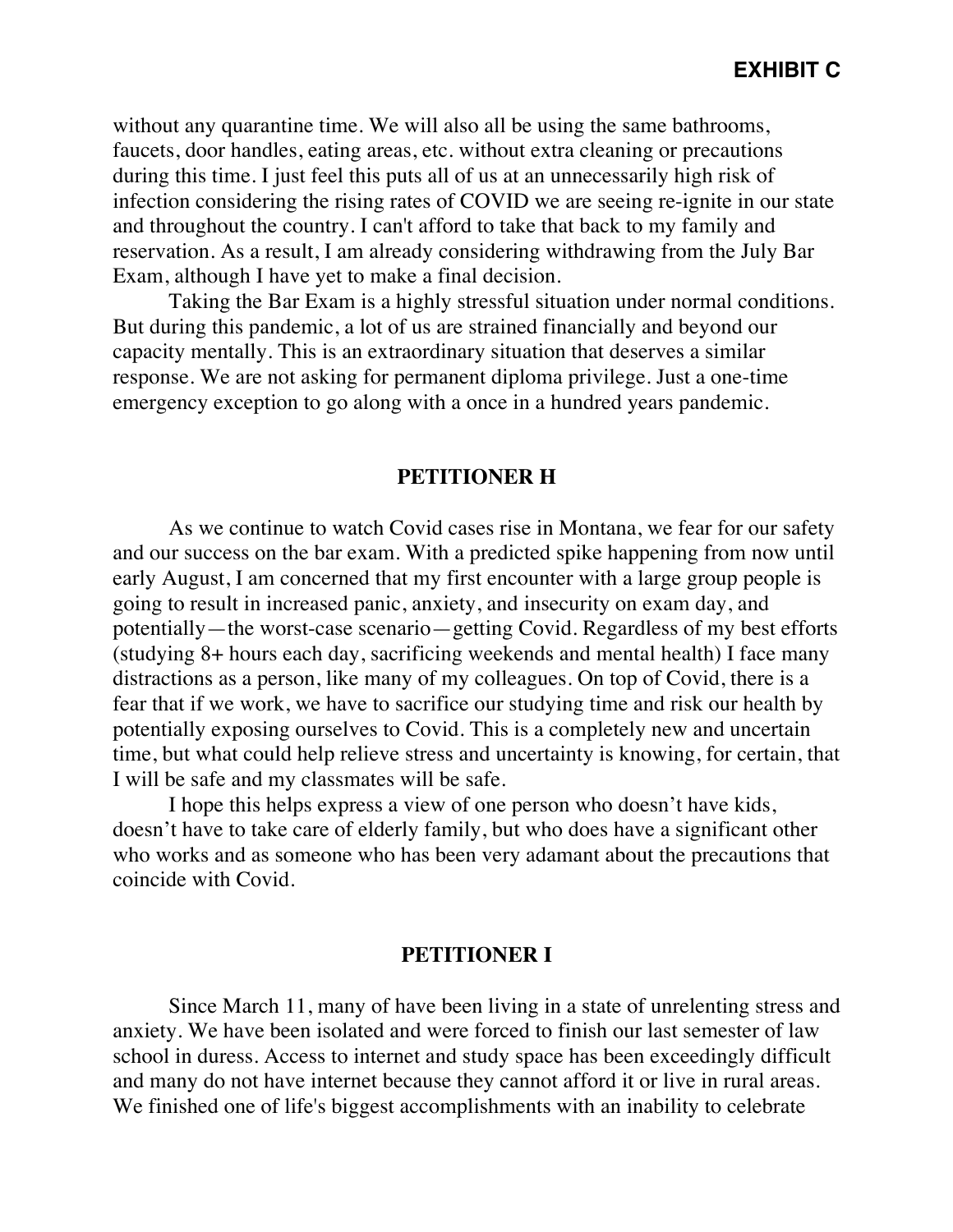**EXHIBIT C**

without any quarantine time. We will also all be using the same bathrooms, faucets, door handles, eating areas, etc. without extra cleaning or precautions during this time. I just feel this puts all of us at an unnecessarily high risk of infection considering the rising rates of COVID we are seeing re-ignite in our state and throughout the country. I can't afford to take that back to my family and reservation. As a result, I am already considering withdrawing from the July Bar Exam, although I have yet to make a final decision.

Taking the Bar Exam is a highly stressful situation under normal conditions. But during this pandemic, a lot of us are strained financially and beyond our capacity mentally. This is an extraordinary situation that deserves a similar response. We are not asking for permanent diploma privilege. Just a one-time emergency exception to go along with a once in a hundred years pandemic.

**PETITIONER H**

As we continue to watch Covid cases rise in Montana, we fear for our safety and our success on the bar exam. With a predicted spike happening from now until early August, I am concerned that my first encounter with a large group people is going to result in increased panic, anxiety, and insecurity on exam day, and potentially—the worst-case scenario—getting Covid. Regardless of my best efforts (studying 8+ hours each day, sacrificing weekends and mental health) I face many distractions as a person, like many of my colleagues. On top of Covid, there is a fear that if we work, we have to sacrifice our studying time and risk our health by potentially exposing ourselves to Covid. This is a completely new and uncertain time, but what could help relieve stress and uncertainty is knowing, for certain, that I will be safe and my classmates will be safe.

I hope this helps express a view of one person who doesn't have kids, doesn't have to take care of elderly family, but who does have a significant other who works and as someone who has been very adamant about the precautions that coincide with Covid.

**PETITIONER I**

Since March 11, many of have been living in a state of unrelenting stress and anxiety. We have been isolated and were forced to finish our last semester of law school in duress. Access to internet and study space has been exceedingly difficult and many do not have internet because they cannot afford it or live in rural areas. We finished one of life's biggest accomplishments with an inability to celebrate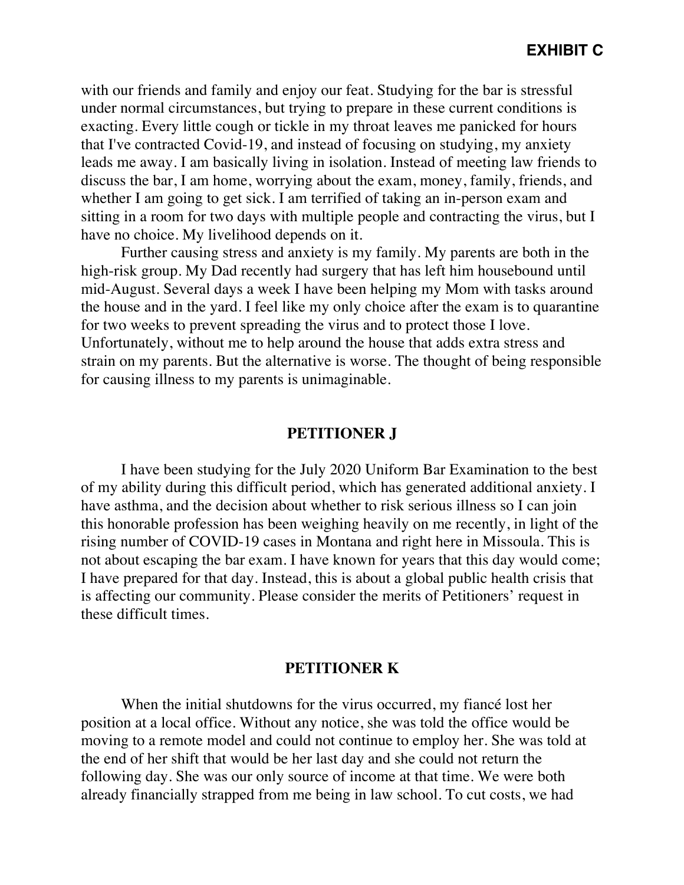**EXHIBIT C**

with our friends and family and enjoy our feat. Studying for the bar is stressful under normal circumstances, but trying to prepare in these current conditions is exacting. Every little cough or tickle in my throat leaves me panicked for hours that I've contracted Covid-19, and instead of focusing on studying, my anxiety leads me away. I am basically living in isolation. Instead of meeting law friends to discuss the bar, I am home, worrying about the exam, money, family, friends, and whether I am going to get sick. I am terrified of taking an in-person exam and sitting in a room for two days with multiple people and contracting the virus, but I have no choice. My livelihood depends on it.

Further causing stress and anxiety is my family. My parents are both in the high-risk group. My Dad recently had surgery that has left him housebound until mid-August. Several days a week I have been helping my Mom with tasks around the house and in the yard. I feel like my only choice after the exam is to quarantine for two weeks to prevent spreading the virus and to protect those I love. Unfortunately, without me to help around the house that adds extra stress and strain on my parents. But the alternative is worse. The thought of being responsible for causing illness to my parents is unimaginable.

## PETITIONER J

I have been studying for the July 2020 Uniform Bar Examination to the best of my ability during this difficult period, which has generated additional anxiety. I have asthma, and the decision about whether to risk serious illness so I can join this honorable profession has been weighing heavily on me recently, in light of the rising number of COVID-19 cases in Montana and right here in Missoula. This is not about escaping the bar exam. I have known for years that this day would come; I have prepared for that day. Instead, this is about a global public health crisis that is affecting our community. Please consider the merits of Petitioners' request in these difficult times.

## PETITIONER K

When the initial shutdowns for the virus occurred, my fiancé lost her position at a local office. Without any notice, she was told the office would be moving to a remote model and could not continue to employ her. She was told at the end of her shift that would be her last day and she could not return the following day. She was our only source of income at that time. We were both already financially strapped from me being in law school. To cut costs, we had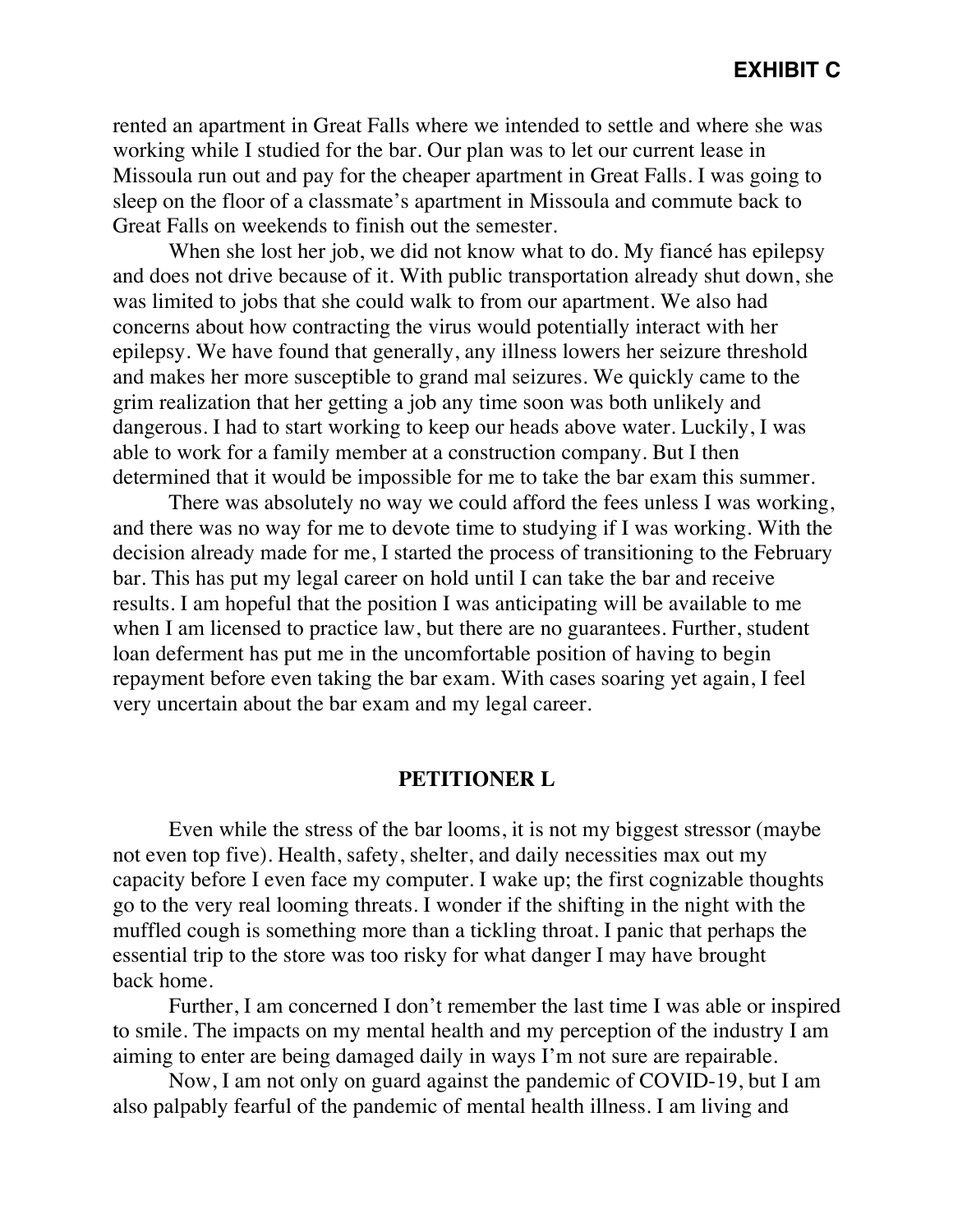**EXHIBIT C**

rented an apartment in Great Falls where we intended to settle and where she was working while I studied for the bar. Our plan was to let our current lease in Missoula run out and pay for the cheaper apartment in Great Falls. I was going to sleep on the floor of a classmate's apartment in Missoula and commute back to Great Falls on weekends to finish out the semester.

When she lost her job, we did not know what to do. My fiancé has epilepsy and does not drive because of it. With public transportation already shut down, she was limited to jobs that she could walk to from our apartment. We also had concerns about how contracting the virus would potentially interact with her epilepsy. We have found that generally, any illness lowers her seizure threshold and makes her more susceptible to grand mal seizures. We quickly came to the grim realization that her getting a job any time soon was both unlikely and dangerous. I had to start working to keep our heads above water. Luckily, I was able to work for a family member at a construction company. But I then determined that it would be impossible for me to take the bar exam this summer.

There was absolutely no way we could afford the fees unless I was working, and there was no way for me to devote time to studying if I was working. With the decision already made for me, I started the process of transitioning to the February bar. This has put my legal career on hold until I can take the bar and receive results. I am hopeful that the position I was anticipating will be available to me when I am licensed to practice law, but there are no guarantees. Further, student loan deferment has put me in the uncomfortable position of having to begin repayment before even taking the bar exam. With cases soaring yet again, I feel very uncertain about the bar exam and my legal career.

## PETITIONER L

Even while the stress of the bar looms, it is not my biggest stressor (maybe not even top five). Health, safety, shelter, and daily necessities max out my capacity before I even face my computer. I wake up; the first cognizable thoughts go to the very real looming threats. I wonder if the shifting in the night with the muffled cough is something more than a tickling throat. I panic that perhaps the essential trip to the store was too risky for what danger I may have brought back home.

Further, I am concerned I don't remember the last time I was able or inspired to smile. The impacts on my mental health and my perception of the industry I am aiming to enter are being damaged daily in ways I'm not sure are repairable.

Now, I am not only on guard against the pandemic of COVID-19, but I am also palpably fearful of the pandemic of mental health illness. I am living and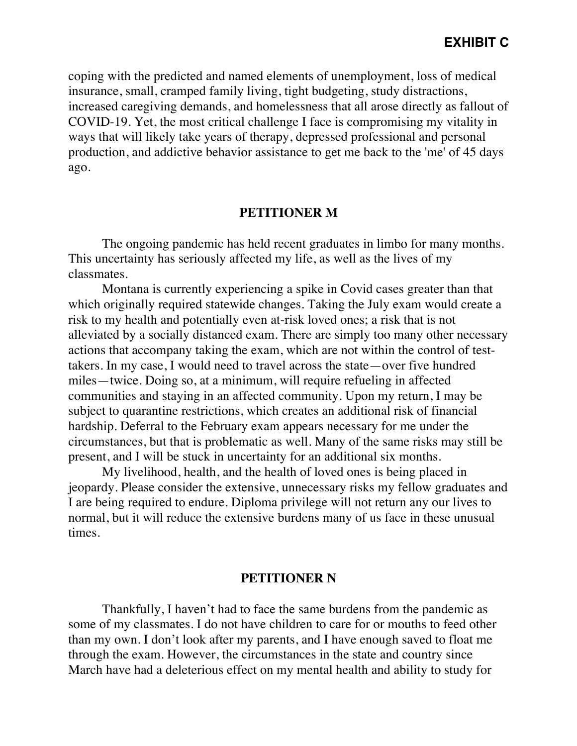**EXHIBIT C**

coping with the predicted and named elements of unemployment, loss of medical insurance, small, cramped family living, tight budgeting, study distractions, increased caregiving demands, and homelessness that all arose directly as fallout of COVID-19. Yet, the most critical challenge I face is compromising my vitality in ways that will likely take years of therapy, depressed professional and personal production, and addictive behavior assistance to get me back to the 'me' of 45 days ago.

## PETITIONER M

The ongoing pandemic has held recent graduates in limbo for many months. This uncertainty has seriously affected my life, as well as the lives of my classmates.

Montana is currently experiencing a spike in Covid cases greater than that which originally required statewide changes. Taking the July exam would create a risk to my health and potentially even at-risk loved ones; a risk that is not alleviated by a socially distanced exam. There are simply too many other necessary actions that accompany taking the exam, which are not within the control of test-takers. In my case, I would need to travel across the state—over five hundred miles—twice. Doing so, at a minimum, will require refueling in affected communities and staying in an affected community. Upon my return, I may be subject to quarantine restrictions, which creates an additional risk of financial hardship. Deferral to the February exam appears necessary for me under the circumstances, but that is problematic as well. Many of the same risks may still be present, and I will be stuck in uncertainty for an additional six months.

My livelihood, health, and the health of loved ones is being placed in jeopardy. Please consider the extensive, unnecessary risks my fellow graduates and I are being required to endure. Diploma privilege will not return any our lives to normal, but it will reduce the extensive burdens many of us face in these unusual times.

## PETITIONER N

Thankfully, I haven't had to face the same burdens from the pandemic as some of my classmates. I do not have children to care for or mouths to feed other than my own. I don't look after my parents, and I have enough saved to float me through the exam. However, the circumstances in the state and country since March have had a deleterious effect on my mental health and ability to study for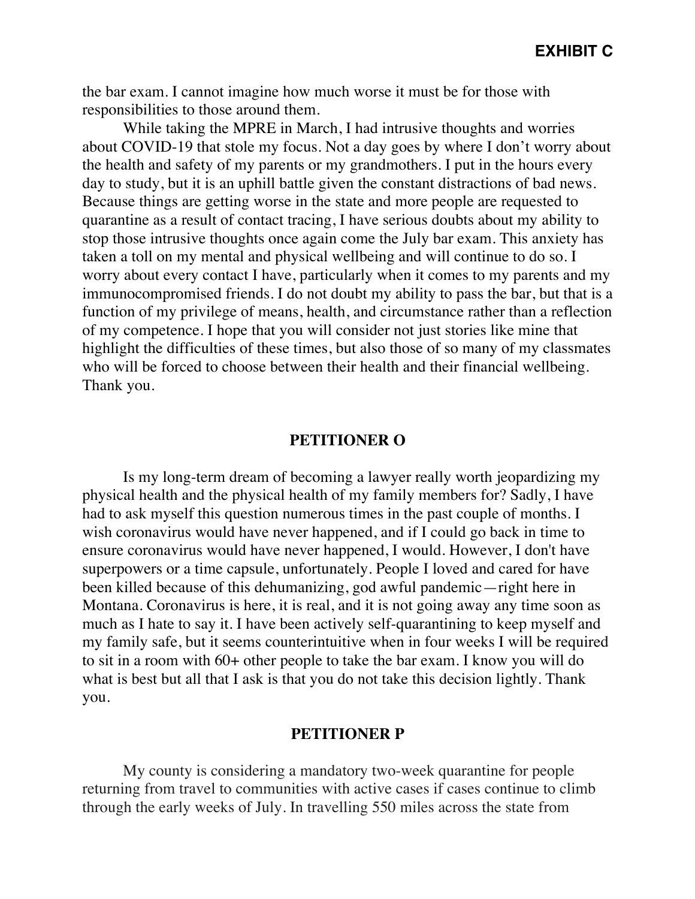the bar exam. I cannot imagine how much worse it must be for those with responsibilities to those around them.

While taking the MPRE in March, I had intrusive thoughts and worries about COVID-19 that stole my focus. Not a day goes by where I don't worry about the health and safety of my parents or my grandmothers. I put in the hours every day to study, but it is an uphill battle given the constant distractions of bad news. Because things are getting worse in the state and more people are requested to quarantine as a result of contact tracing, I have serious doubts about my ability to stop those intrusive thoughts once again come the July bar exam. This anxiety has taken a toll on my mental and physical wellbeing and will continue to do so. I worry about every contact I have, particularly when it comes to my parents and my immunocompromised friends. I do not doubt my ability to pass the bar, but that is a function of my privilege of means, health, and circumstance rather than a reflection of my competence. I hope that you will consider not just stories like mine that highlight the difficulties of these times, but also those of so many of my classmates who will be forced to choose between their health and their financial wellbeing. Thank you.

## PETITIONER O

Is my long-term dream of becoming a lawyer really worth jeopardizing my physical health and the physical health of my family members for? Sadly, I have had to ask myself this question numerous times in the past couple of months. I wish coronavirus would have never happened, and if I could go back in time to ensure coronavirus would have never happened, I would. However, I don't have superpowers or a time capsule, unfortunately. People I loved and cared for have been killed because of this dehumanizing, god awful pandemic—right here in Montana. Coronavirus is here, it is real, and it is not going away any time soon as much as I hate to say it. I have been actively self-quarantining to keep myself and my family safe, but it seems counterintuitive when in four weeks I will be required to sit in a room with 60+ other people to take the bar exam. I know you will do what is best but all that I ask is that you do not take this decision lightly. Thank you.

## PETITIONER P

My county is considering a mandatory two-week quarantine for people returning from travel to communities with active cases if cases continue to climb through the early weeks of July. In travelling 550 miles across the state from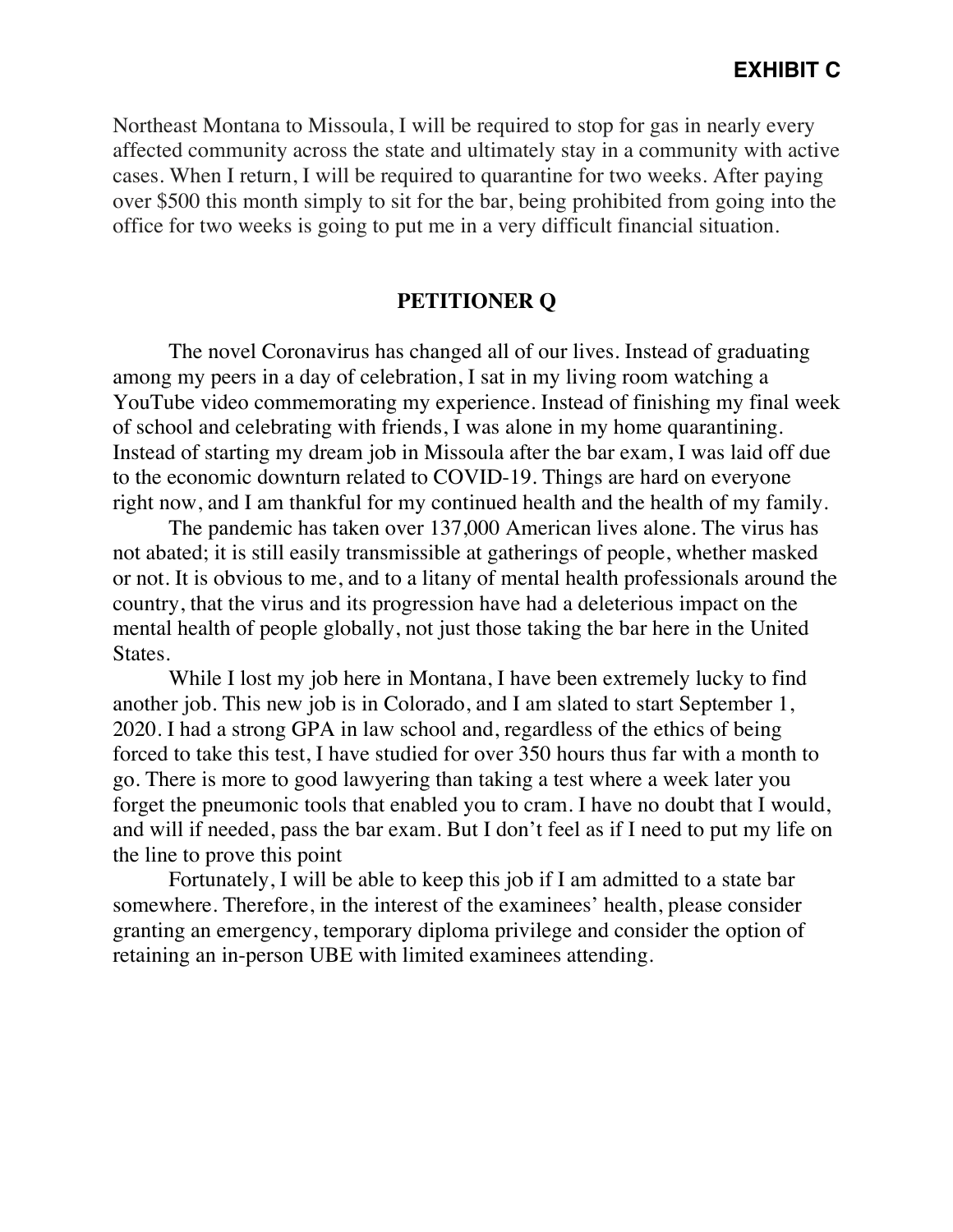**EXHIBIT C**

Northeast Montana to Missoula, I will be required to stop for gas in nearly every affected community across the state and ultimately stay in a community with active cases. When I return, I will be required to quarantine for two weeks. After paying over $500 this month simply to sit for the bar, being prohibited from going into the office for two weeks is going to put me in a very difficult financial situation.

## PETITIONER Q

The novel Coronavirus has changed all of our lives. Instead of graduating among my peers in a day of celebration, I sat in my living room watching a YouTube video commemorating my experience. Instead of finishing my final week of school and celebrating with friends, I was alone in my home quarantining. Instead of starting my dream job in Missoula after the bar exam, I was laid off due to the economic downturn related to COVID-19. Things are hard on everyone right now, and I am thankful for my continued health and the health of my family.

The pandemic has taken over 137,000 American lives alone. The virus has not abated; it is still easily transmissible at gatherings of people, whether masked or not. It is obvious to me, and to a litany of mental health professionals around the country, that the virus and its progression have had a deleterious impact on the mental health of people globally, not just those taking the bar here in the United States.

While I lost my job here in Montana, I have been extremely lucky to find another job. This new job is in Colorado, and I am slated to start September 1, 2020. I had a strong GPA in law school and, regardless of the ethics of being forced to take this test, I have studied for over 350 hours thus far with a month to go. There is more to good lawyering than taking a test where a week later you forget the pneumonic tools that enabled you to cram. I have no doubt that I would, and will if needed, pass the bar exam. But I don't feel as if I need to put my life on the line to prove this point

Fortunately, I will be able to keep this job if I am admitted to a state bar somewhere. Therefore, in the interest of the examinees' health, please consider granting an emergency, temporary diploma privilege and consider the option of retaining an in-person UBE with limited examinees attending.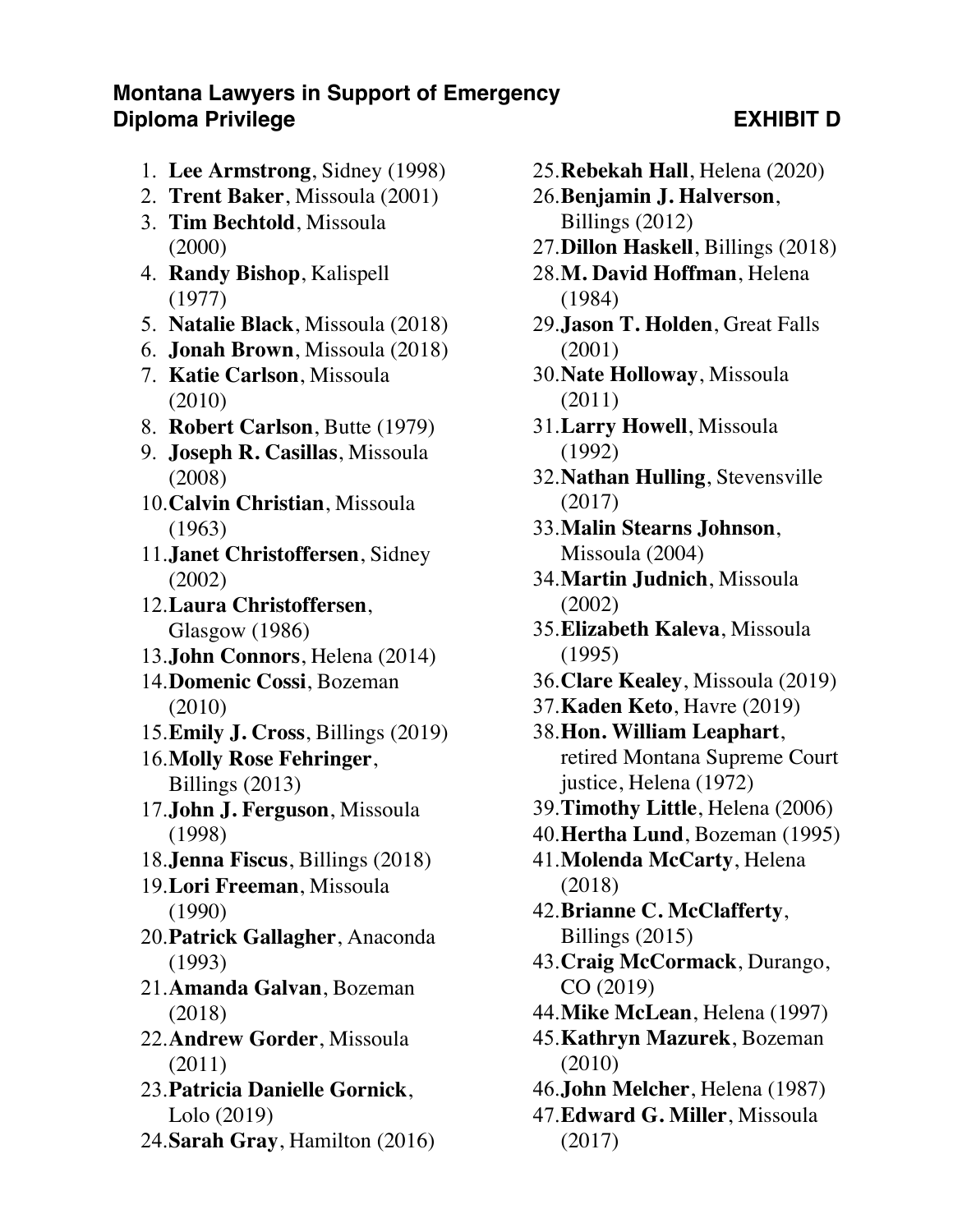**Montana Lawyers in Support of Emergency Diploma Privilege** **EXHIBIT D**

1. **Lee Armstrong**, Sidney (1998)
2. **Trent Baker**, Missoula (2001)
3. **Tim Bechtold**, Missoula (2000)
4. **Randy Bishop**, Kalispell (1977)
5. **Natalie Black**, Missoula (2018)
6. **Jonah Brown**, Missoula (2018)
7. **Katie Carlson**, Missoula (2010)
8. **Robert Carlson**, Butte (1979)
9. **Joseph R. Casillas**, Missoula (2008)
10. **Calvin Christian**, Missoula (1963)
11. **Janet Christoffersen**, Sidney (2002)
12. **Laura Christoffersen**, Glasgow (1986)
13. **John Connors**, Helena (2014)
14. **Domenic Cossi**, Bozeman (2010)
15. **Emily J. Cross**, Billings (2019)
16. **Molly Rose Fehringer**, Billings (2013)
17. **John J. Ferguson**, Missoula (1998)
18. **Jenna Fiscus**, Billings (2018)
19. **Lori Freeman**, Missoula (1990)
20. **Patrick Gallagher**, Anaconda (1993)
21. **Amanda Galvan**, Bozeman (2018)
22. **Andrew Gorder**, Missoula (2011)
23. **Patricia Danielle Gornick**, Lolo (2019)
24. **Sarah Gray**, Hamilton (2016)
25. **Rebekah Hall**, Helena (2020)
26. **Benjamin J. Halverson**, Billings (2012)
27. **Dillon Haskell**, Billings (2018)
28. **M. David Hoffman**, Helena (1984)
29. **Jason T. Holden**, Great Falls (2001)
30. **Nate Holloway**, Missoula (2011)
31. **Larry Howell**, Missoula (1992)
32. **Nathan Hulling**, Stevensville (2017)
33. **Malin Stearns Johnson**, Missoula (2004)
34. **Martin Judnich**, Missoula (2002)
35. **Elizabeth Kaleva**, Missoula (1995)
36. **Clare Kealey**, Missoula (2019)
37. **Kaden Keto**, Havre (2019)
38. **Hon. William Leaphart**, retired Montana Supreme Court justice, Helena (1972)
39. **Timothy Little**, Helena (2006)
40. **Hertha Lund**, Bozeman (1995)
41. **Molenda McCarty**, Helena (2018)
42. **Brianne C. McClafferty**, Billings (2015)
43. **Craig McCormack**, Durango, CO (2019)
44. **Mike McLean**, Helena (1997)
45. **Kathryn Mazurek**, Bozeman (2010)
46. **John Melcher**, Helena (1987)
47. **Edward G. Miller**, Missoula (2017)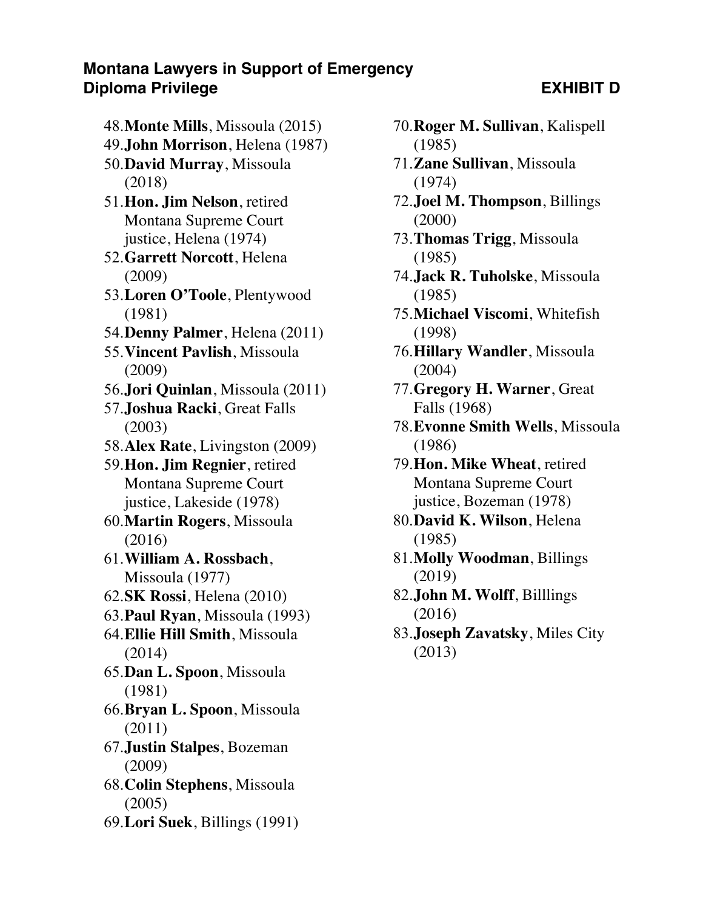**Montana Lawyers in Support of Emergency Diploma Privilege** **EXHIBIT D**

48. **Monte Mills**, Missoula (2015)
49. **John Morrison**, Helena (1987)
50. **David Murray**, Missoula (2018)
51. **Hon. Jim Nelson**, retired Montana Supreme Court justice, Helena (1974)
52. **Garrett Norcott**, Helena (2009)
53. **Loren O'Toole**, Plentywood (1981)
54. **Denny Palmer**, Helena (2011)
55. **Vincent Pavlish**, Missoula (2009)
56. **Jori Quinlan**, Missoula (2011)
57. **Joshua Racki**, Great Falls (2003)
58. **Alex Rate**, Livingston (2009)
59. **Hon. Jim Regnier**, retired Montana Supreme Court justice, Lakeside (1978)
60. **Martin Rogers**, Missoula (2016)
61. **William A. Rossbach**, Missoula (1977)
62. **SK Rossi**, Helena (2010)
63. **Paul Ryan**, Missoula (1993)
64. **Ellie Hill Smith**, Missoula (2014)
65. **Dan L. Spoon**, Missoula (1981)
66. **Bryan L. Spoon**, Missoula (2011)
67. **Justin Stalpes**, Bozeman (2009)
68. **Colin Stephens**, Missoula (2005)
69. **Lori Suek**, Billings (1991)
70. **Roger M. Sullivan**, Kalispell (1985)
71. **Zane Sullivan**, Missoula (1974)
72. **Joel M. Thompson**, Billings (2000)
73. **Thomas Trigg**, Missoula (1985)
74. **Jack R. Tuholske**, Missoula (1985)
75. **Michael Viscomi**, Whitefish (1998)
76. **Hillary Wandler**, Missoula (2004)
77. **Gregory H. Warner**, Great Falls (1968)
78. **Evonne Smith Wells**, Missoula (1986)
79. **Hon. Mike Wheat**, retired Montana Supreme Court justice, Bozeman (1978)
80. **David K. Wilson**, Helena (1985)
81. **Molly Woodman**, Billings (2019)
82. **John M. Wolff**, Billlings (2016)
83. **Joseph Zavatsky**, Miles City (2013)